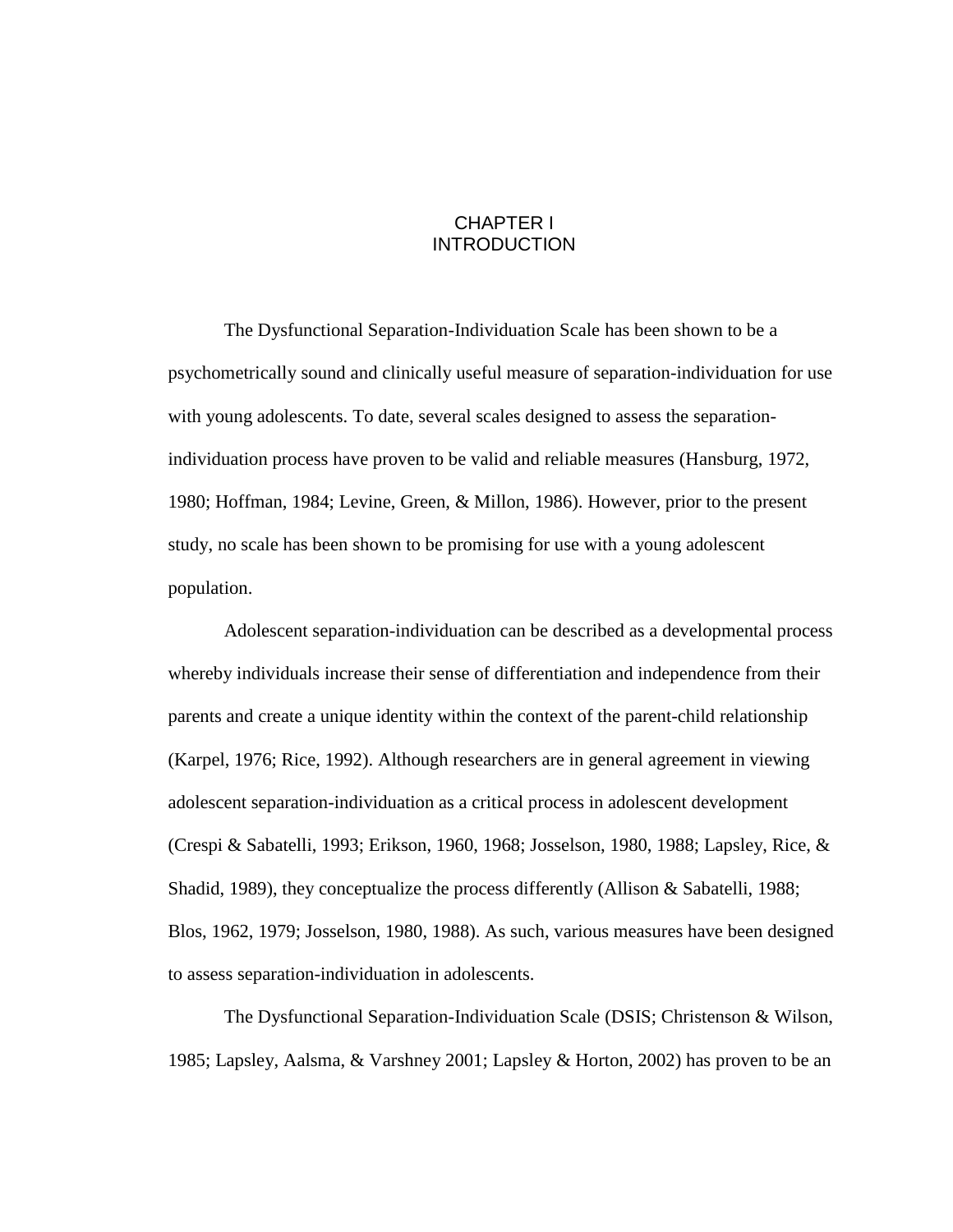# CHAPTER I
# INTRODUCTION

The Dysfunctional Separation-Individuation Scale has been shown to be a psychometrically sound and clinically useful measure of separation-individuation for use with young adolescents. To date, several scales designed to assess the separation-individuation process have proven to be valid and reliable measures (Hansburg, 1972, 1980; Hoffman, 1984; Levine, Green, & Millon, 1986). However, prior to the present study, no scale has been shown to be promising for use with a young adolescent population.

Adolescent separation-individuation can be described as a developmental process whereby individuals increase their sense of differentiation and independence from their parents and create a unique identity within the context of the parent-child relationship (Karpel, 1976; Rice, 1992). Although researchers are in general agreement in viewing adolescent separation-individuation as a critical process in adolescent development (Crespi & Sabatelli, 1993; Erikson, 1960, 1968; Josselson, 1980, 1988; Lapsley, Rice, & Shadid, 1989), they conceptualize the process differently (Allison & Sabatelli, 1988; Blos, 1962, 1979; Josselson, 1980, 1988). As such, various measures have been designed to assess separation-individuation in adolescents.

The Dysfunctional Separation-Individuation Scale (DSIS; Christenson & Wilson, 1985; Lapsley, Aalsma, & Varshney 2001; Lapsley & Horton, 2002) has proven to be an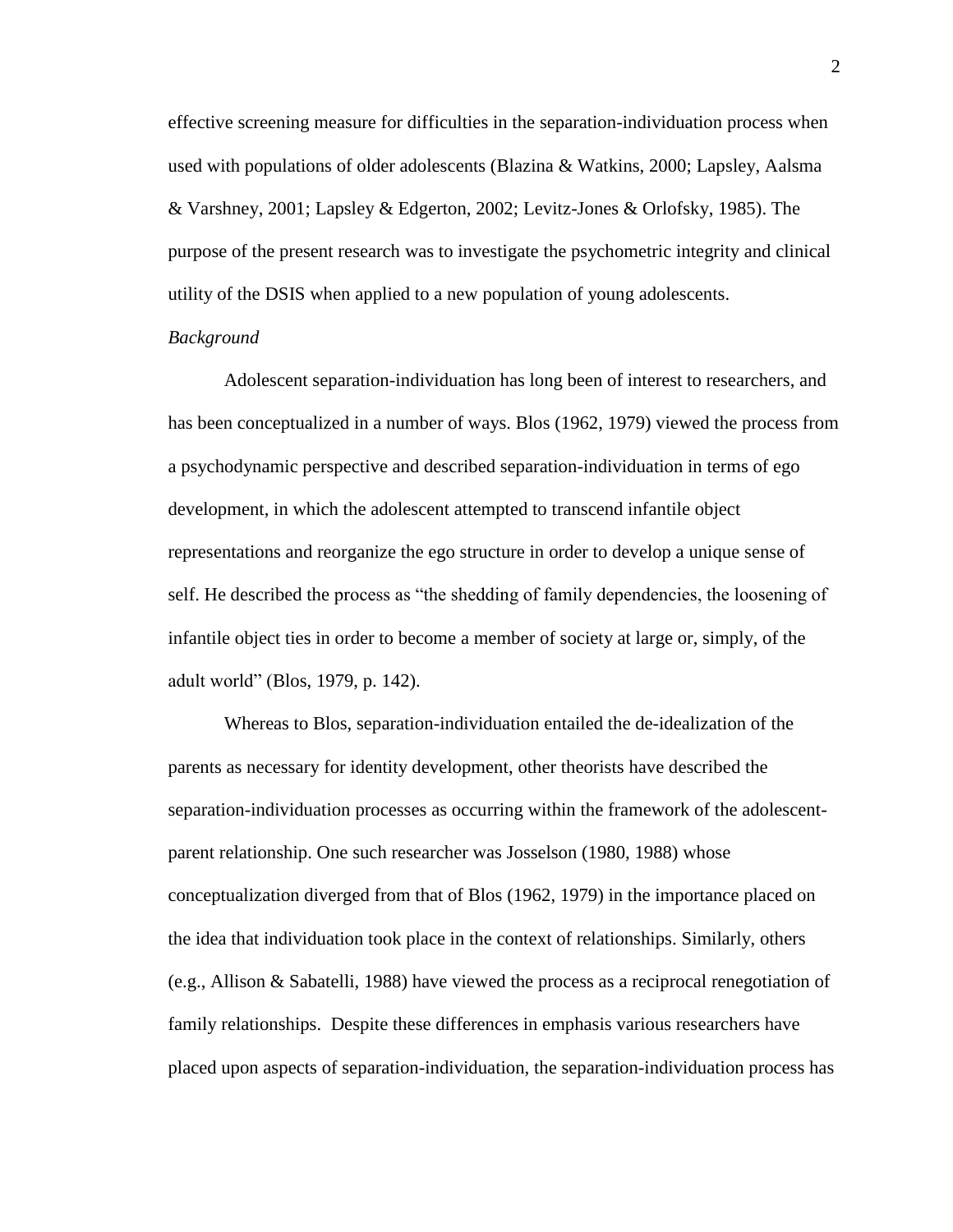effective screening measure for difficulties in the separation-individuation process when used with populations of older adolescents (Blazina & Watkins, 2000; Lapsley, Aalsma & Varshney, 2001; Lapsley & Edgerton, 2002; Levitz-Jones & Orlofsky, 1985). The purpose of the present research was to investigate the psychometric integrity and clinical utility of the DSIS when applied to a new population of young adolescents.

*Background*

Adolescent separation-individuation has long been of interest to researchers, and has been conceptualized in a number of ways. Blos (1962, 1979) viewed the process from a psychodynamic perspective and described separation-individuation in terms of ego development, in which the adolescent attempted to transcend infantile object representations and reorganize the ego structure in order to develop a unique sense of self. He described the process as "the shedding of family dependencies, the loosening of infantile object ties in order to become a member of society at large or, simply, of the adult world" (Blos, 1979, p. 142).

Whereas to Blos, separation-individuation entailed the de-idealization of the parents as necessary for identity development, other theorists have described the separation-individuation processes as occurring within the framework of the adolescent-parent relationship. One such researcher was Josselson (1980, 1988) whose conceptualization diverged from that of Blos (1962, 1979) in the importance placed on the idea that individuation took place in the context of relationships. Similarly, others (e.g., Allison & Sabatelli, 1988) have viewed the process as a reciprocal renegotiation of family relationships. Despite these differences in emphasis various researchers have placed upon aspects of separation-individuation, the separation-individuation process has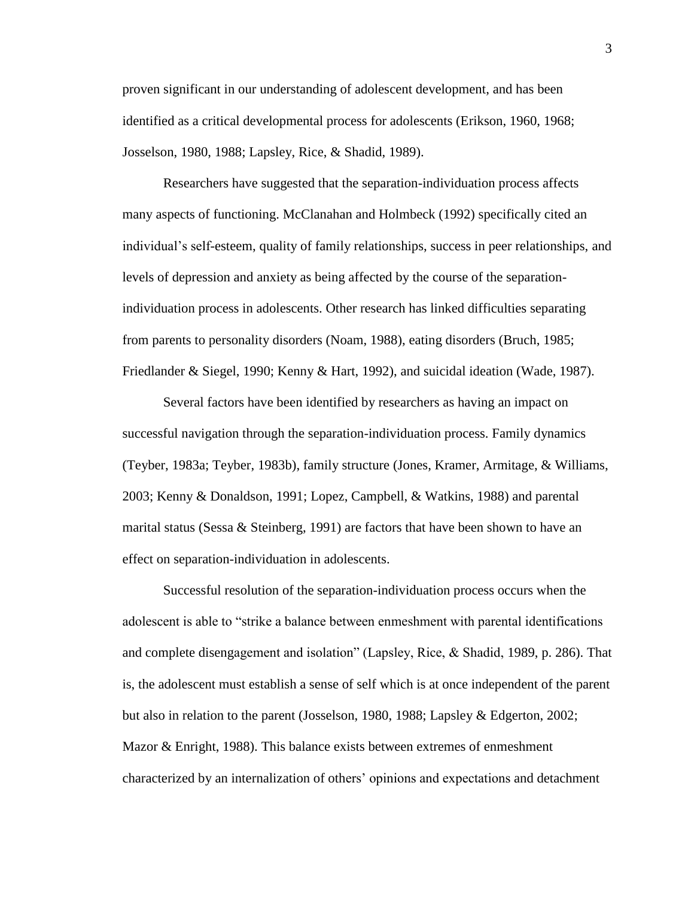proven significant in our understanding of adolescent development, and has been identified as a critical developmental process for adolescents (Erikson, 1960, 1968; Josselson, 1980, 1988; Lapsley, Rice, & Shadid, 1989).

Researchers have suggested that the separation-individuation process affects many aspects of functioning. McClanahan and Holmbeck (1992) specifically cited an individual's self-esteem, quality of family relationships, success in peer relationships, and levels of depression and anxiety as being affected by the course of the separation-individuation process in adolescents. Other research has linked difficulties separating from parents to personality disorders (Noam, 1988), eating disorders (Bruch, 1985; Friedlander & Siegel, 1990; Kenny & Hart, 1992), and suicidal ideation (Wade, 1987).

Several factors have been identified by researchers as having an impact on successful navigation through the separation-individuation process. Family dynamics (Teyber, 1983a; Teyber, 1983b), family structure (Jones, Kramer, Armitage, & Williams, 2003; Kenny & Donaldson, 1991; Lopez, Campbell, & Watkins, 1988) and parental marital status (Sessa & Steinberg, 1991) are factors that have been shown to have an effect on separation-individuation in adolescents.

Successful resolution of the separation-individuation process occurs when the adolescent is able to "strike a balance between enmeshment with parental identifications and complete disengagement and isolation" (Lapsley, Rice, & Shadid, 1989, p. 286). That is, the adolescent must establish a sense of self which is at once independent of the parent but also in relation to the parent (Josselson, 1980, 1988; Lapsley & Edgerton, 2002; Mazor & Enright, 1988). This balance exists between extremes of enmeshment characterized by an internalization of others' opinions and expectations and detachment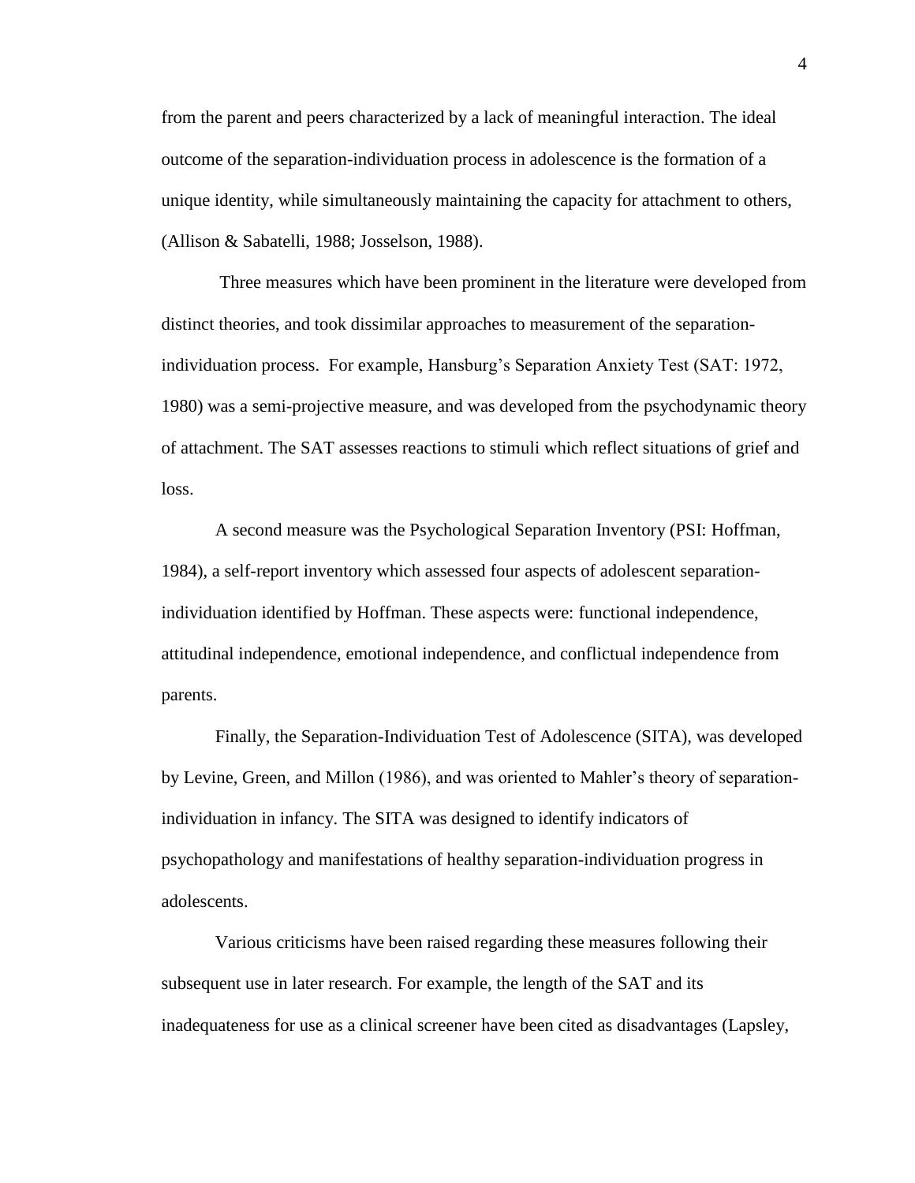from the parent and peers characterized by a lack of meaningful interaction. The ideal outcome of the separation-individuation process in adolescence is the formation of a unique identity, while simultaneously maintaining the capacity for attachment to others, (Allison & Sabatelli, 1988; Josselson, 1988).

Three measures which have been prominent in the literature were developed from distinct theories, and took dissimilar approaches to measurement of the separation-individuation process. For example, Hansburg's Separation Anxiety Test (SAT: 1972, 1980) was a semi-projective measure, and was developed from the psychodynamic theory of attachment. The SAT assesses reactions to stimuli which reflect situations of grief and loss.

A second measure was the Psychological Separation Inventory (PSI: Hoffman, 1984), a self-report inventory which assessed four aspects of adolescent separation-individuation identified by Hoffman. These aspects were: functional independence, attitudinal independence, emotional independence, and conflictual independence from parents.

Finally, the Separation-Individuation Test of Adolescence (SITA), was developed by Levine, Green, and Millon (1986), and was oriented to Mahler's theory of separation-individuation in infancy. The SITA was designed to identify indicators of psychopathology and manifestations of healthy separation-individuation progress in adolescents.

Various criticisms have been raised regarding these measures following their subsequent use in later research. For example, the length of the SAT and its inadequateness for use as a clinical screener have been cited as disadvantages (Lapsley,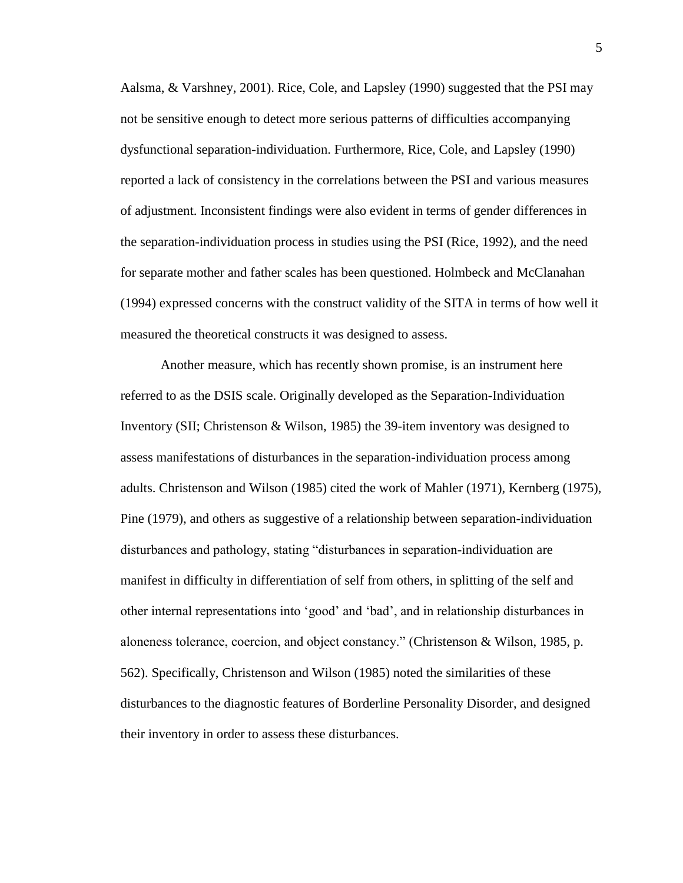Aalsma, & Varshney, 2001). Rice, Cole, and Lapsley (1990) suggested that the PSI may not be sensitive enough to detect more serious patterns of difficulties accompanying dysfunctional separation-individuation. Furthermore, Rice, Cole, and Lapsley (1990) reported a lack of consistency in the correlations between the PSI and various measures of adjustment. Inconsistent findings were also evident in terms of gender differences in the separation-individuation process in studies using the PSI (Rice, 1992), and the need for separate mother and father scales has been questioned. Holmbeck and McClanahan (1994) expressed concerns with the construct validity of the SITA in terms of how well it measured the theoretical constructs it was designed to assess.

Another measure, which has recently shown promise, is an instrument here referred to as the DSIS scale. Originally developed as the Separation-Individuation Inventory (SII; Christenson & Wilson, 1985) the 39-item inventory was designed to assess manifestations of disturbances in the separation-individuation process among adults. Christenson and Wilson (1985) cited the work of Mahler (1971), Kernberg (1975), Pine (1979), and others as suggestive of a relationship between separation-individuation disturbances and pathology, stating "disturbances in separation-individuation are manifest in difficulty in differentiation of self from others, in splitting of the self and other internal representations into 'good' and 'bad', and in relationship disturbances in aloneness tolerance, coercion, and object constancy." (Christenson & Wilson, 1985, p. 562). Specifically, Christenson and Wilson (1985) noted the similarities of these disturbances to the diagnostic features of Borderline Personality Disorder, and designed their inventory in order to assess these disturbances.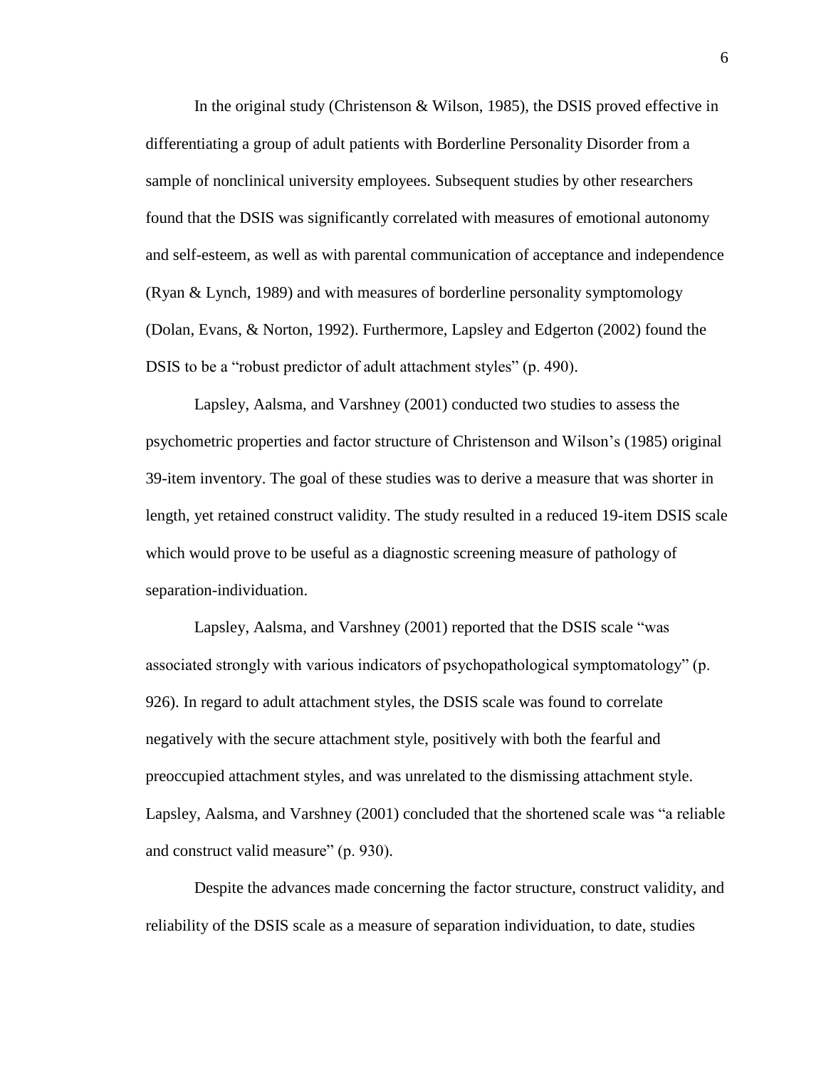In the original study (Christenson & Wilson, 1985), the DSIS proved effective in differentiating a group of adult patients with Borderline Personality Disorder from a sample of nonclinical university employees. Subsequent studies by other researchers found that the DSIS was significantly correlated with measures of emotional autonomy and self-esteem, as well as with parental communication of acceptance and independence (Ryan & Lynch, 1989) and with measures of borderline personality symptomology (Dolan, Evans, & Norton, 1992). Furthermore, Lapsley and Edgerton (2002) found the DSIS to be a "robust predictor of adult attachment styles" (p. 490).

Lapsley, Aalsma, and Varshney (2001) conducted two studies to assess the psychometric properties and factor structure of Christenson and Wilson's (1985) original 39-item inventory. The goal of these studies was to derive a measure that was shorter in length, yet retained construct validity. The study resulted in a reduced 19-item DSIS scale which would prove to be useful as a diagnostic screening measure of pathology of separation-individuation.

Lapsley, Aalsma, and Varshney (2001) reported that the DSIS scale "was associated strongly with various indicators of psychopathological symptomatology" (p. 926). In regard to adult attachment styles, the DSIS scale was found to correlate negatively with the secure attachment style, positively with both the fearful and preoccupied attachment styles, and was unrelated to the dismissing attachment style. Lapsley, Aalsma, and Varshney (2001) concluded that the shortened scale was "a reliable and construct valid measure" (p. 930).

Despite the advances made concerning the factor structure, construct validity, and reliability of the DSIS scale as a measure of separation individuation, to date, studies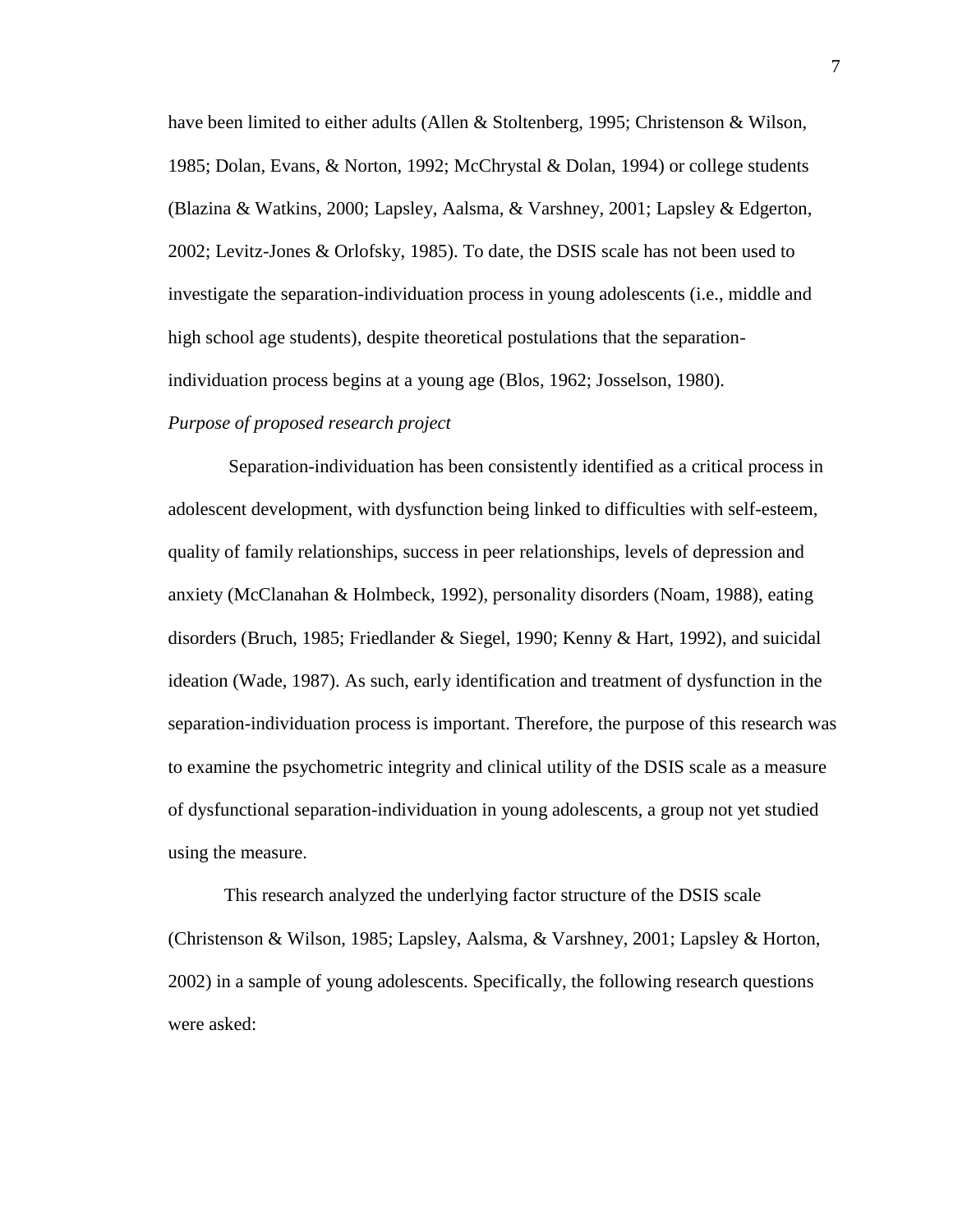have been limited to either adults (Allen & Stoltenberg, 1995; Christenson & Wilson, 1985; Dolan, Evans, & Norton, 1992; McChrystal & Dolan, 1994) or college students (Blazina & Watkins, 2000; Lapsley, Aalsma, & Varshney, 2001; Lapsley & Edgerton, 2002; Levitz-Jones & Orlofsky, 1985). To date, the DSIS scale has not been used to investigate the separation-individuation process in young adolescents (i.e., middle and high school age students), despite theoretical postulations that the separation-individuation process begins at a young age (Blos, 1962; Josselson, 1980).

*Purpose of proposed research project*

Separation-individuation has been consistently identified as a critical process in adolescent development, with dysfunction being linked to difficulties with self-esteem, quality of family relationships, success in peer relationships, levels of depression and anxiety (McClanahan & Holmbeck, 1992), personality disorders (Noam, 1988), eating disorders (Bruch, 1985; Friedlander & Siegel, 1990; Kenny & Hart, 1992), and suicidal ideation (Wade, 1987). As such, early identification and treatment of dysfunction in the separation-individuation process is important. Therefore, the purpose of this research was to examine the psychometric integrity and clinical utility of the DSIS scale as a measure of dysfunctional separation-individuation in young adolescents, a group not yet studied using the measure.

This research analyzed the underlying factor structure of the DSIS scale (Christenson & Wilson, 1985; Lapsley, Aalsma, & Varshney, 2001; Lapsley & Horton, 2002) in a sample of young adolescents. Specifically, the following research questions were asked: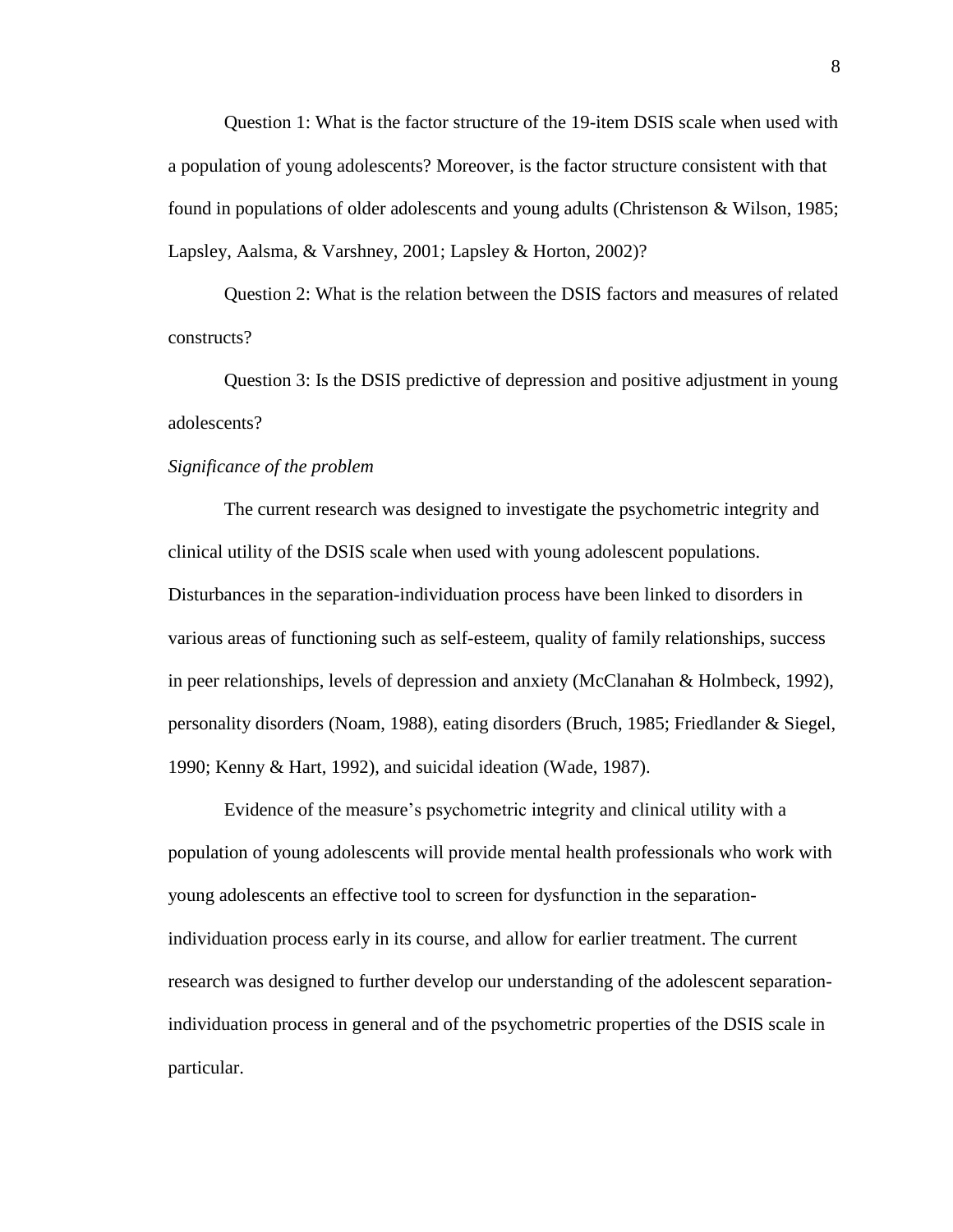Question 1: What is the factor structure of the 19-item DSIS scale when used with a population of young adolescents? Moreover, is the factor structure consistent with that found in populations of older adolescents and young adults (Christenson & Wilson, 1985; Lapsley, Aalsma, & Varshney, 2001; Lapsley & Horton, 2002)?

Question 2: What is the relation between the DSIS factors and measures of related constructs?

Question 3: Is the DSIS predictive of depression and positive adjustment in young adolescents?

*Significance of the problem*

The current research was designed to investigate the psychometric integrity and clinical utility of the DSIS scale when used with young adolescent populations. Disturbances in the separation-individuation process have been linked to disorders in various areas of functioning such as self-esteem, quality of family relationships, success in peer relationships, levels of depression and anxiety (McClanahan & Holmbeck, 1992), personality disorders (Noam, 1988), eating disorders (Bruch, 1985; Friedlander & Siegel, 1990; Kenny & Hart, 1992), and suicidal ideation (Wade, 1987).

Evidence of the measure's psychometric integrity and clinical utility with a population of young adolescents will provide mental health professionals who work with young adolescents an effective tool to screen for dysfunction in the separation-individuation process early in its course, and allow for earlier treatment. The current research was designed to further develop our understanding of the adolescent separation-individuation process in general and of the psychometric properties of the DSIS scale in particular.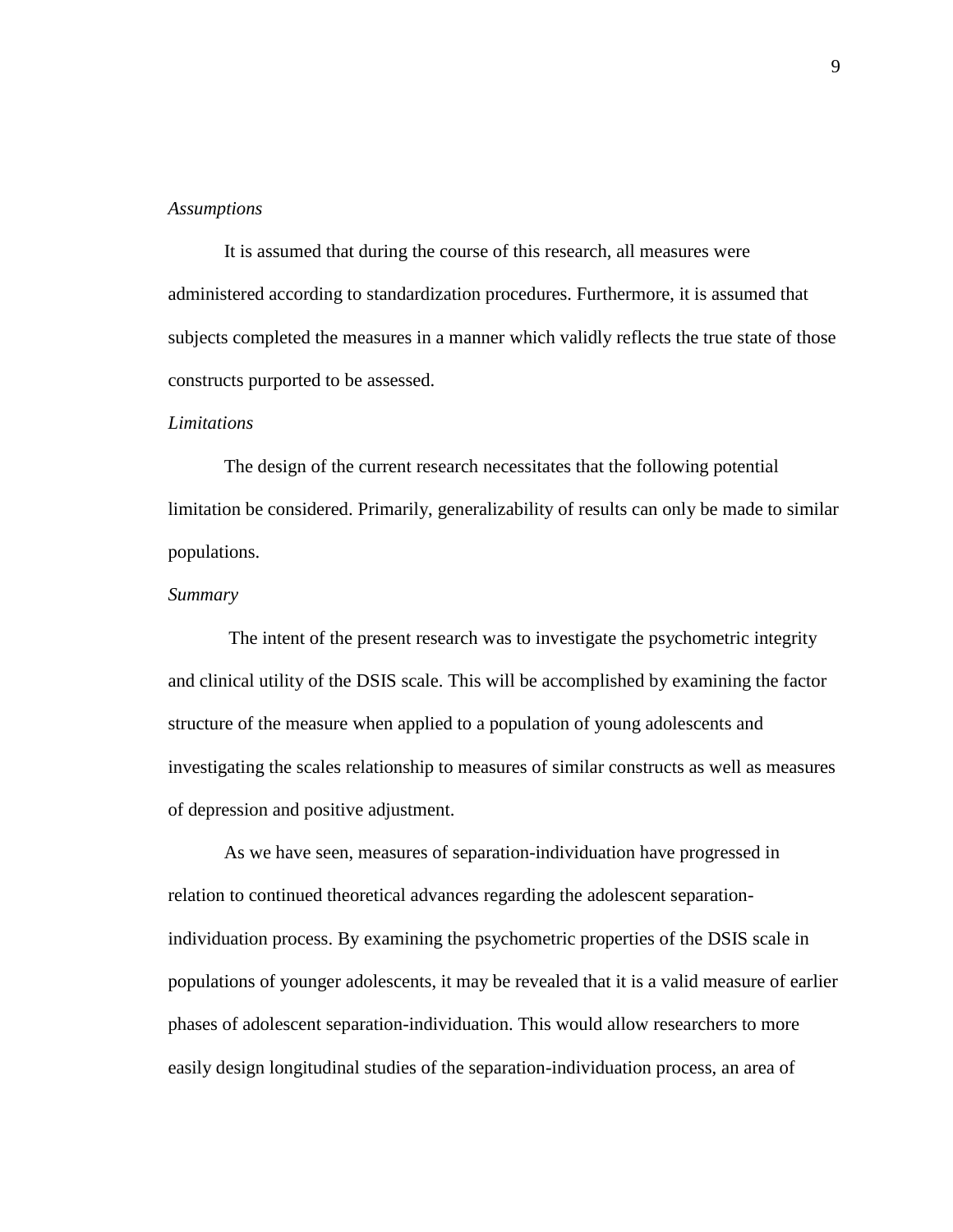*Assumptions*

It is assumed that during the course of this research, all measures were administered according to standardization procedures. Furthermore, it is assumed that subjects completed the measures in a manner which validly reflects the true state of those constructs purported to be assessed.

*Limitations*

The design of the current research necessitates that the following potential limitation be considered. Primarily, generalizability of results can only be made to similar populations.

*Summary*

The intent of the present research was to investigate the psychometric integrity and clinical utility of the DSIS scale. This will be accomplished by examining the factor structure of the measure when applied to a population of young adolescents and investigating the scales relationship to measures of similar constructs as well as measures of depression and positive adjustment.

As we have seen, measures of separation-individuation have progressed in relation to continued theoretical advances regarding the adolescent separation-individuation process. By examining the psychometric properties of the DSIS scale in populations of younger adolescents, it may be revealed that it is a valid measure of earlier phases of adolescent separation-individuation. This would allow researchers to more easily design longitudinal studies of the separation-individuation process, an area of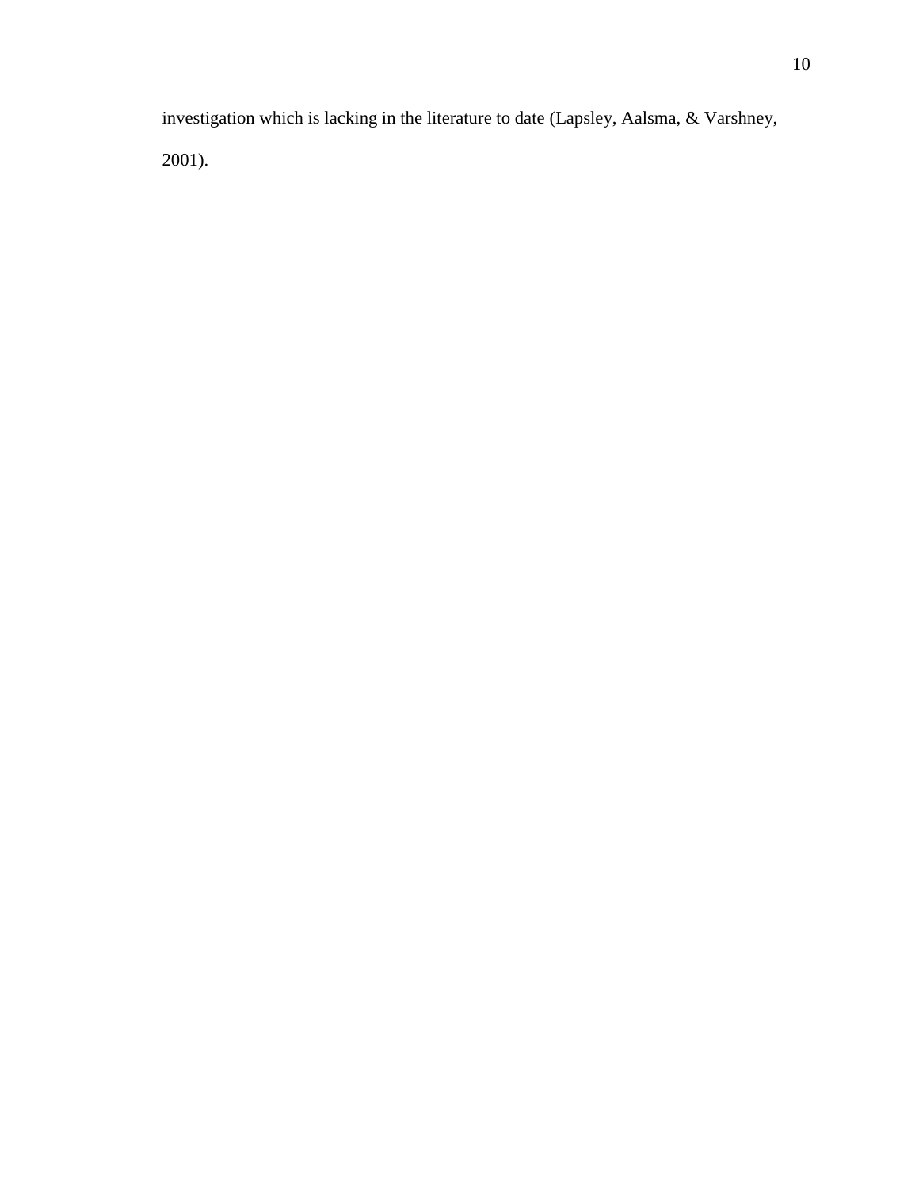investigation which is lacking in the literature to date (Lapsley, Aalsma, & Varshney, 2001).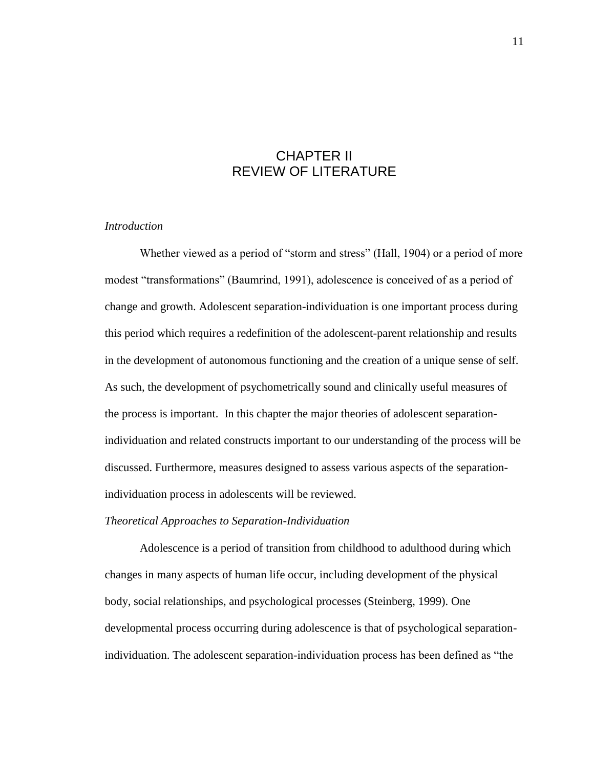# CHAPTER II
# REVIEW OF LITERATURE

*Introduction*

Whether viewed as a period of "storm and stress" (Hall, 1904) or a period of more modest "transformations" (Baumrind, 1991), adolescence is conceived of as a period of change and growth. Adolescent separation-individuation is one important process during this period which requires a redefinition of the adolescent-parent relationship and results in the development of autonomous functioning and the creation of a unique sense of self. As such, the development of psychometrically sound and clinically useful measures of the process is important. In this chapter the major theories of adolescent separation-individuation and related constructs important to our understanding of the process will be discussed. Furthermore, measures designed to assess various aspects of the separation-individuation process in adolescents will be reviewed.

*Theoretical Approaches to Separation-Individuation*

Adolescence is a period of transition from childhood to adulthood during which changes in many aspects of human life occur, including development of the physical body, social relationships, and psychological processes (Steinberg, 1999). One developmental process occurring during adolescence is that of psychological separation-individuation. The adolescent separation-individuation process has been defined as "the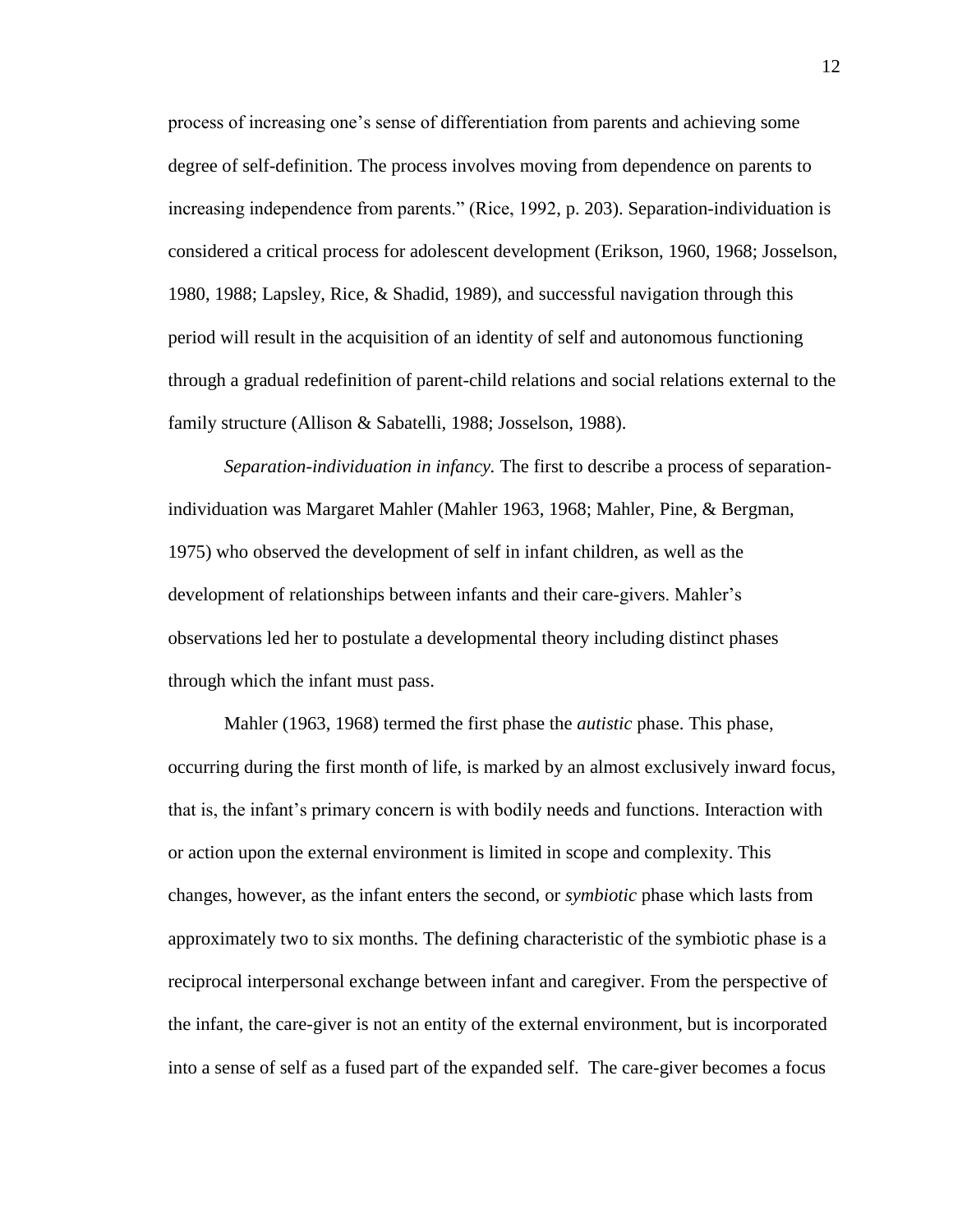process of increasing one's sense of differentiation from parents and achieving some degree of self-definition. The process involves moving from dependence on parents to increasing independence from parents." (Rice, 1992, p. 203). Separation-individuation is considered a critical process for adolescent development (Erikson, 1960, 1968; Josselson, 1980, 1988; Lapsley, Rice, & Shadid, 1989), and successful navigation through this period will result in the acquisition of an identity of self and autonomous functioning through a gradual redefinition of parent-child relations and social relations external to the family structure (Allison & Sabatelli, 1988; Josselson, 1988).

*Separation-individuation in infancy.* The first to describe a process of separation-individuation was Margaret Mahler (Mahler 1963, 1968; Mahler, Pine, & Bergman, 1975) who observed the development of self in infant children, as well as the development of relationships between infants and their care-givers. Mahler's observations led her to postulate a developmental theory including distinct phases through which the infant must pass.

Mahler (1963, 1968) termed the first phase the *autistic* phase. This phase, occurring during the first month of life, is marked by an almost exclusively inward focus, that is, the infant's primary concern is with bodily needs and functions. Interaction with or action upon the external environment is limited in scope and complexity. This changes, however, as the infant enters the second, or *symbiotic* phase which lasts from approximately two to six months. The defining characteristic of the symbiotic phase is a reciprocal interpersonal exchange between infant and caregiver. From the perspective of the infant, the care-giver is not an entity of the external environment, but is incorporated into a sense of self as a fused part of the expanded self. The care-giver becomes a focus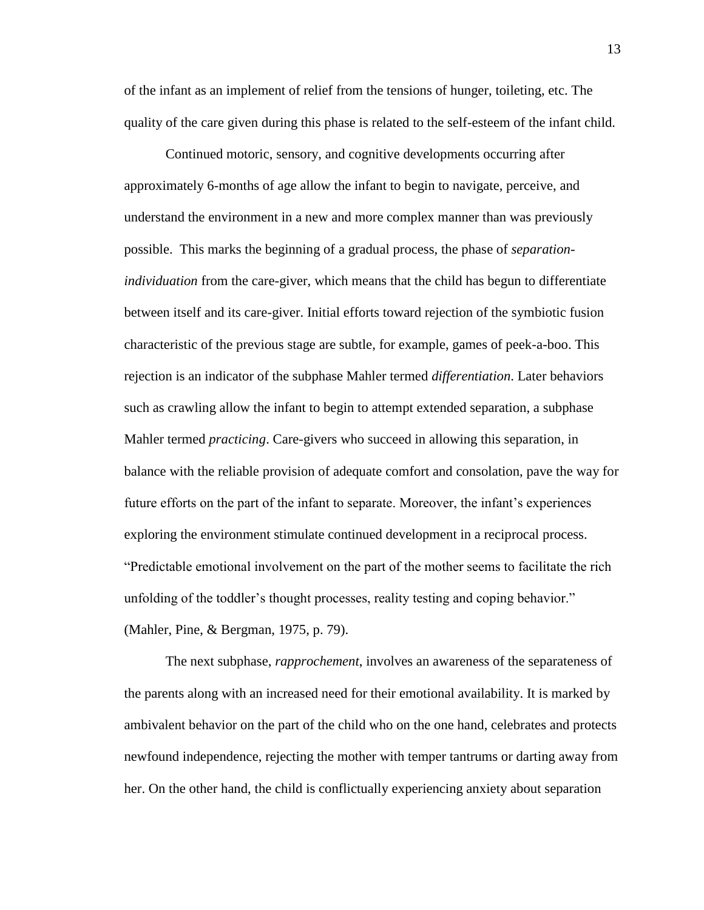of the infant as an implement of relief from the tensions of hunger, toileting, etc. The quality of the care given during this phase is related to the self-esteem of the infant child.

Continued motoric, sensory, and cognitive developments occurring after approximately 6-months of age allow the infant to begin to navigate, perceive, and understand the environment in a new and more complex manner than was previously possible. This marks the beginning of a gradual process, the phase of *separation-individuation* from the care-giver, which means that the child has begun to differentiate between itself and its care-giver. Initial efforts toward rejection of the symbiotic fusion characteristic of the previous stage are subtle, for example, games of peek-a-boo. This rejection is an indicator of the subphase Mahler termed *differentiation*. Later behaviors such as crawling allow the infant to begin to attempt extended separation, a subphase Mahler termed *practicing*. Care-givers who succeed in allowing this separation, in balance with the reliable provision of adequate comfort and consolation, pave the way for future efforts on the part of the infant to separate. Moreover, the infant's experiences exploring the environment stimulate continued development in a reciprocal process. "Predictable emotional involvement on the part of the mother seems to facilitate the rich unfolding of the toddler's thought processes, reality testing and coping behavior." (Mahler, Pine, & Bergman, 1975, p. 79).

The next subphase, *rapprochement*, involves an awareness of the separateness of the parents along with an increased need for their emotional availability. It is marked by ambivalent behavior on the part of the child who on the one hand, celebrates and protects newfound independence, rejecting the mother with temper tantrums or darting away from her. On the other hand, the child is conflictually experiencing anxiety about separation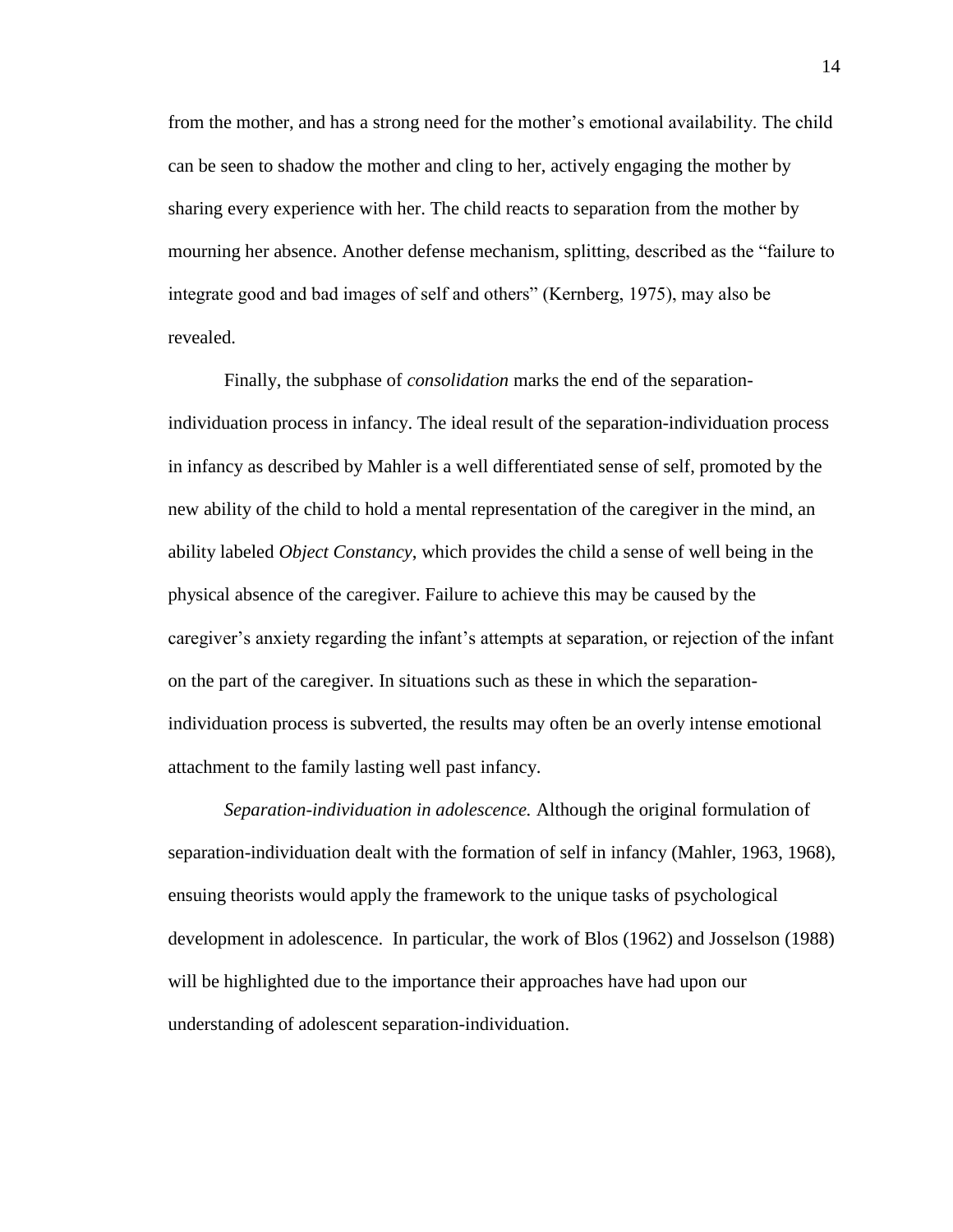from the mother, and has a strong need for the mother's emotional availability. The child can be seen to shadow the mother and cling to her, actively engaging the mother by sharing every experience with her. The child reacts to separation from the mother by mourning her absence. Another defense mechanism, splitting, described as the "failure to integrate good and bad images of self and others" (Kernberg, 1975), may also be revealed.

Finally, the subphase of *consolidation* marks the end of the separation-individuation process in infancy. The ideal result of the separation-individuation process in infancy as described by Mahler is a well differentiated sense of self, promoted by the new ability of the child to hold a mental representation of the caregiver in the mind, an ability labeled *Object Constancy*, which provides the child a sense of well being in the physical absence of the caregiver. Failure to achieve this may be caused by the caregiver's anxiety regarding the infant's attempts at separation, or rejection of the infant on the part of the caregiver. In situations such as these in which the separation-individuation process is subverted, the results may often be an overly intense emotional attachment to the family lasting well past infancy.

*Separation-individuation in adolescence.* Although the original formulation of separation-individuation dealt with the formation of self in infancy (Mahler, 1963, 1968), ensuing theorists would apply the framework to the unique tasks of psychological development in adolescence. In particular, the work of Blos (1962) and Josselson (1988) will be highlighted due to the importance their approaches have had upon our understanding of adolescent separation-individuation.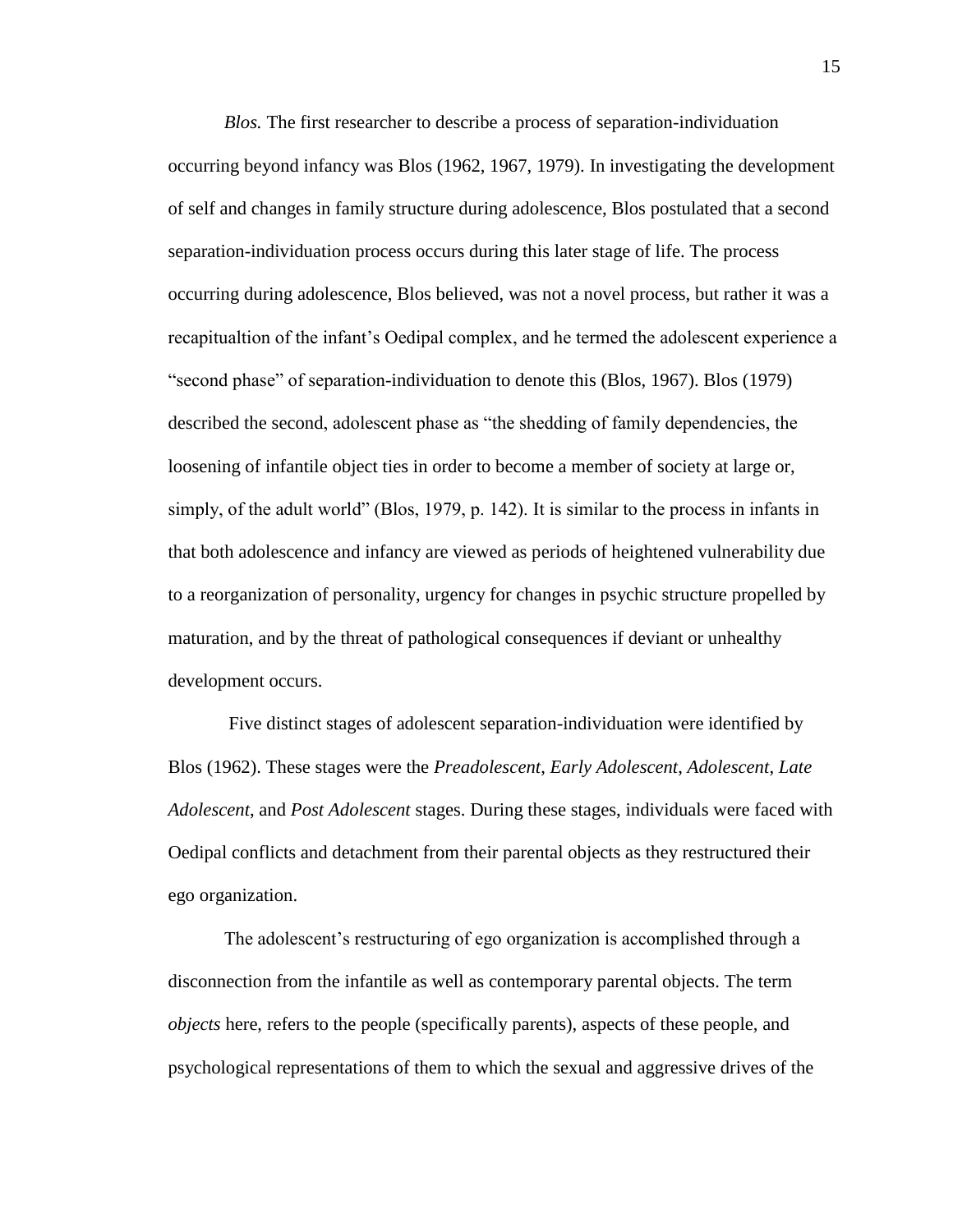*Blos.* The first researcher to describe a process of separation-individuation occurring beyond infancy was Blos (1962, 1967, 1979). In investigating the development of self and changes in family structure during adolescence, Blos postulated that a second separation-individuation process occurs during this later stage of life. The process occurring during adolescence, Blos believed, was not a novel process, but rather it was a recapitualtion of the infant's Oedipal complex, and he termed the adolescent experience a "second phase" of separation-individuation to denote this (Blos, 1967). Blos (1979) described the second, adolescent phase as "the shedding of family dependencies, the loosening of infantile object ties in order to become a member of society at large or, simply, of the adult world" (Blos, 1979, p. 142). It is similar to the process in infants in that both adolescence and infancy are viewed as periods of heightened vulnerability due to a reorganization of personality, urgency for changes in psychic structure propelled by maturation, and by the threat of pathological consequences if deviant or unhealthy development occurs.

Five distinct stages of adolescent separation-individuation were identified by Blos (1962). These stages were the *Preadolescent*, *Early Adolescent*, *Adolescent*, *Late Adolescent*, and *Post Adolescent* stages. During these stages, individuals were faced with Oedipal conflicts and detachment from their parental objects as they restructured their ego organization.

The adolescent's restructuring of ego organization is accomplished through a disconnection from the infantile as well as contemporary parental objects. The term *objects* here, refers to the people (specifically parents), aspects of these people, and psychological representations of them to which the sexual and aggressive drives of the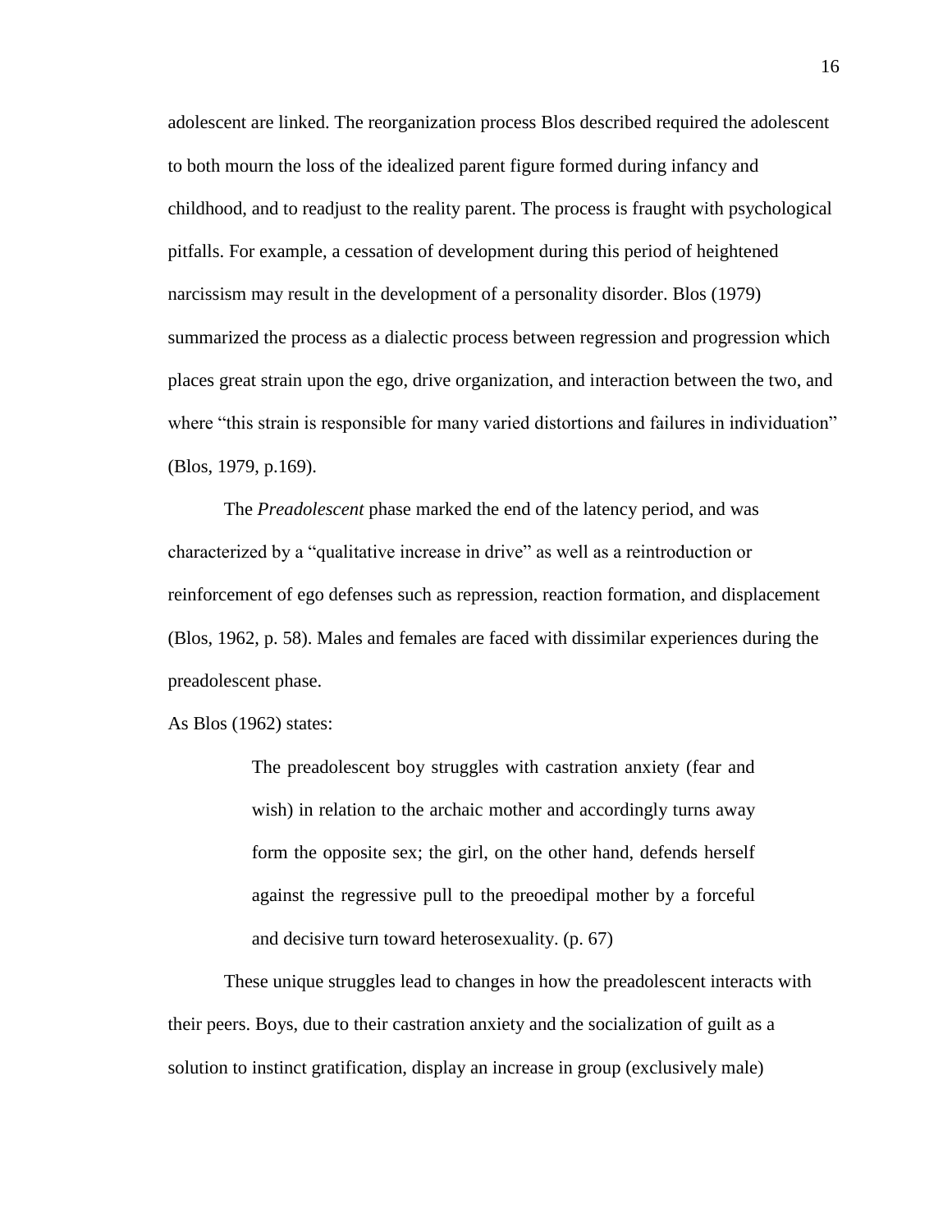adolescent are linked. The reorganization process Blos described required the adolescent to both mourn the loss of the idealized parent figure formed during infancy and childhood, and to readjust to the reality parent. The process is fraught with psychological pitfalls. For example, a cessation of development during this period of heightened narcissism may result in the development of a personality disorder. Blos (1979) summarized the process as a dialectic process between regression and progression which places great strain upon the ego, drive organization, and interaction between the two, and where "this strain is responsible for many varied distortions and failures in individuation" (Blos, 1979, p.169).

The *Preadolescent* phase marked the end of the latency period, and was characterized by a "qualitative increase in drive" as well as a reintroduction or reinforcement of ego defenses such as repression, reaction formation, and displacement (Blos, 1962, p. 58). Males and females are faced with dissimilar experiences during the preadolescent phase.

As Blos (1962) states:

> The preadolescent boy struggles with castration anxiety (fear and wish) in relation to the archaic mother and accordingly turns away form the opposite sex; the girl, on the other hand, defends herself against the regressive pull to the preoedipal mother by a forceful and decisive turn toward heterosexuality. (p. 67)

These unique struggles lead to changes in how the preadolescent interacts with their peers. Boys, due to their castration anxiety and the socialization of guilt as a solution to instinct gratification, display an increase in group (exclusively male)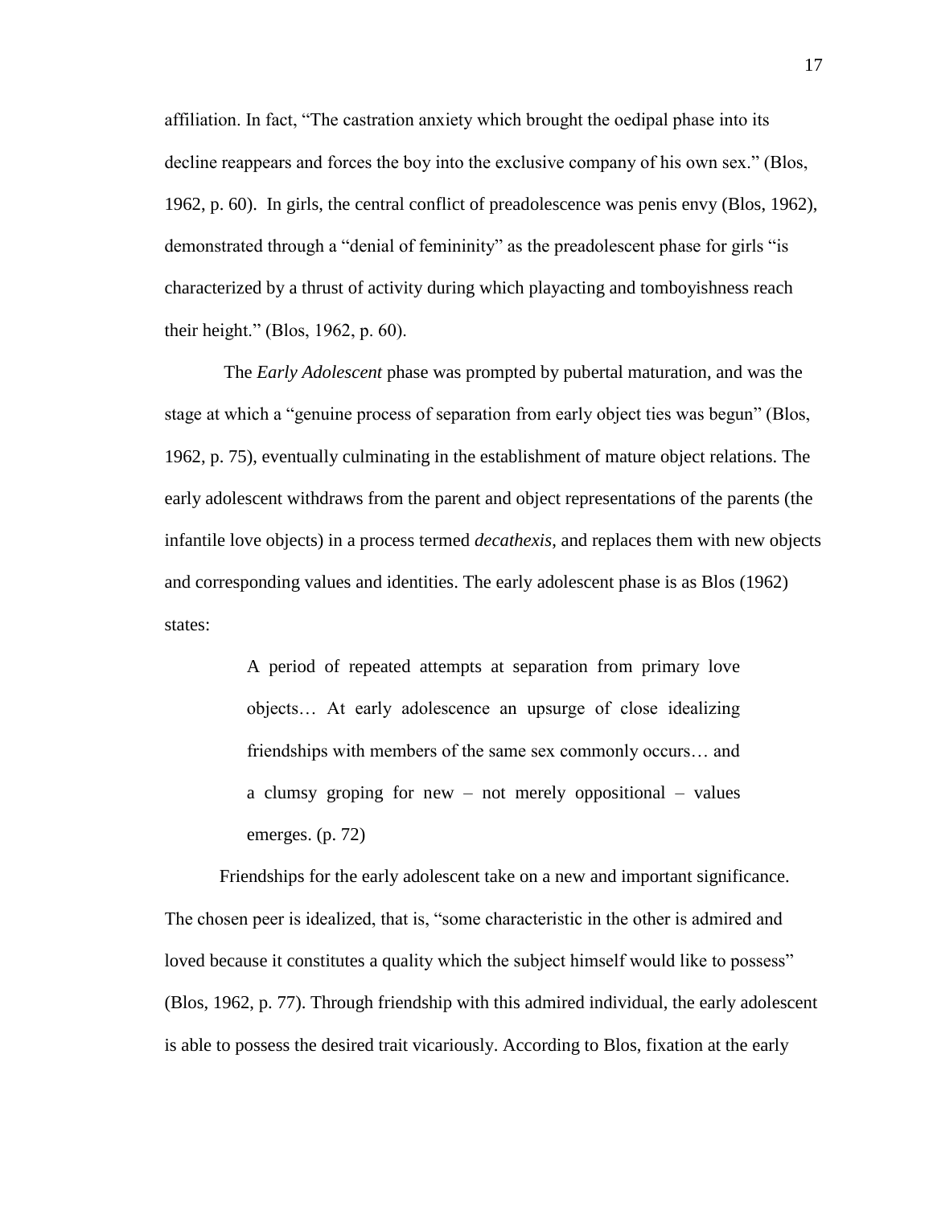affiliation. In fact, "The castration anxiety which brought the oedipal phase into its decline reappears and forces the boy into the exclusive company of his own sex." (Blos, 1962, p. 60). In girls, the central conflict of preadolescence was penis envy (Blos, 1962), demonstrated through a "denial of femininity" as the preadolescent phase for girls "is characterized by a thrust of activity during which playacting and tomboyishness reach their height." (Blos, 1962, p. 60).

The *Early Adolescent* phase was prompted by pubertal maturation, and was the stage at which a "genuine process of separation from early object ties was begun" (Blos, 1962, p. 75), eventually culminating in the establishment of mature object relations. The early adolescent withdraws from the parent and object representations of the parents (the infantile love objects) in a process termed *decathexis*, and replaces them with new objects and corresponding values and identities. The early adolescent phase is as Blos (1962) states:

> A period of repeated attempts at separation from primary love objects… At early adolescence an upsurge of close idealizing friendships with members of the same sex commonly occurs… and a clumsy groping for new – not merely oppositional – values emerges. (p. 72)

Friendships for the early adolescent take on a new and important significance. The chosen peer is idealized, that is, "some characteristic in the other is admired and loved because it constitutes a quality which the subject himself would like to possess" (Blos, 1962, p. 77). Through friendship with this admired individual, the early adolescent is able to possess the desired trait vicariously. According to Blos, fixation at the early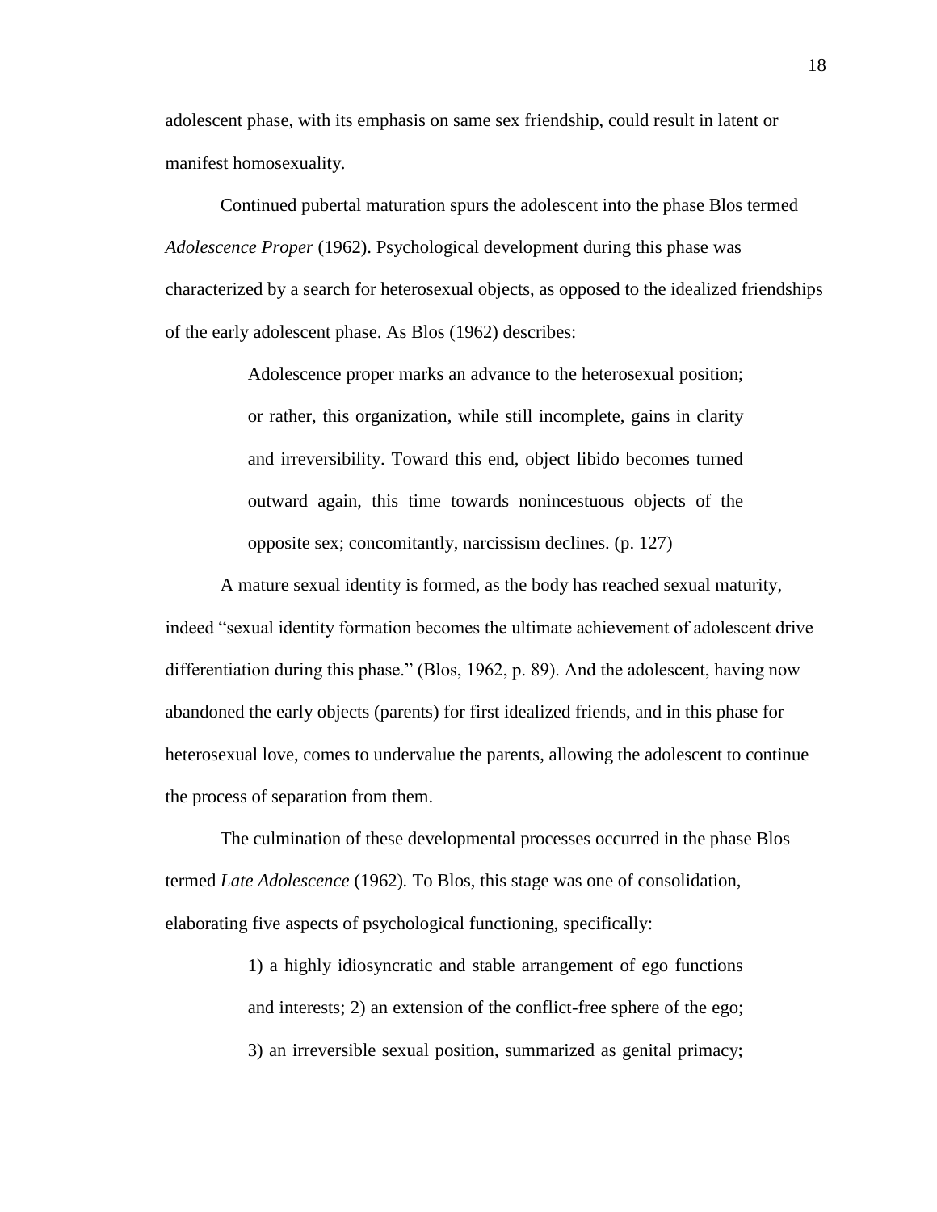adolescent phase, with its emphasis on same sex friendship, could result in latent or manifest homosexuality.

Continued pubertal maturation spurs the adolescent into the phase Blos termed *Adolescence Proper* (1962). Psychological development during this phase was characterized by a search for heterosexual objects, as opposed to the idealized friendships of the early adolescent phase. As Blos (1962) describes:

> Adolescence proper marks an advance to the heterosexual position; or rather, this organization, while still incomplete, gains in clarity and irreversibility. Toward this end, object libido becomes turned outward again, this time towards nonincestuous objects of the opposite sex; concomitantly, narcissism declines. (p. 127)

A mature sexual identity is formed, as the body has reached sexual maturity, indeed "sexual identity formation becomes the ultimate achievement of adolescent drive differentiation during this phase." (Blos, 1962, p. 89). And the adolescent, having now abandoned the early objects (parents) for first idealized friends, and in this phase for heterosexual love, comes to undervalue the parents, allowing the adolescent to continue the process of separation from them.

The culmination of these developmental processes occurred in the phase Blos termed *Late Adolescence* (1962). To Blos, this stage was one of consolidation, elaborating five aspects of psychological functioning, specifically:

> 1) a highly idiosyncratic and stable arrangement of ego functions and interests; 2) an extension of the conflict-free sphere of the ego; 3) an irreversible sexual position, summarized as genital primacy;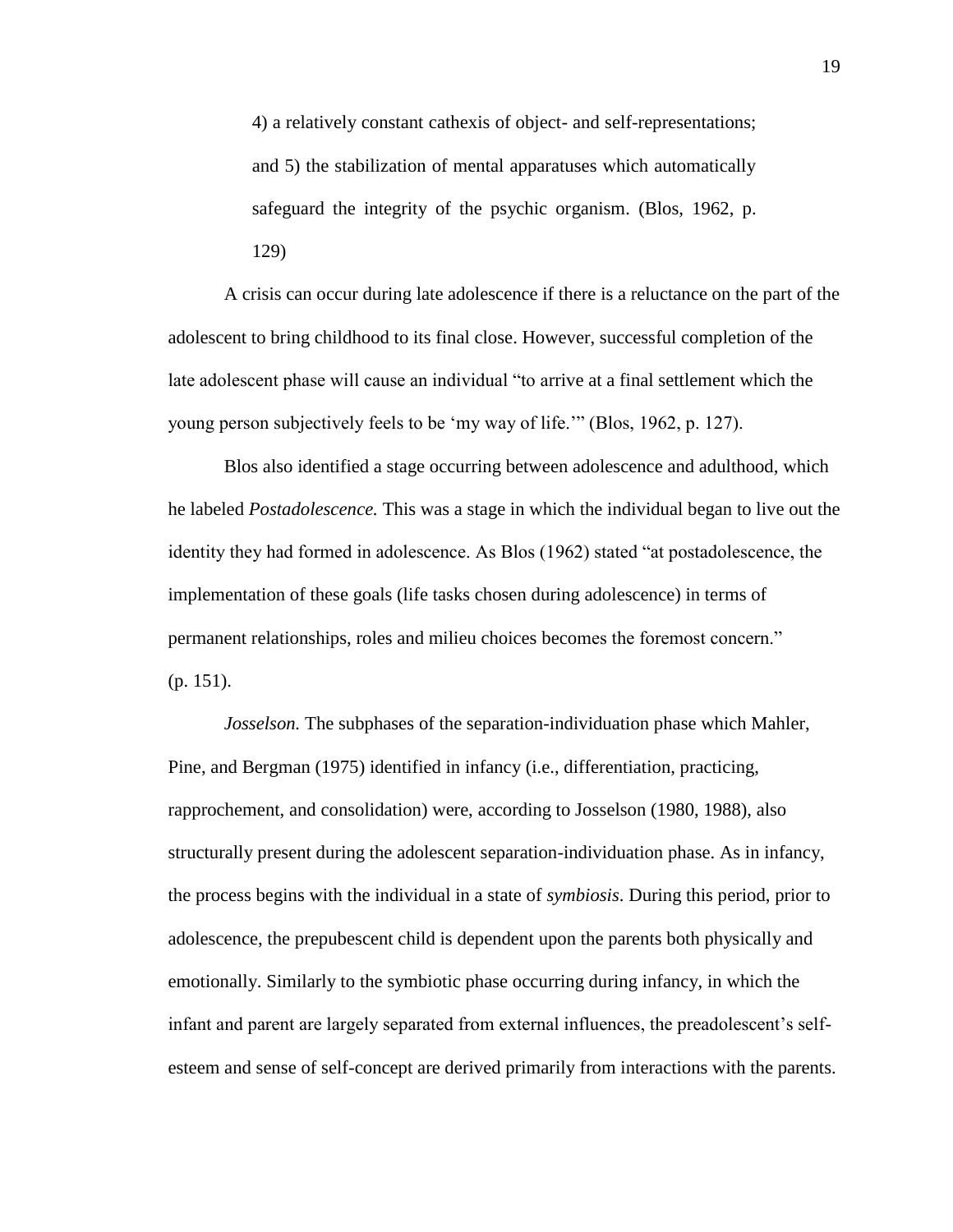> 4) a relatively constant cathexis of object- and self-representations; and 5) the stabilization of mental apparatuses which automatically safeguard the integrity of the psychic organism. (Blos, 1962, p. 129)

A crisis can occur during late adolescence if there is a reluctance on the part of the adolescent to bring childhood to its final close. However, successful completion of the late adolescent phase will cause an individual "to arrive at a final settlement which the young person subjectively feels to be 'my way of life.'" (Blos, 1962, p. 127).

Blos also identified a stage occurring between adolescence and adulthood, which he labeled *Postadolescence.* This was a stage in which the individual began to live out the identity they had formed in adolescence. As Blos (1962) stated "at postadolescence, the implementation of these goals (life tasks chosen during adolescence) in terms of permanent relationships, roles and milieu choices becomes the foremost concern." (p. 151).

*Josselson.* The subphases of the separation-individuation phase which Mahler, Pine, and Bergman (1975) identified in infancy (i.e., differentiation, practicing, rapprochement, and consolidation) were, according to Josselson (1980, 1988), also structurally present during the adolescent separation-individuation phase. As in infancy, the process begins with the individual in a state of *symbiosis*. During this period, prior to adolescence, the prepubescent child is dependent upon the parents both physically and emotionally. Similarly to the symbiotic phase occurring during infancy, in which the infant and parent are largely separated from external influences, the preadolescent's self-esteem and sense of self-concept are derived primarily from interactions with the parents.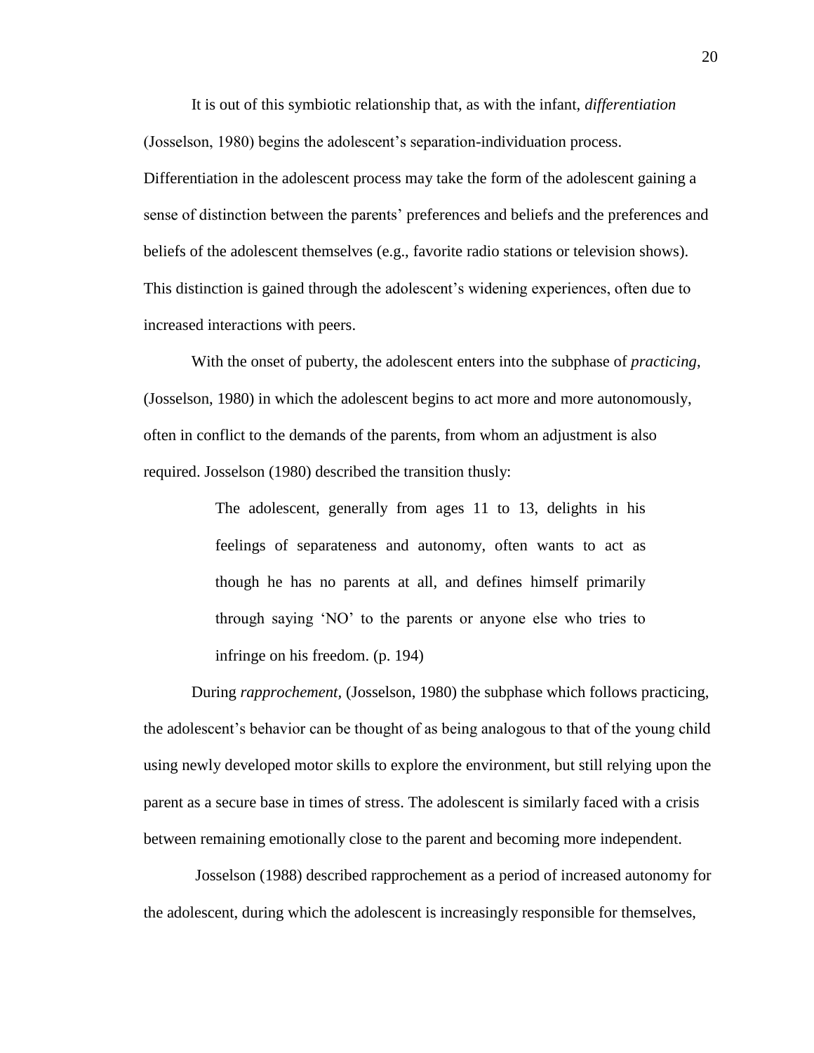It is out of this symbiotic relationship that, as with the infant, *differentiation* (Josselson, 1980) begins the adolescent's separation-individuation process. Differentiation in the adolescent process may take the form of the adolescent gaining a sense of distinction between the parents' preferences and beliefs and the preferences and beliefs of the adolescent themselves (e.g., favorite radio stations or television shows). This distinction is gained through the adolescent's widening experiences, often due to increased interactions with peers.

With the onset of puberty, the adolescent enters into the subphase of *practicing*, (Josselson, 1980) in which the adolescent begins to act more and more autonomously, often in conflict to the demands of the parents, from whom an adjustment is also required. Josselson (1980) described the transition thusly:

> The adolescent, generally from ages 11 to 13, delights in his feelings of separateness and autonomy, often wants to act as though he has no parents at all, and defines himself primarily through saying 'NO' to the parents or anyone else who tries to infringe on his freedom. (p. 194)

During *rapprochement*, (Josselson, 1980) the subphase which follows practicing, the adolescent's behavior can be thought of as being analogous to that of the young child using newly developed motor skills to explore the environment, but still relying upon the parent as a secure base in times of stress. The adolescent is similarly faced with a crisis between remaining emotionally close to the parent and becoming more independent.

Josselson (1988) described rapprochement as a period of increased autonomy for the adolescent, during which the adolescent is increasingly responsible for themselves,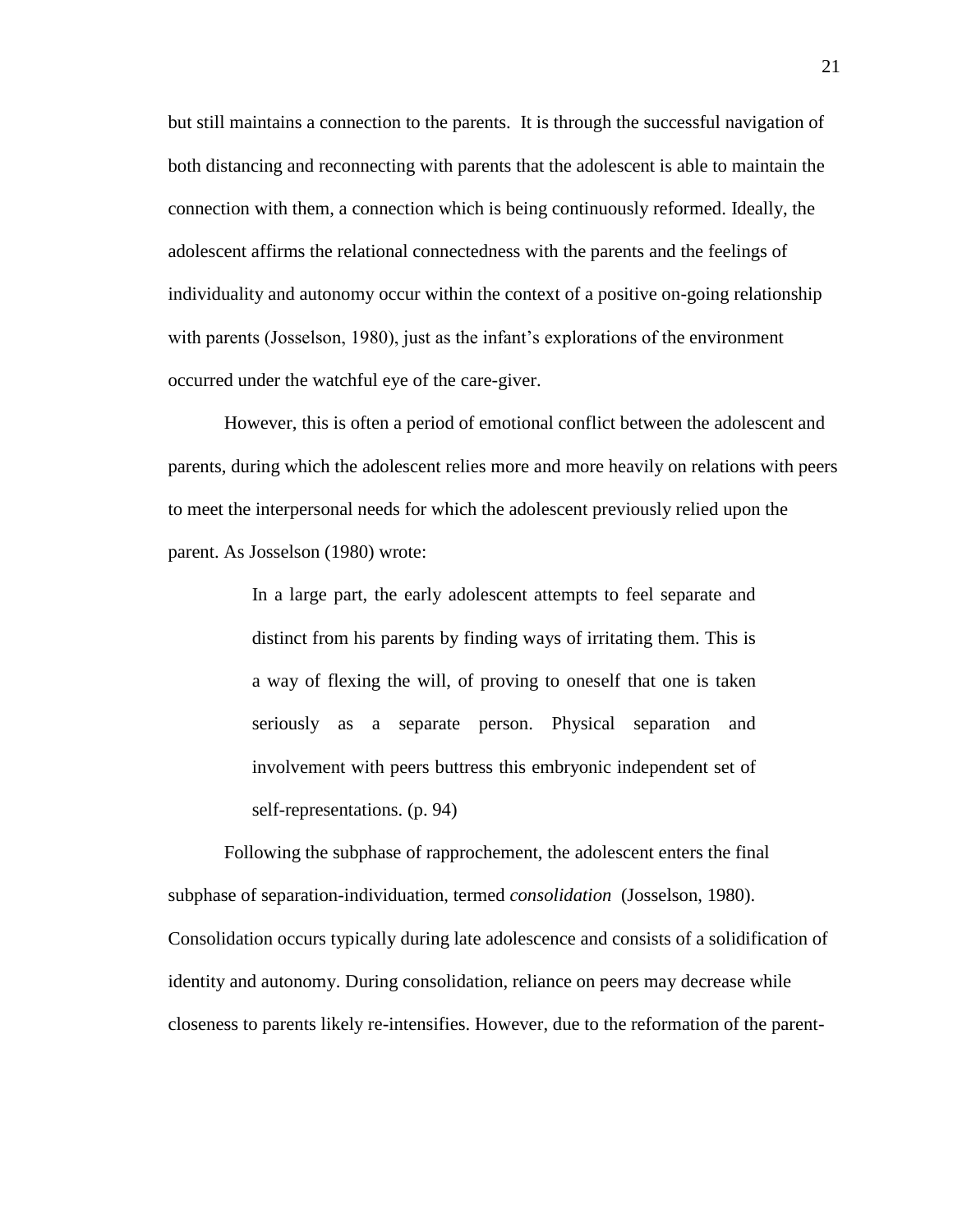but still maintains a connection to the parents. It is through the successful navigation of both distancing and reconnecting with parents that the adolescent is able to maintain the connection with them, a connection which is being continuously reformed. Ideally, the adolescent affirms the relational connectedness with the parents and the feelings of individuality and autonomy occur within the context of a positive on-going relationship with parents (Josselson, 1980), just as the infant's explorations of the environment occurred under the watchful eye of the care-giver.

However, this is often a period of emotional conflict between the adolescent and parents, during which the adolescent relies more and more heavily on relations with peers to meet the interpersonal needs for which the adolescent previously relied upon the parent. As Josselson (1980) wrote:

> In a large part, the early adolescent attempts to feel separate and distinct from his parents by finding ways of irritating them. This is a way of flexing the will, of proving to oneself that one is taken seriously as a separate person. Physical separation and involvement with peers buttress this embryonic independent set of self-representations. (p. 94)

Following the subphase of rapprochement, the adolescent enters the final subphase of separation-individuation, termed *consolidation* (Josselson, 1980). Consolidation occurs typically during late adolescence and consists of a solidification of identity and autonomy. During consolidation, reliance on peers may decrease while closeness to parents likely re-intensifies. However, due to the reformation of the parent-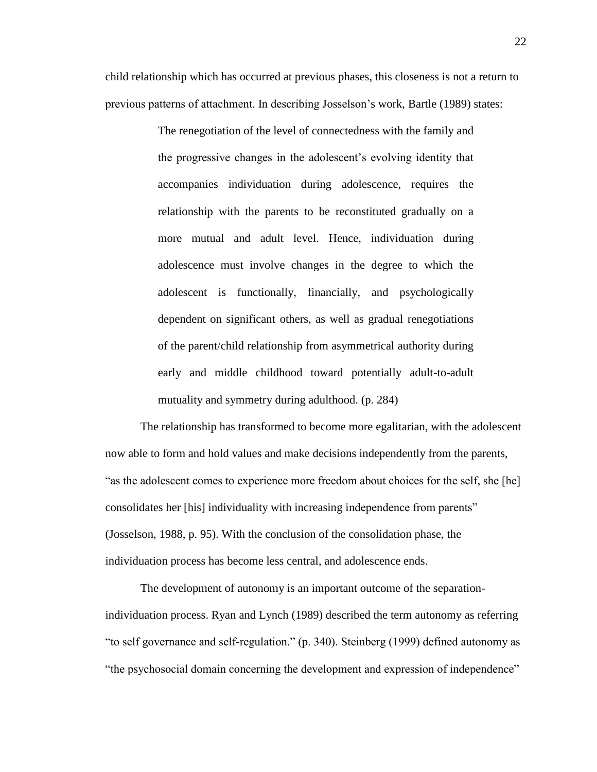child relationship which has occurred at previous phases, this closeness is not a return to previous patterns of attachment. In describing Josselson's work, Bartle (1989) states:

> The renegotiation of the level of connectedness with the family and the progressive changes in the adolescent's evolving identity that accompanies individuation during adolescence, requires the relationship with the parents to be reconstituted gradually on a more mutual and adult level. Hence, individuation during adolescence must involve changes in the degree to which the adolescent is functionally, financially, and psychologically dependent on significant others, as well as gradual renegotiations of the parent/child relationship from asymmetrical authority during early and middle childhood toward potentially adult-to-adult mutuality and symmetry during adulthood. (p. 284)

The relationship has transformed to become more egalitarian, with the adolescent now able to form and hold values and make decisions independently from the parents, "as the adolescent comes to experience more freedom about choices for the self, she [he] consolidates her [his] individuality with increasing independence from parents" (Josselson, 1988, p. 95). With the conclusion of the consolidation phase, the individuation process has become less central, and adolescence ends.

The development of autonomy is an important outcome of the separation-individuation process. Ryan and Lynch (1989) described the term autonomy as referring "to self governance and self-regulation." (p. 340). Steinberg (1999) defined autonomy as "the psychosocial domain concerning the development and expression of independence"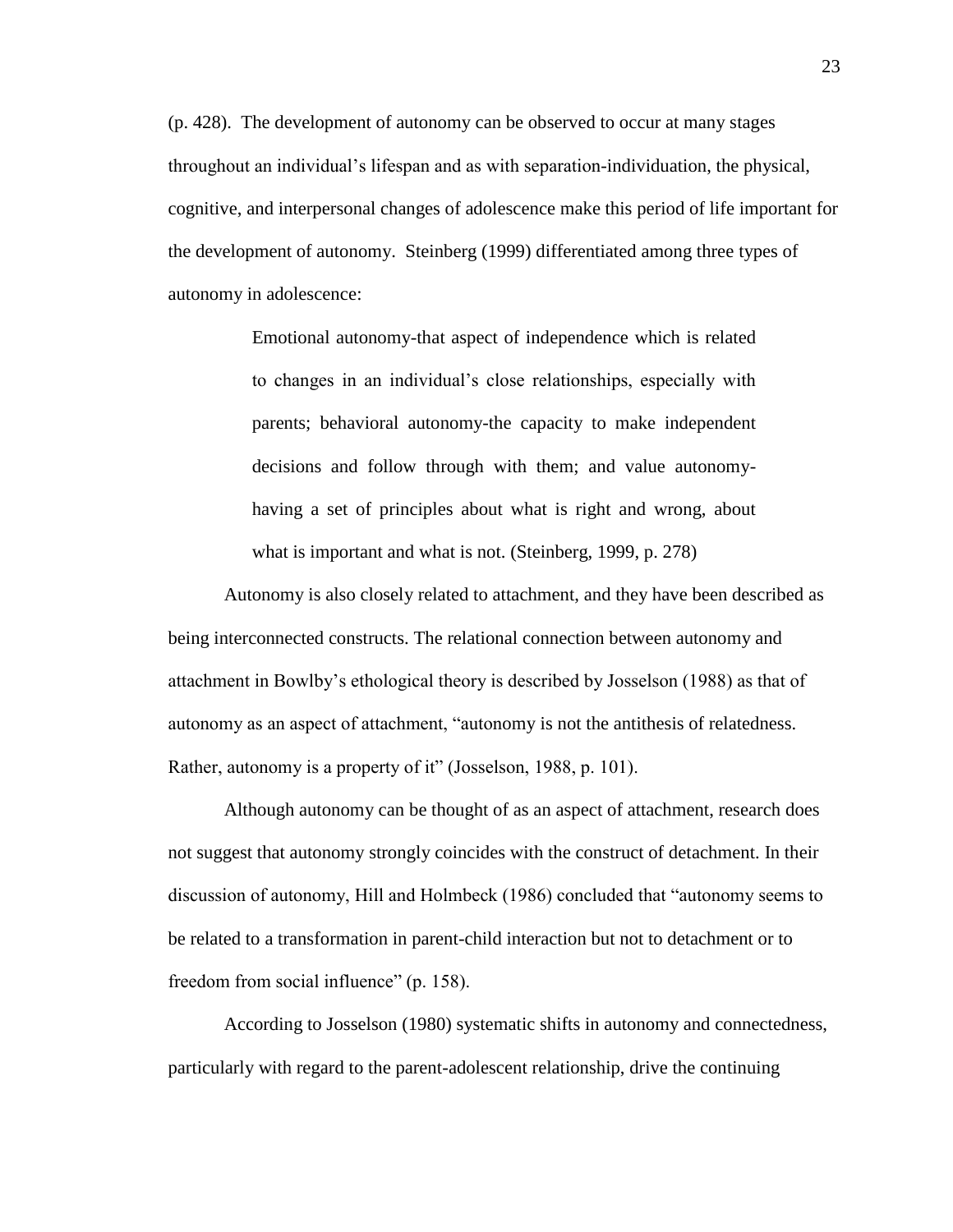(p. 428). The development of autonomy can be observed to occur at many stages throughout an individual's lifespan and as with separation-individuation, the physical, cognitive, and interpersonal changes of adolescence make this period of life important for the development of autonomy. Steinberg (1999) differentiated among three types of autonomy in adolescence:

> Emotional autonomy-that aspect of independence which is related to changes in an individual's close relationships, especially with parents; behavioral autonomy-the capacity to make independent decisions and follow through with them; and value autonomy-having a set of principles about what is right and wrong, about what is important and what is not. (Steinberg, 1999, p. 278)

Autonomy is also closely related to attachment, and they have been described as being interconnected constructs. The relational connection between autonomy and attachment in Bowlby's ethological theory is described by Josselson (1988) as that of autonomy as an aspect of attachment, "autonomy is not the antithesis of relatedness. Rather, autonomy is a property of it" (Josselson, 1988, p. 101).

Although autonomy can be thought of as an aspect of attachment, research does not suggest that autonomy strongly coincides with the construct of detachment. In their discussion of autonomy, Hill and Holmbeck (1986) concluded that "autonomy seems to be related to a transformation in parent-child interaction but not to detachment or to freedom from social influence" (p. 158).

According to Josselson (1980) systematic shifts in autonomy and connectedness, particularly with regard to the parent-adolescent relationship, drive the continuing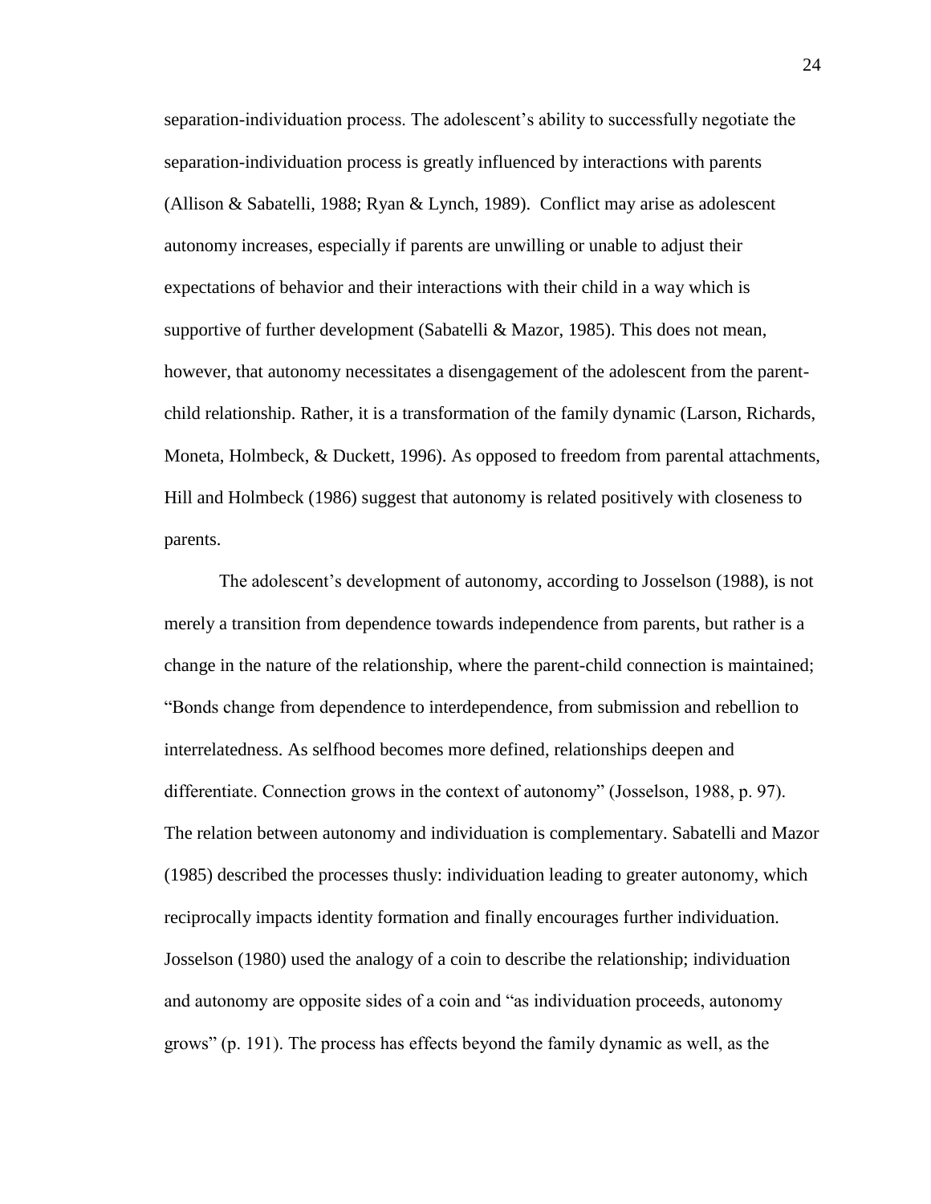separation-individuation process. The adolescent's ability to successfully negotiate the separation-individuation process is greatly influenced by interactions with parents (Allison & Sabatelli, 1988; Ryan & Lynch, 1989). Conflict may arise as adolescent autonomy increases, especially if parents are unwilling or unable to adjust their expectations of behavior and their interactions with their child in a way which is supportive of further development (Sabatelli & Mazor, 1985). This does not mean, however, that autonomy necessitates a disengagement of the adolescent from the parent-child relationship. Rather, it is a transformation of the family dynamic (Larson, Richards, Moneta, Holmbeck, & Duckett, 1996). As opposed to freedom from parental attachments, Hill and Holmbeck (1986) suggest that autonomy is related positively with closeness to parents.

The adolescent's development of autonomy, according to Josselson (1988), is not merely a transition from dependence towards independence from parents, but rather is a change in the nature of the relationship, where the parent-child connection is maintained; "Bonds change from dependence to interdependence, from submission and rebellion to interrelatedness. As selfhood becomes more defined, relationships deepen and differentiate. Connection grows in the context of autonomy" (Josselson, 1988, p. 97). The relation between autonomy and individuation is complementary. Sabatelli and Mazor (1985) described the processes thusly: individuation leading to greater autonomy, which reciprocally impacts identity formation and finally encourages further individuation. Josselson (1980) used the analogy of a coin to describe the relationship; individuation and autonomy are opposite sides of a coin and "as individuation proceeds, autonomy grows" (p. 191). The process has effects beyond the family dynamic as well, as the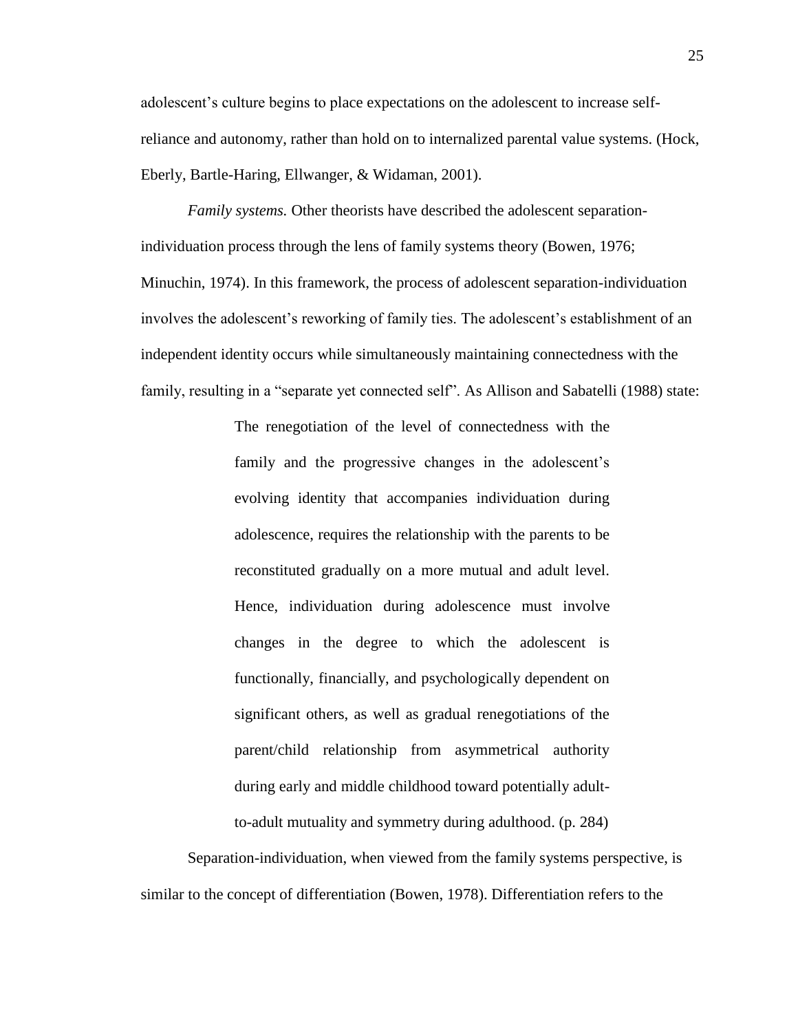adolescent's culture begins to place expectations on the adolescent to increase self-reliance and autonomy, rather than hold on to internalized parental value systems. (Hock, Eberly, Bartle-Haring, Ellwanger, & Widaman, 2001).

*Family systems.* Other theorists have described the adolescent separation-individuation process through the lens of family systems theory (Bowen, 1976; Minuchin, 1974). In this framework, the process of adolescent separation-individuation involves the adolescent's reworking of family ties. The adolescent's establishment of an independent identity occurs while simultaneously maintaining connectedness with the family, resulting in a "separate yet connected self". As Allison and Sabatelli (1988) state:

> The renegotiation of the level of connectedness with the family and the progressive changes in the adolescent's evolving identity that accompanies individuation during adolescence, requires the relationship with the parents to be reconstituted gradually on a more mutual and adult level. Hence, individuation during adolescence must involve changes in the degree to which the adolescent is functionally, financially, and psychologically dependent on significant others, as well as gradual renegotiations of the parent/child relationship from asymmetrical authority during early and middle childhood toward potentially adult-to-adult mutuality and symmetry during adulthood. (p. 284)

Separation-individuation, when viewed from the family systems perspective, is similar to the concept of differentiation (Bowen, 1978). Differentiation refers to the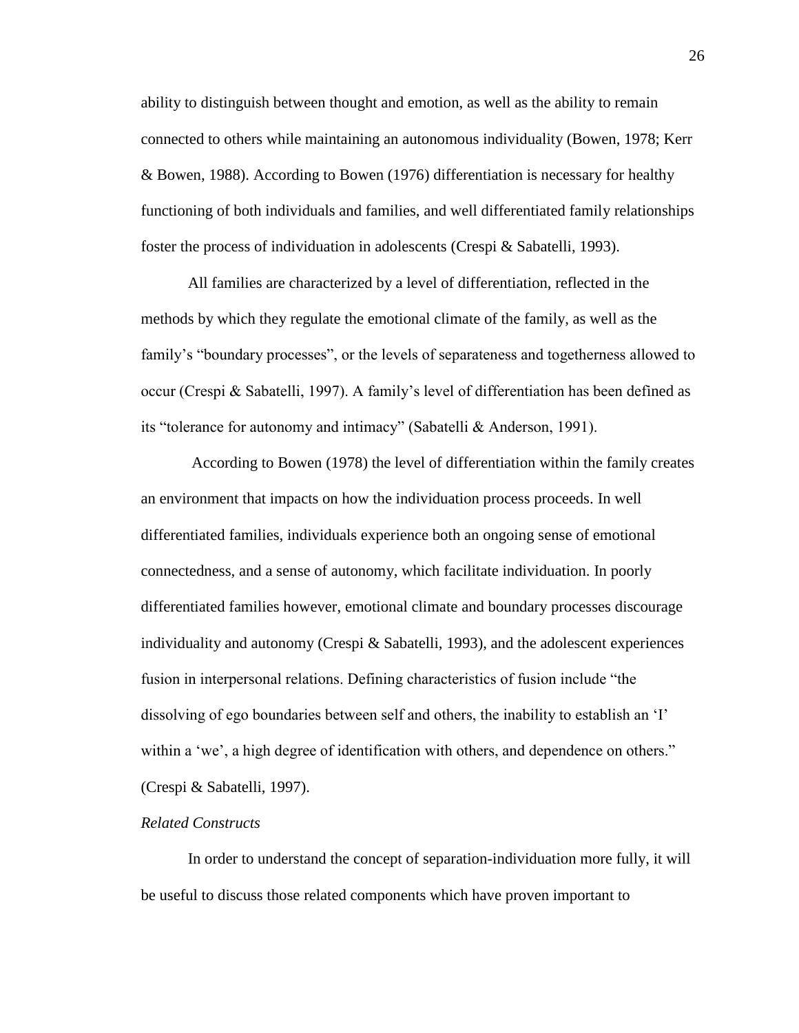ability to distinguish between thought and emotion, as well as the ability to remain connected to others while maintaining an autonomous individuality (Bowen, 1978; Kerr & Bowen, 1988). According to Bowen (1976) differentiation is necessary for healthy functioning of both individuals and families, and well differentiated family relationships foster the process of individuation in adolescents (Crespi & Sabatelli, 1993).

All families are characterized by a level of differentiation, reflected in the methods by which they regulate the emotional climate of the family, as well as the family's "boundary processes", or the levels of separateness and togetherness allowed to occur (Crespi & Sabatelli, 1997). A family's level of differentiation has been defined as its "tolerance for autonomy and intimacy" (Sabatelli & Anderson, 1991).

According to Bowen (1978) the level of differentiation within the family creates an environment that impacts on how the individuation process proceeds. In well differentiated families, individuals experience both an ongoing sense of emotional connectedness, and a sense of autonomy, which facilitate individuation. In poorly differentiated families however, emotional climate and boundary processes discourage individuality and autonomy (Crespi & Sabatelli, 1993), and the adolescent experiences fusion in interpersonal relations. Defining characteristics of fusion include "the dissolving of ego boundaries between self and others, the inability to establish an 'I' within a 'we', a high degree of identification with others, and dependence on others." (Crespi & Sabatelli, 1997).

*Related Constructs*

In order to understand the concept of separation-individuation more fully, it will be useful to discuss those related components which have proven important to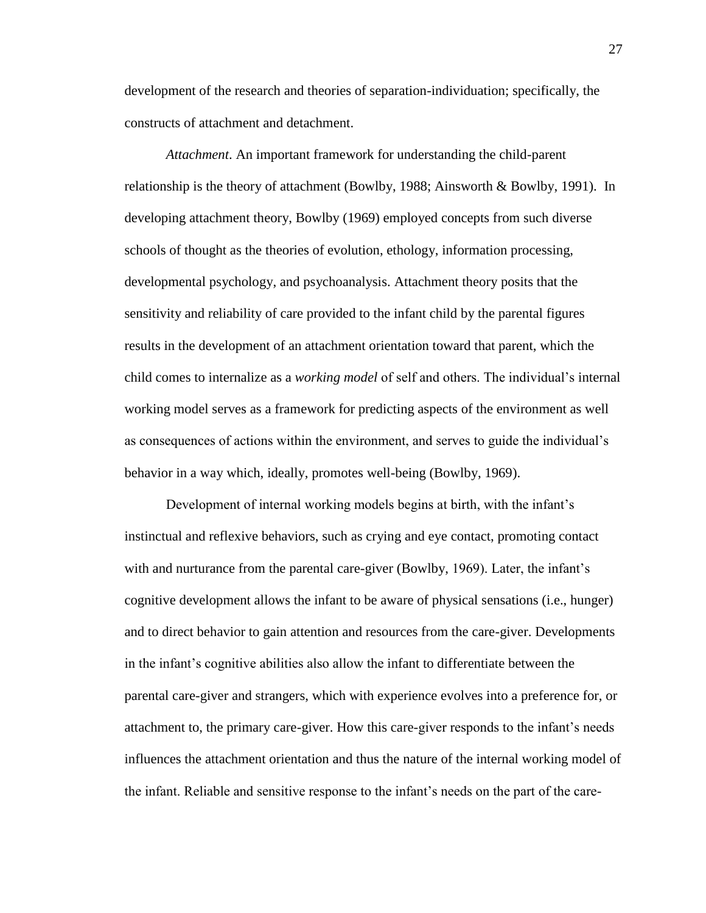development of the research and theories of separation-individuation; specifically, the constructs of attachment and detachment.

*Attachment*. An important framework for understanding the child-parent relationship is the theory of attachment (Bowlby, 1988; Ainsworth & Bowlby, 1991). In developing attachment theory, Bowlby (1969) employed concepts from such diverse schools of thought as the theories of evolution, ethology, information processing, developmental psychology, and psychoanalysis. Attachment theory posits that the sensitivity and reliability of care provided to the infant child by the parental figures results in the development of an attachment orientation toward that parent, which the child comes to internalize as a *working model* of self and others. The individual's internal working model serves as a framework for predicting aspects of the environment as well as consequences of actions within the environment, and serves to guide the individual's behavior in a way which, ideally, promotes well-being (Bowlby, 1969).

Development of internal working models begins at birth, with the infant's instinctual and reflexive behaviors, such as crying and eye contact, promoting contact with and nurturance from the parental care-giver (Bowlby, 1969). Later, the infant's cognitive development allows the infant to be aware of physical sensations (i.e., hunger) and to direct behavior to gain attention and resources from the care-giver. Developments in the infant's cognitive abilities also allow the infant to differentiate between the parental care-giver and strangers, which with experience evolves into a preference for, or attachment to, the primary care-giver. How this care-giver responds to the infant's needs influences the attachment orientation and thus the nature of the internal working model of the infant. Reliable and sensitive response to the infant's needs on the part of the care-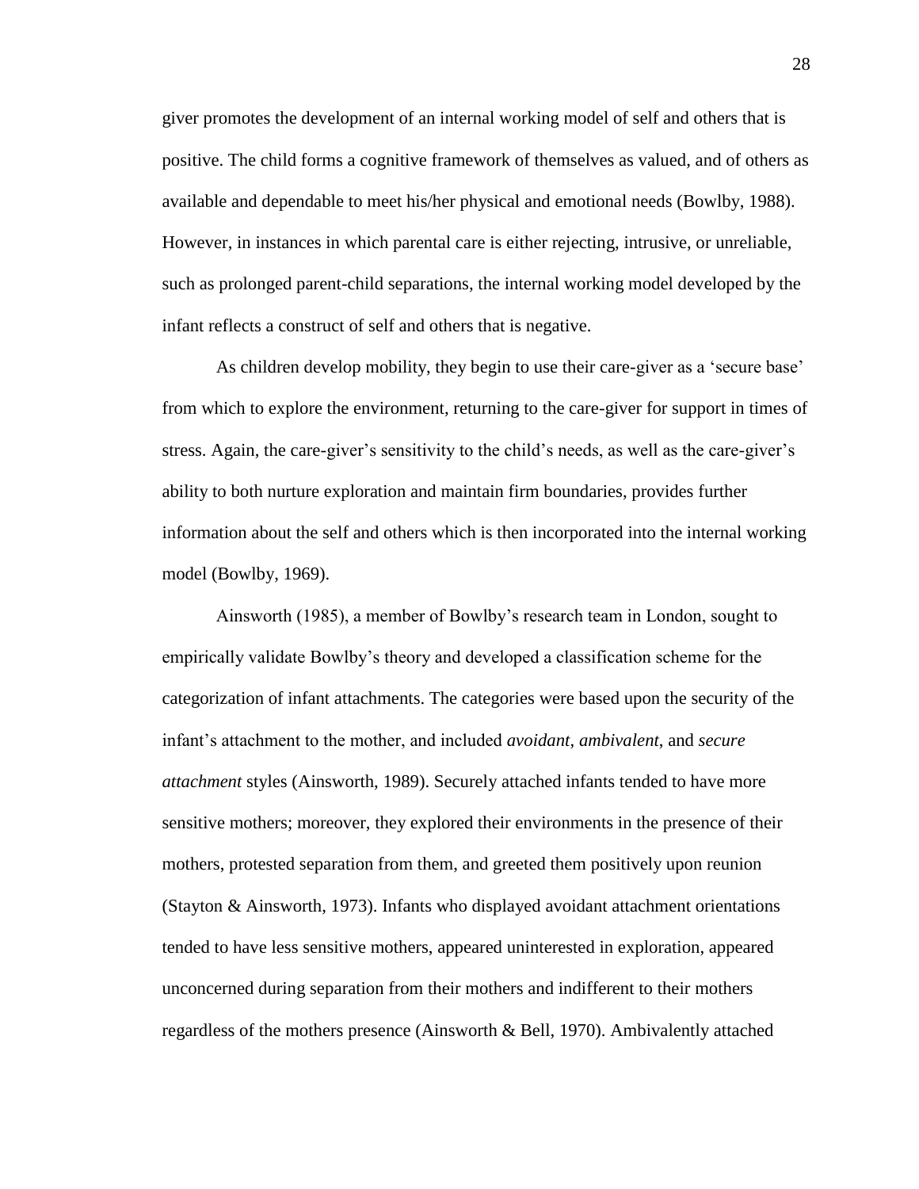giver promotes the development of an internal working model of self and others that is positive. The child forms a cognitive framework of themselves as valued, and of others as available and dependable to meet his/her physical and emotional needs (Bowlby, 1988). However, in instances in which parental care is either rejecting, intrusive, or unreliable, such as prolonged parent-child separations, the internal working model developed by the infant reflects a construct of self and others that is negative.

As children develop mobility, they begin to use their care-giver as a 'secure base' from which to explore the environment, returning to the care-giver for support in times of stress. Again, the care-giver's sensitivity to the child's needs, as well as the care-giver's ability to both nurture exploration and maintain firm boundaries, provides further information about the self and others which is then incorporated into the internal working model (Bowlby, 1969).

Ainsworth (1985), a member of Bowlby's research team in London, sought to empirically validate Bowlby's theory and developed a classification scheme for the categorization of infant attachments. The categories were based upon the security of the infant's attachment to the mother, and included *avoidant*, *ambivalent*, and *secure attachment* styles (Ainsworth, 1989). Securely attached infants tended to have more sensitive mothers; moreover, they explored their environments in the presence of their mothers, protested separation from them, and greeted them positively upon reunion (Stayton & Ainsworth, 1973). Infants who displayed avoidant attachment orientations tended to have less sensitive mothers, appeared uninterested in exploration, appeared unconcerned during separation from their mothers and indifferent to their mothers regardless of the mothers presence (Ainsworth & Bell, 1970). Ambivalently attached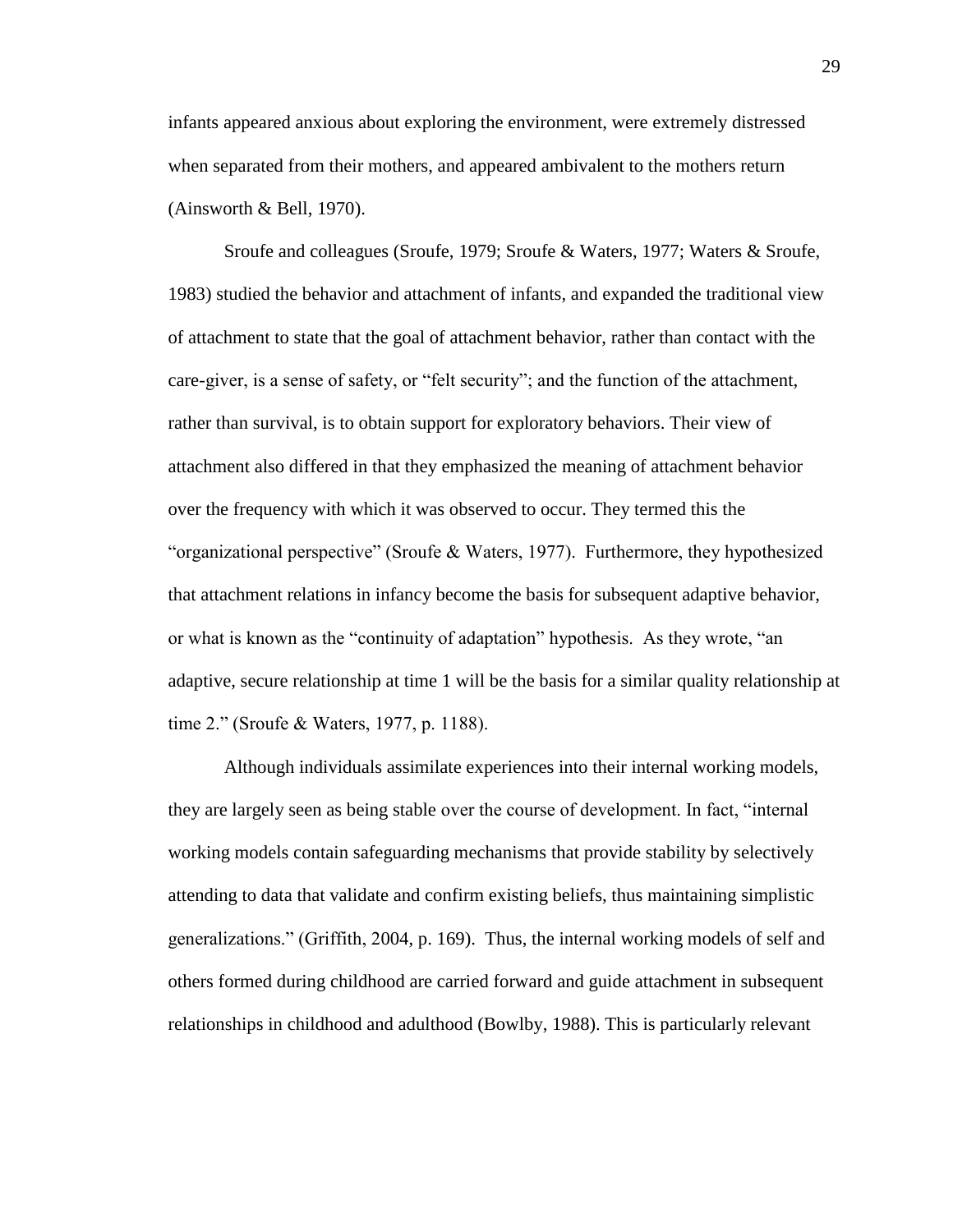infants appeared anxious about exploring the environment, were extremely distressed when separated from their mothers, and appeared ambivalent to the mothers return (Ainsworth & Bell, 1970).

Sroufe and colleagues (Sroufe, 1979; Sroufe & Waters, 1977; Waters & Sroufe, 1983) studied the behavior and attachment of infants, and expanded the traditional view of attachment to state that the goal of attachment behavior, rather than contact with the care-giver, is a sense of safety, or "felt security"; and the function of the attachment, rather than survival, is to obtain support for exploratory behaviors. Their view of attachment also differed in that they emphasized the meaning of attachment behavior over the frequency with which it was observed to occur. They termed this the "organizational perspective" (Sroufe & Waters, 1977). Furthermore, they hypothesized that attachment relations in infancy become the basis for subsequent adaptive behavior, or what is known as the "continuity of adaptation" hypothesis. As they wrote, "an adaptive, secure relationship at time 1 will be the basis for a similar quality relationship at time 2." (Sroufe & Waters, 1977, p. 1188).

Although individuals assimilate experiences into their internal working models, they are largely seen as being stable over the course of development. In fact, "internal working models contain safeguarding mechanisms that provide stability by selectively attending to data that validate and confirm existing beliefs, thus maintaining simplistic generalizations." (Griffith, 2004, p. 169). Thus, the internal working models of self and others formed during childhood are carried forward and guide attachment in subsequent relationships in childhood and adulthood (Bowlby, 1988). This is particularly relevant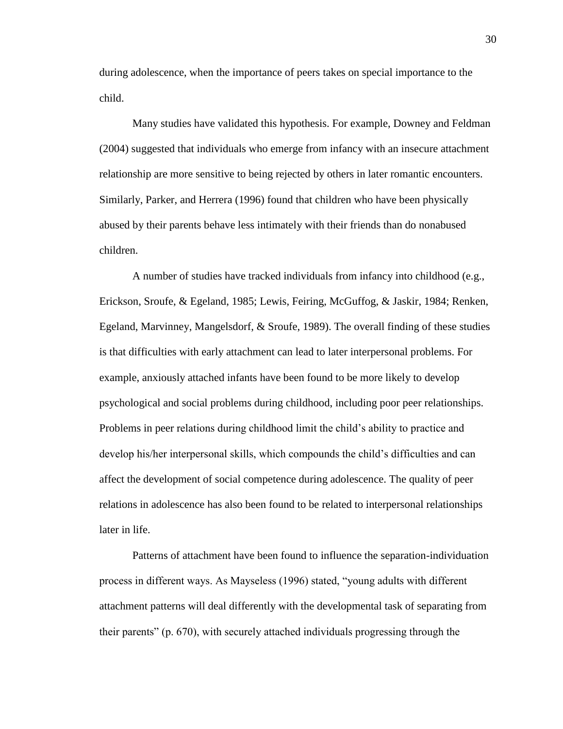during adolescence, when the importance of peers takes on special importance to the child.

Many studies have validated this hypothesis. For example, Downey and Feldman (2004) suggested that individuals who emerge from infancy with an insecure attachment relationship are more sensitive to being rejected by others in later romantic encounters. Similarly, Parker, and Herrera (1996) found that children who have been physically abused by their parents behave less intimately with their friends than do nonabused children.

A number of studies have tracked individuals from infancy into childhood (e.g., Erickson, Sroufe, & Egeland, 1985; Lewis, Feiring, McGuffog, & Jaskir, 1984; Renken, Egeland, Marvinney, Mangelsdorf, & Sroufe, 1989). The overall finding of these studies is that difficulties with early attachment can lead to later interpersonal problems. For example, anxiously attached infants have been found to be more likely to develop psychological and social problems during childhood, including poor peer relationships. Problems in peer relations during childhood limit the child's ability to practice and develop his/her interpersonal skills, which compounds the child's difficulties and can affect the development of social competence during adolescence. The quality of peer relations in adolescence has also been found to be related to interpersonal relationships later in life.

Patterns of attachment have been found to influence the separation-individuation process in different ways. As Mayseless (1996) stated, "young adults with different attachment patterns will deal differently with the developmental task of separating from their parents" (p. 670), with securely attached individuals progressing through the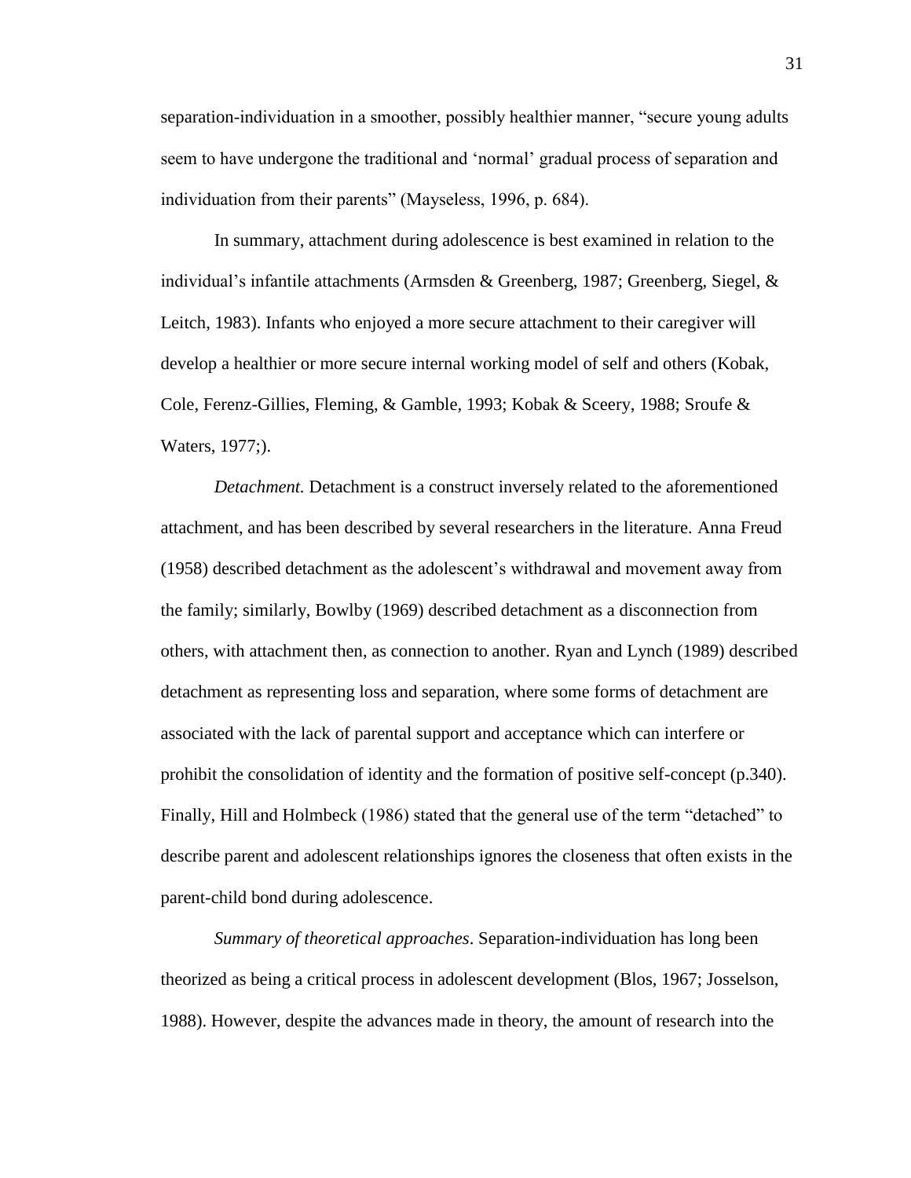separation-individuation in a smoother, possibly healthier manner, "secure young adults seem to have undergone the traditional and 'normal' gradual process of separation and individuation from their parents" (Mayseless, 1996, p. 684).

In summary, attachment during adolescence is best examined in relation to the individual's infantile attachments (Armsden & Greenberg, 1987; Greenberg, Siegel, & Leitch, 1983). Infants who enjoyed a more secure attachment to their caregiver will develop a healthier or more secure internal working model of self and others (Kobak, Cole, Ferenz-Gillies, Fleming, & Gamble, 1993; Kobak & Sceery, 1988; Sroufe & Waters, 1977;).

*Detachment.* Detachment is a construct inversely related to the aforementioned attachment, and has been described by several researchers in the literature. Anna Freud (1958) described detachment as the adolescent's withdrawal and movement away from the family; similarly, Bowlby (1969) described detachment as a disconnection from others, with attachment then, as connection to another. Ryan and Lynch (1989) described detachment as representing loss and separation, where some forms of detachment are associated with the lack of parental support and acceptance which can interfere or prohibit the consolidation of identity and the formation of positive self-concept (p.340). Finally, Hill and Holmbeck (1986) stated that the general use of the term "detached" to describe parent and adolescent relationships ignores the closeness that often exists in the parent-child bond during adolescence.

*Summary of theoretical approaches*. Separation-individuation has long been theorized as being a critical process in adolescent development (Blos, 1967; Josselson, 1988). However, despite the advances made in theory, the amount of research into the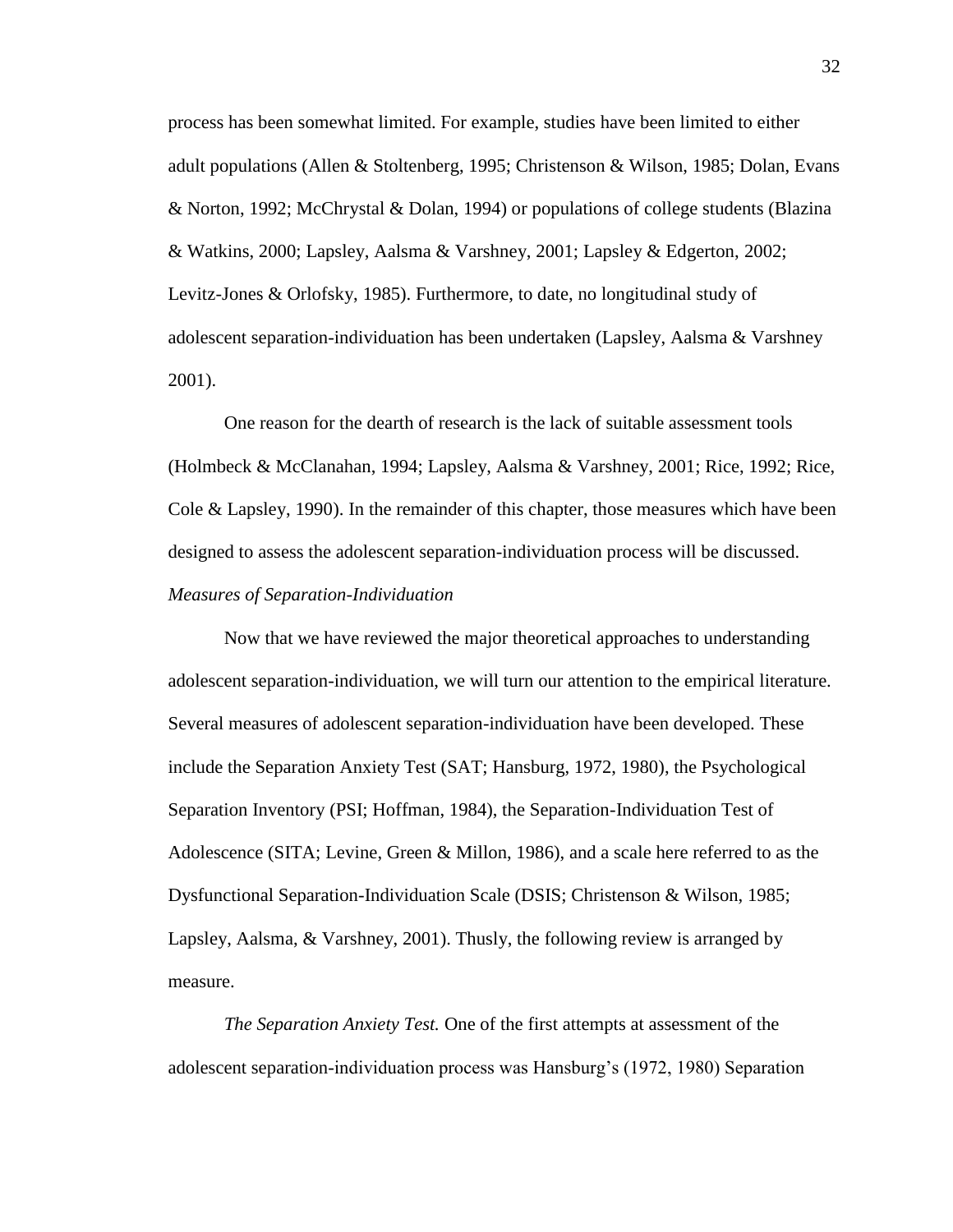process has been somewhat limited. For example, studies have been limited to either adult populations (Allen & Stoltenberg, 1995; Christenson & Wilson, 1985; Dolan, Evans & Norton, 1992; McChrystal & Dolan, 1994) or populations of college students (Blazina & Watkins, 2000; Lapsley, Aalsma & Varshney, 2001; Lapsley & Edgerton, 2002; Levitz-Jones & Orlofsky, 1985). Furthermore, to date, no longitudinal study of adolescent separation-individuation has been undertaken (Lapsley, Aalsma & Varshney 2001).

One reason for the dearth of research is the lack of suitable assessment tools (Holmbeck & McClanahan, 1994; Lapsley, Aalsma & Varshney, 2001; Rice, 1992; Rice, Cole & Lapsley, 1990). In the remainder of this chapter, those measures which have been designed to assess the adolescent separation-individuation process will be discussed.

*Measures of Separation-Individuation*

Now that we have reviewed the major theoretical approaches to understanding adolescent separation-individuation, we will turn our attention to the empirical literature. Several measures of adolescent separation-individuation have been developed. These include the Separation Anxiety Test (SAT; Hansburg, 1972, 1980), the Psychological Separation Inventory (PSI; Hoffman, 1984), the Separation-Individuation Test of Adolescence (SITA; Levine, Green & Millon, 1986), and a scale here referred to as the Dysfunctional Separation-Individuation Scale (DSIS; Christenson & Wilson, 1985; Lapsley, Aalsma, & Varshney, 2001). Thusly, the following review is arranged by measure.

*The Separation Anxiety Test.* One of the first attempts at assessment of the adolescent separation-individuation process was Hansburg's (1972, 1980) Separation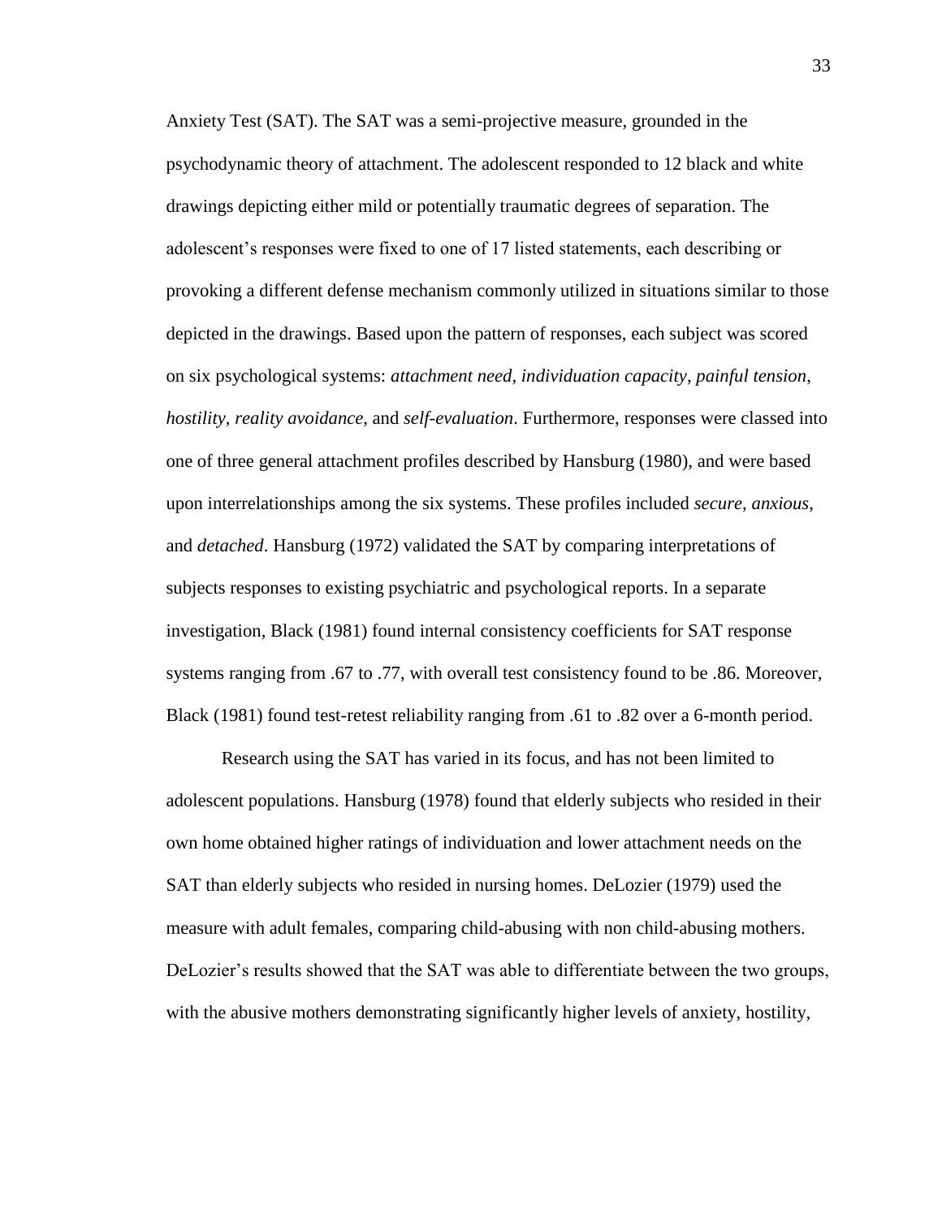Anxiety Test (SAT). The SAT was a semi-projective measure, grounded in the psychodynamic theory of attachment. The adolescent responded to 12 black and white drawings depicting either mild or potentially traumatic degrees of separation. The adolescent's responses were fixed to one of 17 listed statements, each describing or provoking a different defense mechanism commonly utilized in situations similar to those depicted in the drawings. Based upon the pattern of responses, each subject was scored on six psychological systems: *attachment need*, *individuation capacity*, *painful tension*, *hostility*, *reality avoidance*, and *self-evaluation*. Furthermore, responses were classed into one of three general attachment profiles described by Hansburg (1980), and were based upon interrelationships among the six systems. These profiles included *secure*, *anxious*, and *detached*. Hansburg (1972) validated the SAT by comparing interpretations of subjects responses to existing psychiatric and psychological reports. In a separate investigation, Black (1981) found internal consistency coefficients for SAT response systems ranging from .67 to .77, with overall test consistency found to be .86. Moreover, Black (1981) found test-retest reliability ranging from .61 to .82 over a 6-month period.

Research using the SAT has varied in its focus, and has not been limited to adolescent populations. Hansburg (1978) found that elderly subjects who resided in their own home obtained higher ratings of individuation and lower attachment needs on the SAT than elderly subjects who resided in nursing homes. DeLozier (1979) used the measure with adult females, comparing child-abusing with non child-abusing mothers. DeLozier's results showed that the SAT was able to differentiate between the two groups, with the abusive mothers demonstrating significantly higher levels of anxiety, hostility,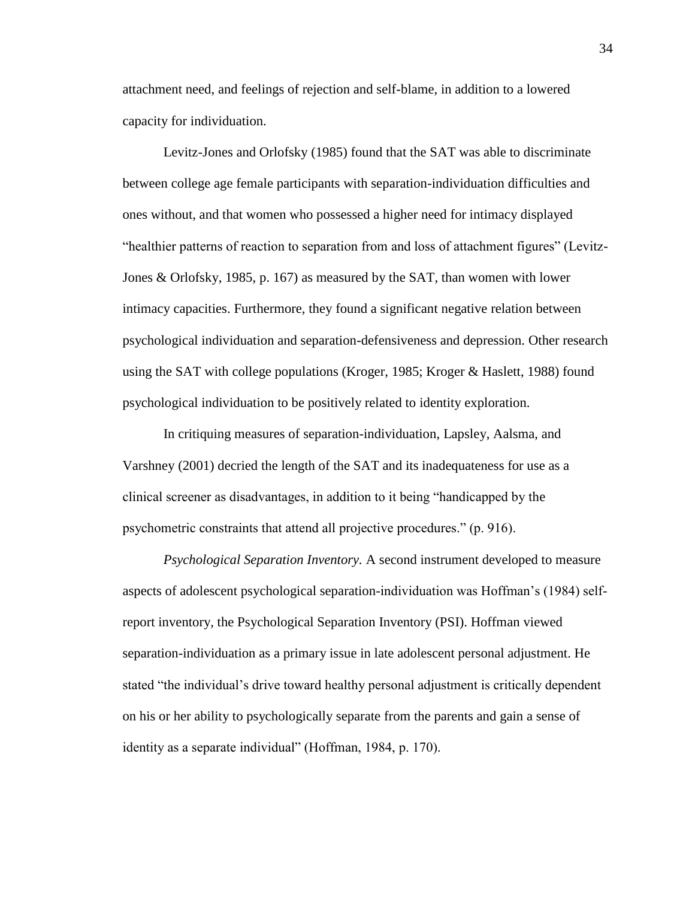attachment need, and feelings of rejection and self-blame, in addition to a lowered capacity for individuation.

Levitz-Jones and Orlofsky (1985) found that the SAT was able to discriminate between college age female participants with separation-individuation difficulties and ones without, and that women who possessed a higher need for intimacy displayed "healthier patterns of reaction to separation from and loss of attachment figures" (Levitz-Jones & Orlofsky, 1985, p. 167) as measured by the SAT, than women with lower intimacy capacities. Furthermore, they found a significant negative relation between psychological individuation and separation-defensiveness and depression. Other research using the SAT with college populations (Kroger, 1985; Kroger & Haslett, 1988) found psychological individuation to be positively related to identity exploration.

In critiquing measures of separation-individuation, Lapsley, Aalsma, and Varshney (2001) decried the length of the SAT and its inadequateness for use as a clinical screener as disadvantages, in addition to it being "handicapped by the psychometric constraints that attend all projective procedures." (p. 916).

*Psychological Separation Inventory.* A second instrument developed to measure aspects of adolescent psychological separation-individuation was Hoffman's (1984) self-report inventory, the Psychological Separation Inventory (PSI). Hoffman viewed separation-individuation as a primary issue in late adolescent personal adjustment. He stated "the individual's drive toward healthy personal adjustment is critically dependent on his or her ability to psychologically separate from the parents and gain a sense of identity as a separate individual" (Hoffman, 1984, p. 170).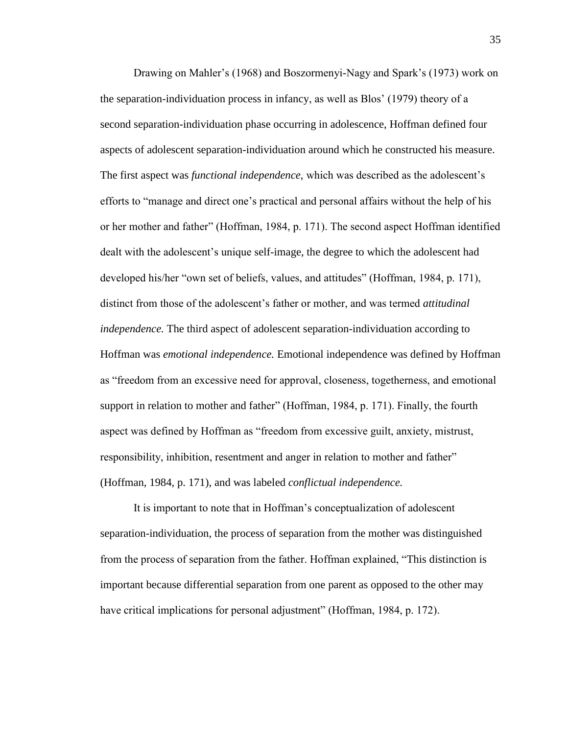Drawing on Mahler's (1968) and Boszormenyi-Nagy and Spark's (1973) work on the separation-individuation process in infancy, as well as Blos' (1979) theory of a second separation-individuation phase occurring in adolescence, Hoffman defined four aspects of adolescent separation-individuation around which he constructed his measure. The first aspect was *functional independence*, which was described as the adolescent's efforts to "manage and direct one's practical and personal affairs without the help of his or her mother and father" (Hoffman, 1984, p. 171). The second aspect Hoffman identified dealt with the adolescent's unique self-image, the degree to which the adolescent had developed his/her "own set of beliefs, values, and attitudes" (Hoffman, 1984, p. 171), distinct from those of the adolescent's father or mother, and was termed *attitudinal independence.* The third aspect of adolescent separation-individuation according to Hoffman was *emotional independence.* Emotional independence was defined by Hoffman as "freedom from an excessive need for approval, closeness, togetherness, and emotional support in relation to mother and father" (Hoffman, 1984, p. 171). Finally, the fourth aspect was defined by Hoffman as "freedom from excessive guilt, anxiety, mistrust, responsibility, inhibition, resentment and anger in relation to mother and father" (Hoffman, 1984, p. 171), and was labeled *conflictual independence.*

It is important to note that in Hoffman's conceptualization of adolescent separation-individuation, the process of separation from the mother was distinguished from the process of separation from the father. Hoffman explained, "This distinction is important because differential separation from one parent as opposed to the other may have critical implications for personal adjustment" (Hoffman, 1984, p. 172).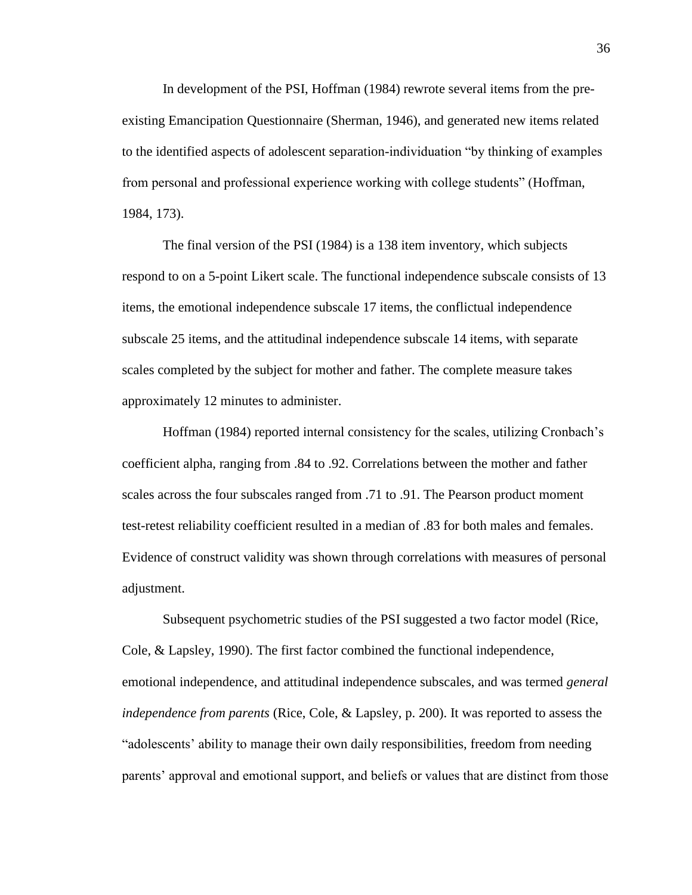In development of the PSI, Hoffman (1984) rewrote several items from the pre-existing Emancipation Questionnaire (Sherman, 1946), and generated new items related to the identified aspects of adolescent separation-individuation "by thinking of examples from personal and professional experience working with college students" (Hoffman, 1984, 173).

The final version of the PSI (1984) is a 138 item inventory, which subjects respond to on a 5-point Likert scale. The functional independence subscale consists of 13 items, the emotional independence subscale 17 items, the conflictual independence subscale 25 items, and the attitudinal independence subscale 14 items, with separate scales completed by the subject for mother and father. The complete measure takes approximately 12 minutes to administer.

Hoffman (1984) reported internal consistency for the scales, utilizing Cronbach's coefficient alpha, ranging from .84 to .92. Correlations between the mother and father scales across the four subscales ranged from .71 to .91. The Pearson product moment test-retest reliability coefficient resulted in a median of .83 for both males and females. Evidence of construct validity was shown through correlations with measures of personal adjustment.

Subsequent psychometric studies of the PSI suggested a two factor model (Rice, Cole, & Lapsley, 1990). The first factor combined the functional independence, emotional independence, and attitudinal independence subscales, and was termed *general independence from parents* (Rice, Cole, & Lapsley, p. 200). It was reported to assess the "adolescents' ability to manage their own daily responsibilities, freedom from needing parents' approval and emotional support, and beliefs or values that are distinct from those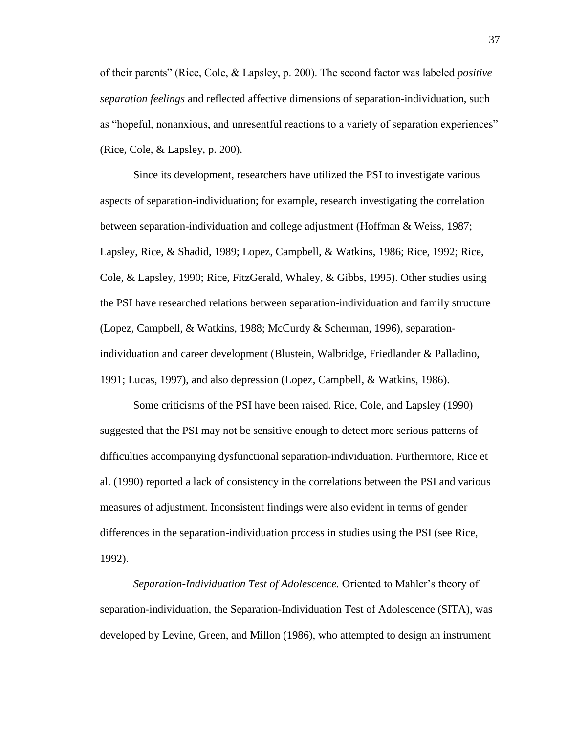of their parents" (Rice, Cole, & Lapsley, p. 200). The second factor was labeled *positive separation feelings* and reflected affective dimensions of separation-individuation, such as "hopeful, nonanxious, and unresentful reactions to a variety of separation experiences" (Rice, Cole, & Lapsley, p. 200).

Since its development, researchers have utilized the PSI to investigate various aspects of separation-individuation; for example, research investigating the correlation between separation-individuation and college adjustment (Hoffman & Weiss, 1987; Lapsley, Rice, & Shadid, 1989; Lopez, Campbell, & Watkins, 1986; Rice, 1992; Rice, Cole, & Lapsley, 1990; Rice, FitzGerald, Whaley, & Gibbs, 1995). Other studies using the PSI have researched relations between separation-individuation and family structure (Lopez, Campbell, & Watkins, 1988; McCurdy & Scherman, 1996), separation-individuation and career development (Blustein, Walbridge, Friedlander & Palladino, 1991; Lucas, 1997), and also depression (Lopez, Campbell, & Watkins, 1986).

Some criticisms of the PSI have been raised. Rice, Cole, and Lapsley (1990) suggested that the PSI may not be sensitive enough to detect more serious patterns of difficulties accompanying dysfunctional separation-individuation. Furthermore, Rice et al. (1990) reported a lack of consistency in the correlations between the PSI and various measures of adjustment. Inconsistent findings were also evident in terms of gender differences in the separation-individuation process in studies using the PSI (see Rice, 1992).

*Separation-Individuation Test of Adolescence.* Oriented to Mahler's theory of separation-individuation, the Separation-Individuation Test of Adolescence (SITA), was developed by Levine, Green, and Millon (1986), who attempted to design an instrument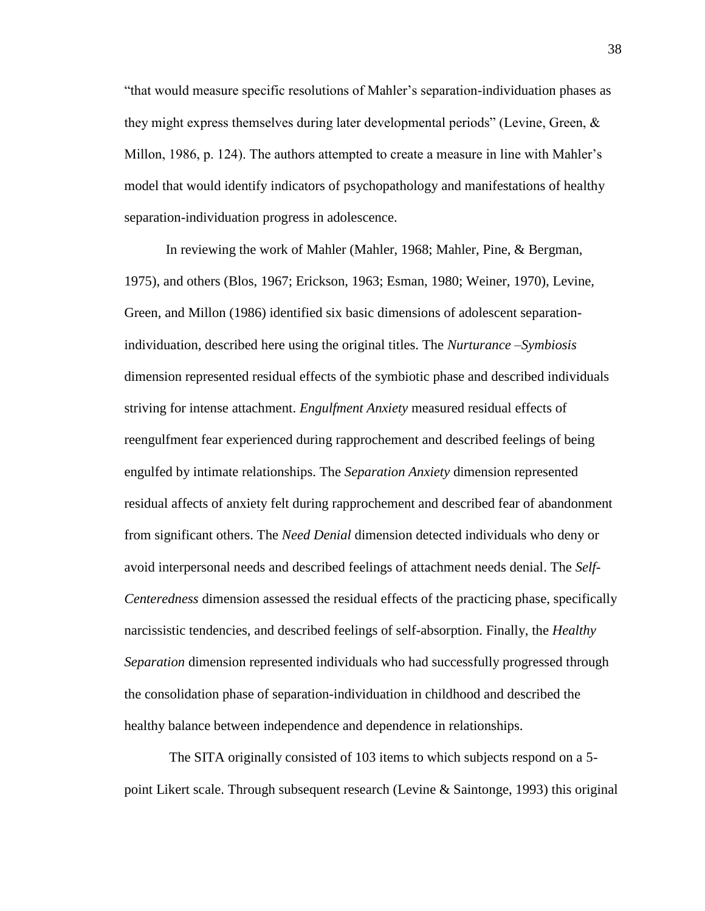"that would measure specific resolutions of Mahler's separation-individuation phases as they might express themselves during later developmental periods" (Levine, Green, & Millon, 1986, p. 124). The authors attempted to create a measure in line with Mahler's model that would identify indicators of psychopathology and manifestations of healthy separation-individuation progress in adolescence.

In reviewing the work of Mahler (Mahler, 1968; Mahler, Pine, & Bergman, 1975), and others (Blos, 1967; Erickson, 1963; Esman, 1980; Weiner, 1970), Levine, Green, and Millon (1986) identified six basic dimensions of adolescent separation-individuation, described here using the original titles. The *Nurturance –Symbiosis* dimension represented residual effects of the symbiotic phase and described individuals striving for intense attachment. *Engulfment Anxiety* measured residual effects of reengulfment fear experienced during rapprochement and described feelings of being engulfed by intimate relationships. The *Separation Anxiety* dimension represented residual affects of anxiety felt during rapprochement and described fear of abandonment from significant others. The *Need Denial* dimension detected individuals who deny or avoid interpersonal needs and described feelings of attachment needs denial. The *Self-Centeredness* dimension assessed the residual effects of the practicing phase, specifically narcissistic tendencies, and described feelings of self-absorption. Finally, the *Healthy Separation* dimension represented individuals who had successfully progressed through the consolidation phase of separation-individuation in childhood and described the healthy balance between independence and dependence in relationships.

The SITA originally consisted of 103 items to which subjects respond on a 5-point Likert scale. Through subsequent research (Levine & Saintonge, 1993) this original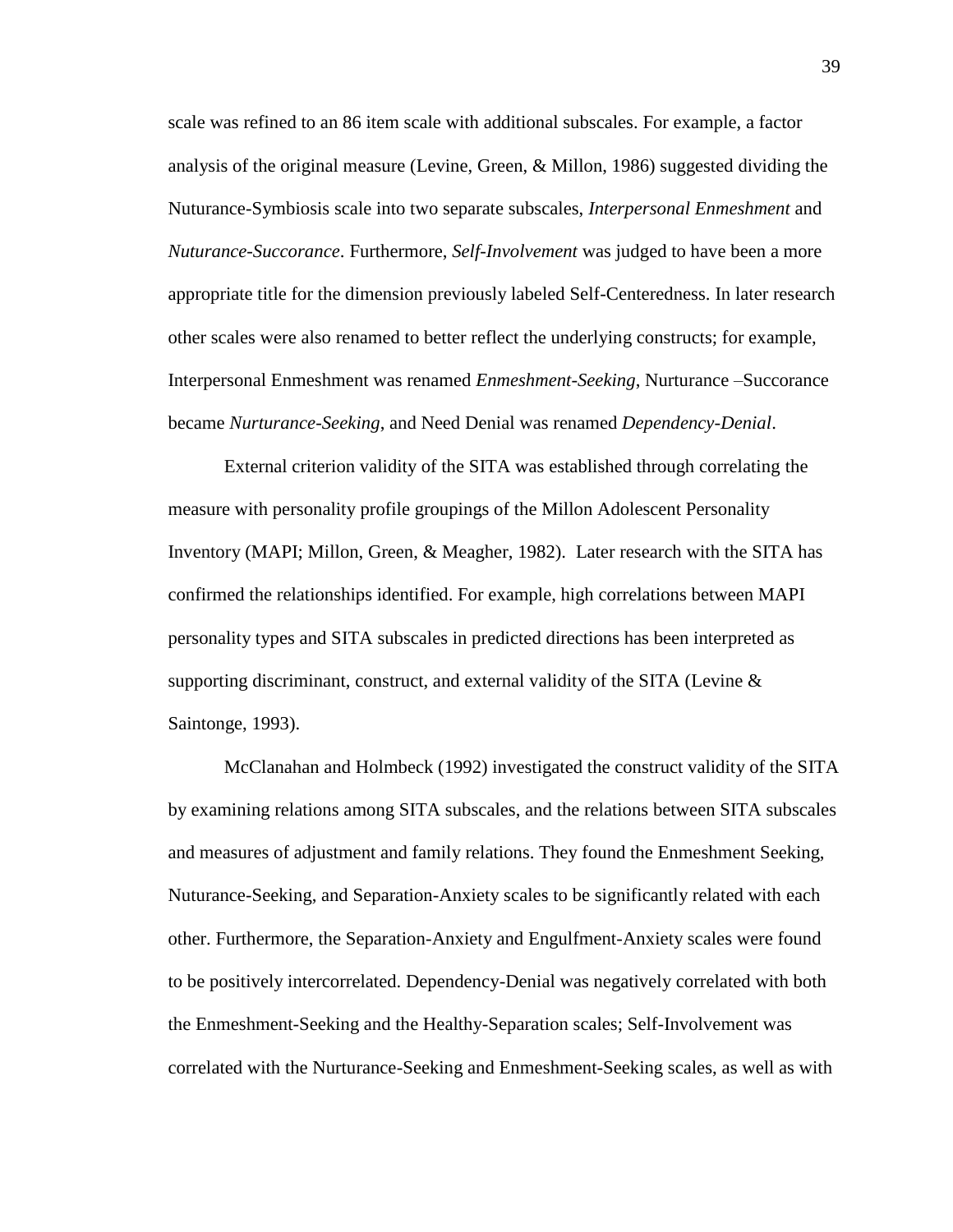scale was refined to an 86 item scale with additional subscales. For example, a factor analysis of the original measure (Levine, Green, & Millon, 1986) suggested dividing the Nuturance-Symbiosis scale into two separate subscales, *Interpersonal Enmeshment* and *Nuturance-Succorance*. Furthermore, *Self-Involvement* was judged to have been a more appropriate title for the dimension previously labeled Self-Centeredness. In later research other scales were also renamed to better reflect the underlying constructs; for example, Interpersonal Enmeshment was renamed *Enmeshment-Seeking*, Nurturance –Succorance became *Nurturance-Seeking*, and Need Denial was renamed *Dependency-Denial*.

External criterion validity of the SITA was established through correlating the measure with personality profile groupings of the Millon Adolescent Personality Inventory (MAPI; Millon, Green, & Meagher, 1982). Later research with the SITA has confirmed the relationships identified. For example, high correlations between MAPI personality types and SITA subscales in predicted directions has been interpreted as supporting discriminant, construct, and external validity of the SITA (Levine & Saintonge, 1993).

McClanahan and Holmbeck (1992) investigated the construct validity of the SITA by examining relations among SITA subscales, and the relations between SITA subscales and measures of adjustment and family relations. They found the Enmeshment Seeking, Nuturance-Seeking, and Separation-Anxiety scales to be significantly related with each other. Furthermore, the Separation-Anxiety and Engulfment-Anxiety scales were found to be positively intercorrelated. Dependency-Denial was negatively correlated with both the Enmeshment-Seeking and the Healthy-Separation scales; Self-Involvement was correlated with the Nurturance-Seeking and Enmeshment-Seeking scales, as well as with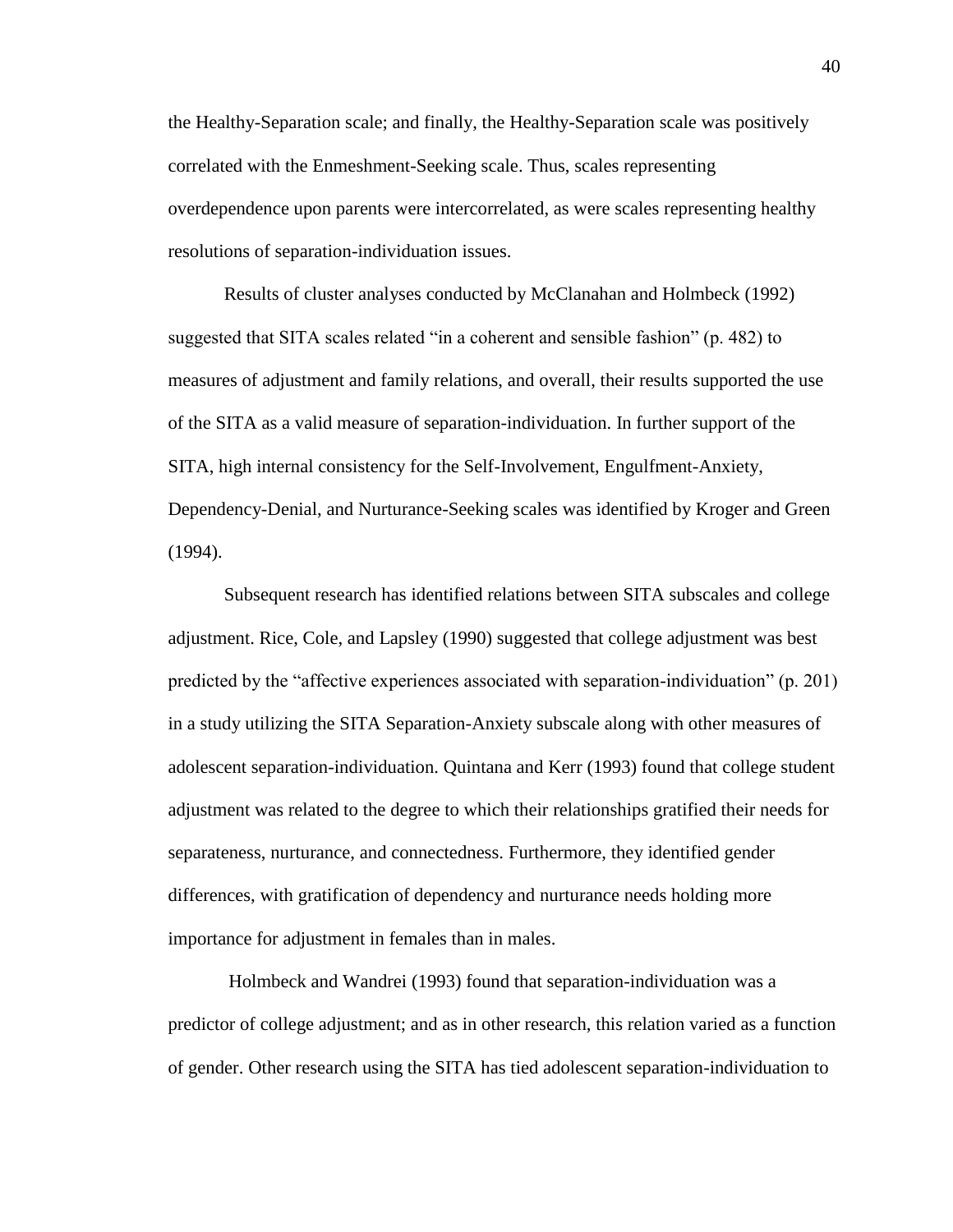the Healthy-Separation scale; and finally, the Healthy-Separation scale was positively correlated with the Enmeshment-Seeking scale. Thus, scales representing overdependence upon parents were intercorrelated, as were scales representing healthy resolutions of separation-individuation issues.

Results of cluster analyses conducted by McClanahan and Holmbeck (1992) suggested that SITA scales related "in a coherent and sensible fashion" (p. 482) to measures of adjustment and family relations, and overall, their results supported the use of the SITA as a valid measure of separation-individuation. In further support of the SITA, high internal consistency for the Self-Involvement, Engulfment-Anxiety, Dependency-Denial, and Nurturance-Seeking scales was identified by Kroger and Green (1994).

Subsequent research has identified relations between SITA subscales and college adjustment. Rice, Cole, and Lapsley (1990) suggested that college adjustment was best predicted by the "affective experiences associated with separation-individuation" (p. 201) in a study utilizing the SITA Separation-Anxiety subscale along with other measures of adolescent separation-individuation. Quintana and Kerr (1993) found that college student adjustment was related to the degree to which their relationships gratified their needs for separateness, nurturance, and connectedness. Furthermore, they identified gender differences, with gratification of dependency and nurturance needs holding more importance for adjustment in females than in males.

Holmbeck and Wandrei (1993) found that separation-individuation was a predictor of college adjustment; and as in other research, this relation varied as a function of gender. Other research using the SITA has tied adolescent separation-individuation to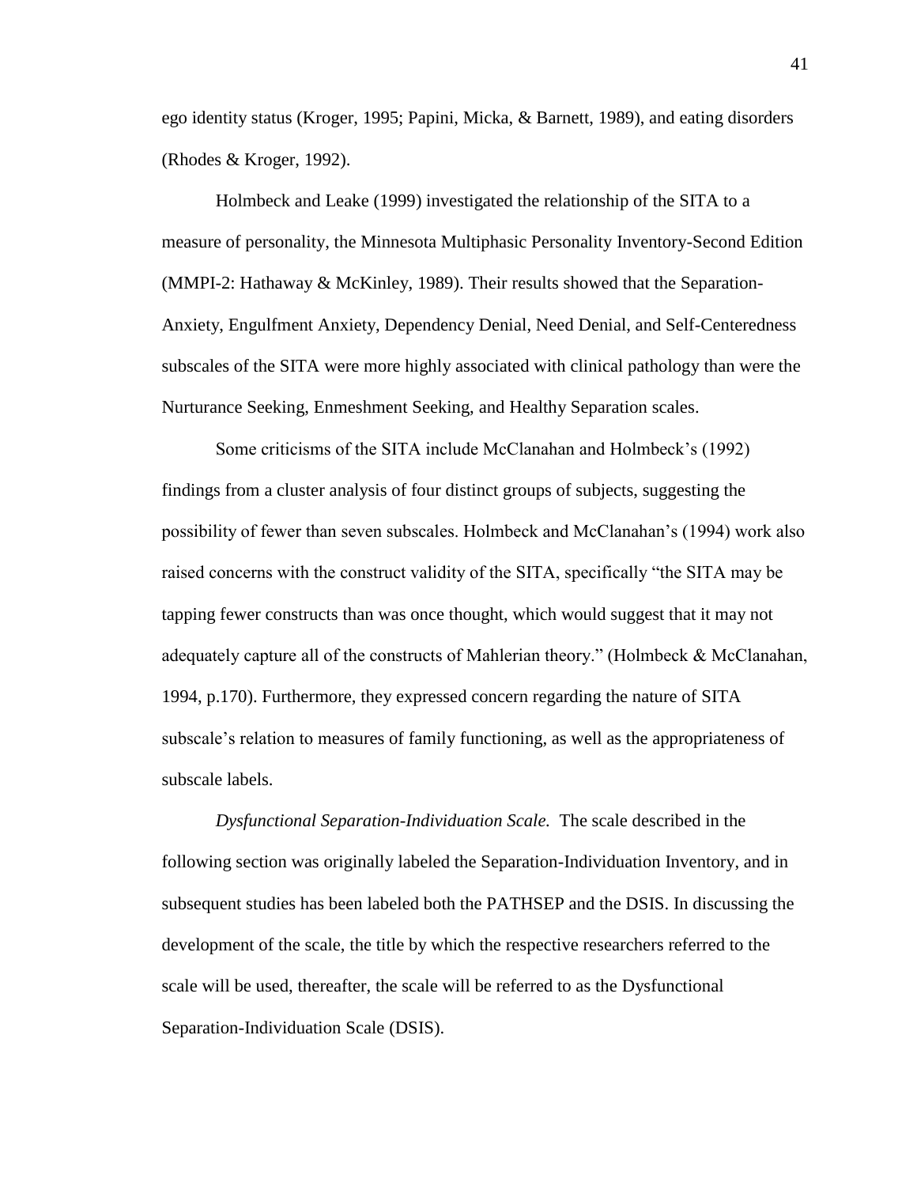ego identity status (Kroger, 1995; Papini, Micka, & Barnett, 1989), and eating disorders (Rhodes & Kroger, 1992).

Holmbeck and Leake (1999) investigated the relationship of the SITA to a measure of personality, the Minnesota Multiphasic Personality Inventory-Second Edition (MMPI-2: Hathaway & McKinley, 1989). Their results showed that the Separation-Anxiety, Engulfment Anxiety, Dependency Denial, Need Denial, and Self-Centeredness subscales of the SITA were more highly associated with clinical pathology than were the Nurturance Seeking, Enmeshment Seeking, and Healthy Separation scales.

Some criticisms of the SITA include McClanahan and Holmbeck's (1992) findings from a cluster analysis of four distinct groups of subjects, suggesting the possibility of fewer than seven subscales. Holmbeck and McClanahan's (1994) work also raised concerns with the construct validity of the SITA, specifically "the SITA may be tapping fewer constructs than was once thought, which would suggest that it may not adequately capture all of the constructs of Mahlerian theory." (Holmbeck & McClanahan, 1994, p.170). Furthermore, they expressed concern regarding the nature of SITA subscale's relation to measures of family functioning, as well as the appropriateness of subscale labels.

*Dysfunctional Separation-Individuation Scale.* The scale described in the following section was originally labeled the Separation-Individuation Inventory, and in subsequent studies has been labeled both the PATHSEP and the DSIS. In discussing the development of the scale, the title by which the respective researchers referred to the scale will be used, thereafter, the scale will be referred to as the Dysfunctional Separation-Individuation Scale (DSIS).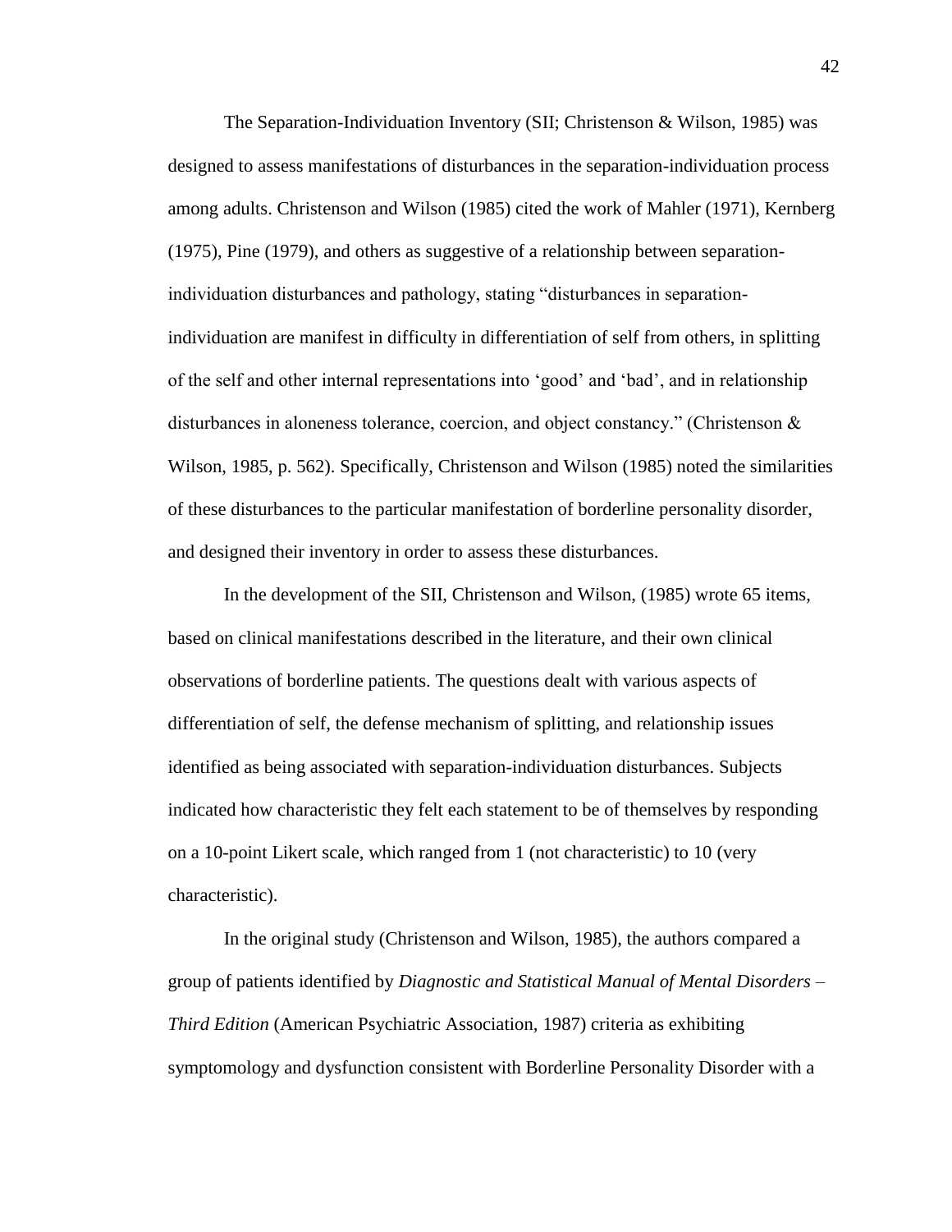The Separation-Individuation Inventory (SII; Christenson & Wilson, 1985) was designed to assess manifestations of disturbances in the separation-individuation process among adults. Christenson and Wilson (1985) cited the work of Mahler (1971), Kernberg (1975), Pine (1979), and others as suggestive of a relationship between separation-individuation disturbances and pathology, stating "disturbances in separation-individuation are manifest in difficulty in differentiation of self from others, in splitting of the self and other internal representations into 'good' and 'bad', and in relationship disturbances in aloneness tolerance, coercion, and object constancy." (Christenson & Wilson, 1985, p. 562). Specifically, Christenson and Wilson (1985) noted the similarities of these disturbances to the particular manifestation of borderline personality disorder, and designed their inventory in order to assess these disturbances.

In the development of the SII, Christenson and Wilson, (1985) wrote 65 items, based on clinical manifestations described in the literature, and their own clinical observations of borderline patients. The questions dealt with various aspects of differentiation of self, the defense mechanism of splitting, and relationship issues identified as being associated with separation-individuation disturbances. Subjects indicated how characteristic they felt each statement to be of themselves by responding on a 10-point Likert scale, which ranged from 1 (not characteristic) to 10 (very characteristic).

In the original study (Christenson and Wilson, 1985), the authors compared a group of patients identified by *Diagnostic and Statistical Manual of Mental Disorders – Third Edition* (American Psychiatric Association, 1987) criteria as exhibiting symptomology and dysfunction consistent with Borderline Personality Disorder with a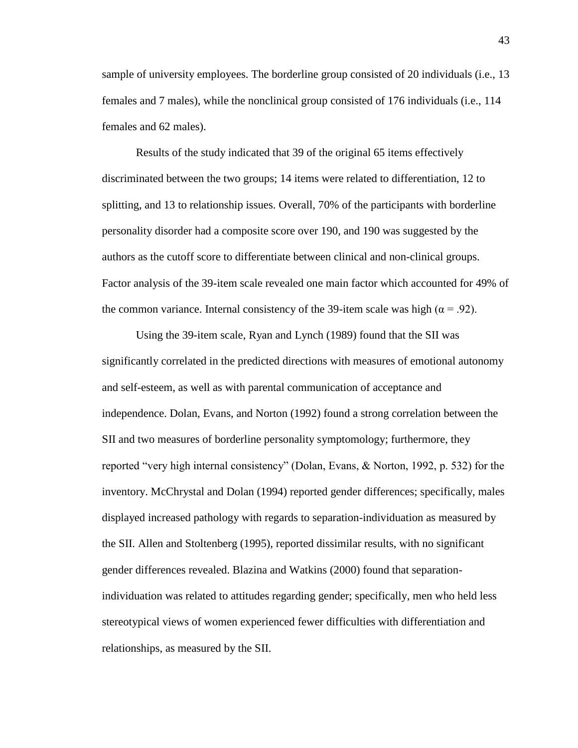sample of university employees. The borderline group consisted of 20 individuals (i.e., 13 females and 7 males), while the nonclinical group consisted of 176 individuals (i.e., 114 females and 62 males).

Results of the study indicated that 39 of the original 65 items effectively discriminated between the two groups; 14 items were related to differentiation, 12 to splitting, and 13 to relationship issues. Overall, 70% of the participants with borderline personality disorder had a composite score over 190, and 190 was suggested by the authors as the cutoff score to differentiate between clinical and non-clinical groups. Factor analysis of the 39-item scale revealed one main factor which accounted for 49% of the common variance. Internal consistency of the 39-item scale was high ($\alpha = .92$).

Using the 39-item scale, Ryan and Lynch (1989) found that the SII was significantly correlated in the predicted directions with measures of emotional autonomy and self-esteem, as well as with parental communication of acceptance and independence. Dolan, Evans, and Norton (1992) found a strong correlation between the SII and two measures of borderline personality symptomology; furthermore, they reported "very high internal consistency" (Dolan, Evans, & Norton, 1992, p. 532) for the inventory. McChrystal and Dolan (1994) reported gender differences; specifically, males displayed increased pathology with regards to separation-individuation as measured by the SII. Allen and Stoltenberg (1995), reported dissimilar results, with no significant gender differences revealed. Blazina and Watkins (2000) found that separation-individuation was related to attitudes regarding gender; specifically, men who held less stereotypical views of women experienced fewer difficulties with differentiation and relationships, as measured by the SII.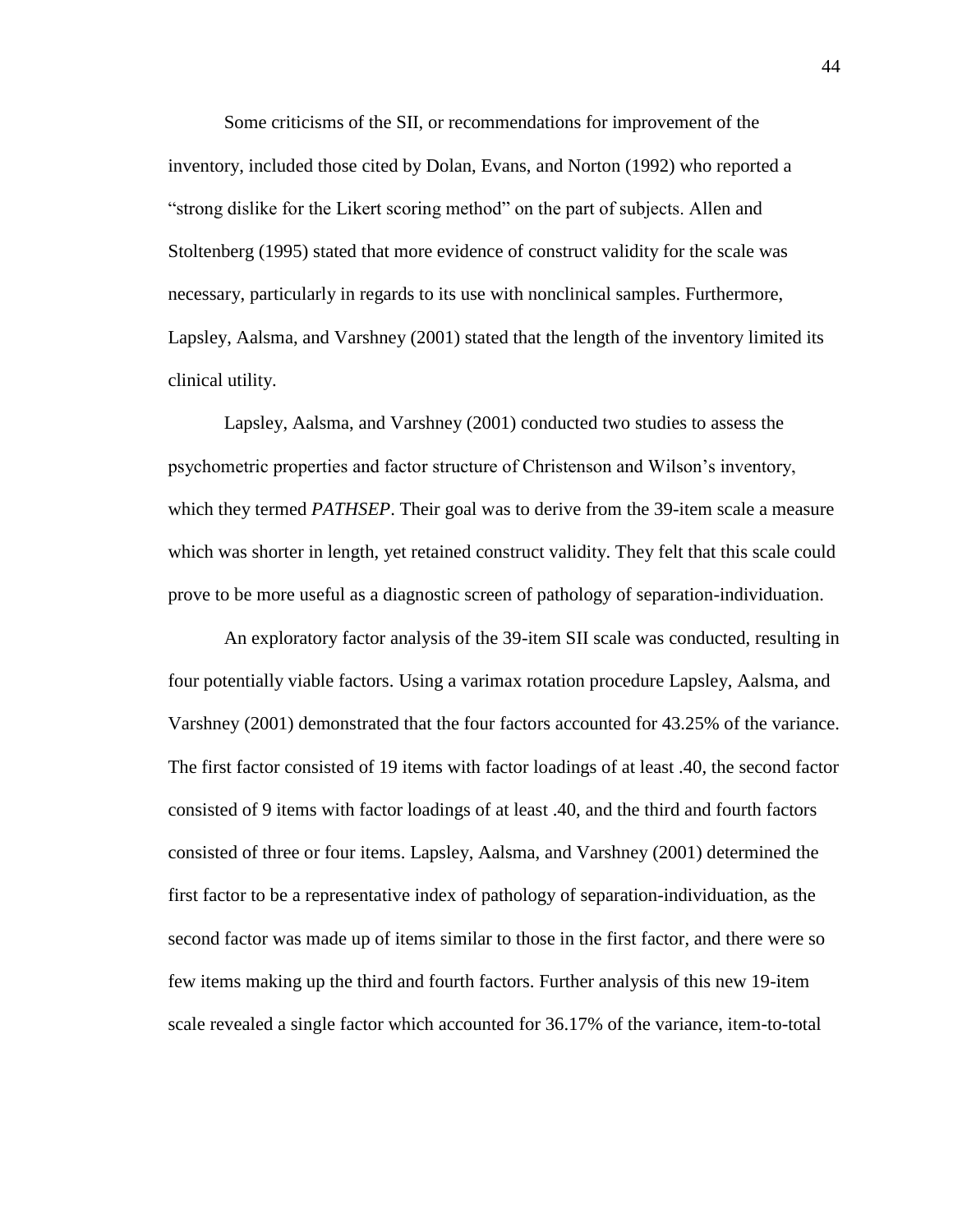Some criticisms of the SII, or recommendations for improvement of the inventory, included those cited by Dolan, Evans, and Norton (1992) who reported a "strong dislike for the Likert scoring method" on the part of subjects. Allen and Stoltenberg (1995) stated that more evidence of construct validity for the scale was necessary, particularly in regards to its use with nonclinical samples. Furthermore, Lapsley, Aalsma, and Varshney (2001) stated that the length of the inventory limited its clinical utility.

Lapsley, Aalsma, and Varshney (2001) conducted two studies to assess the psychometric properties and factor structure of Christenson and Wilson's inventory, which they termed *PATHSEP*. Their goal was to derive from the 39-item scale a measure which was shorter in length, yet retained construct validity. They felt that this scale could prove to be more useful as a diagnostic screen of pathology of separation-individuation.

An exploratory factor analysis of the 39-item SII scale was conducted, resulting in four potentially viable factors. Using a varimax rotation procedure Lapsley, Aalsma, and Varshney (2001) demonstrated that the four factors accounted for 43.25% of the variance. The first factor consisted of 19 items with factor loadings of at least .40, the second factor consisted of 9 items with factor loadings of at least .40, and the third and fourth factors consisted of three or four items. Lapsley, Aalsma, and Varshney (2001) determined the first factor to be a representative index of pathology of separation-individuation, as the second factor was made up of items similar to those in the first factor, and there were so few items making up the third and fourth factors. Further analysis of this new 19-item scale revealed a single factor which accounted for 36.17% of the variance, item-to-total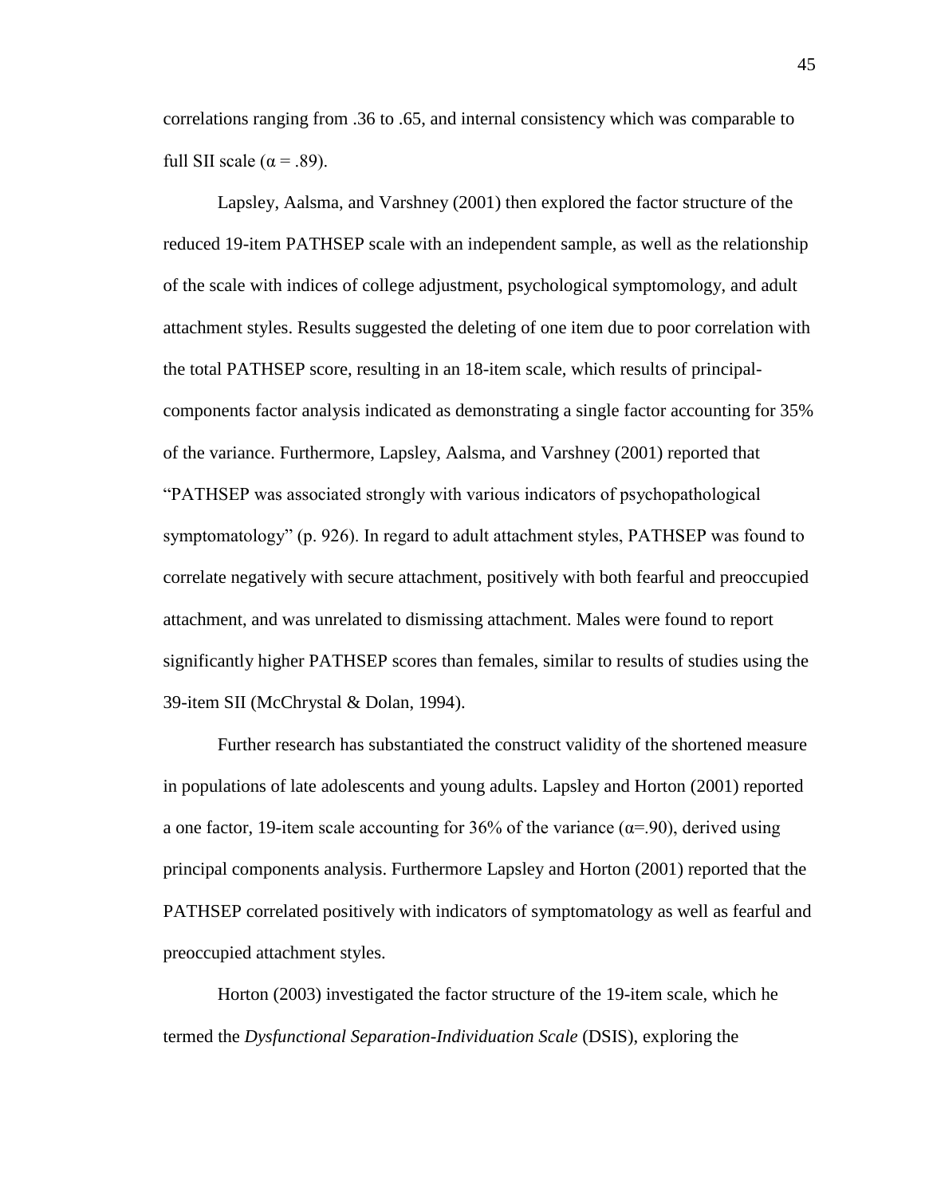correlations ranging from .36 to .65, and internal consistency which was comparable to full SII scale ($\alpha = .89$).

Lapsley, Aalsma, and Varshney (2001) then explored the factor structure of the reduced 19-item PATHSEP scale with an independent sample, as well as the relationship of the scale with indices of college adjustment, psychological symptomology, and adult attachment styles. Results suggested the deleting of one item due to poor correlation with the total PATHSEP score, resulting in an 18-item scale, which results of principal-components factor analysis indicated as demonstrating a single factor accounting for 35% of the variance. Furthermore, Lapsley, Aalsma, and Varshney (2001) reported that "PATHSEP was associated strongly with various indicators of psychopathological symptomatology" (p. 926). In regard to adult attachment styles, PATHSEP was found to correlate negatively with secure attachment, positively with both fearful and preoccupied attachment, and was unrelated to dismissing attachment. Males were found to report significantly higher PATHSEP scores than females, similar to results of studies using the 39-item SII (McChrystal & Dolan, 1994).

Further research has substantiated the construct validity of the shortened measure in populations of late adolescents and young adults. Lapsley and Horton (2001) reported a one factor, 19-item scale accounting for 36% of the variance ($\alpha=.90$), derived using principal components analysis. Furthermore Lapsley and Horton (2001) reported that the PATHSEP correlated positively with indicators of symptomatology as well as fearful and preoccupied attachment styles.

Horton (2003) investigated the factor structure of the 19-item scale, which he termed the *Dysfunctional Separation-Individuation Scale* (DSIS), exploring the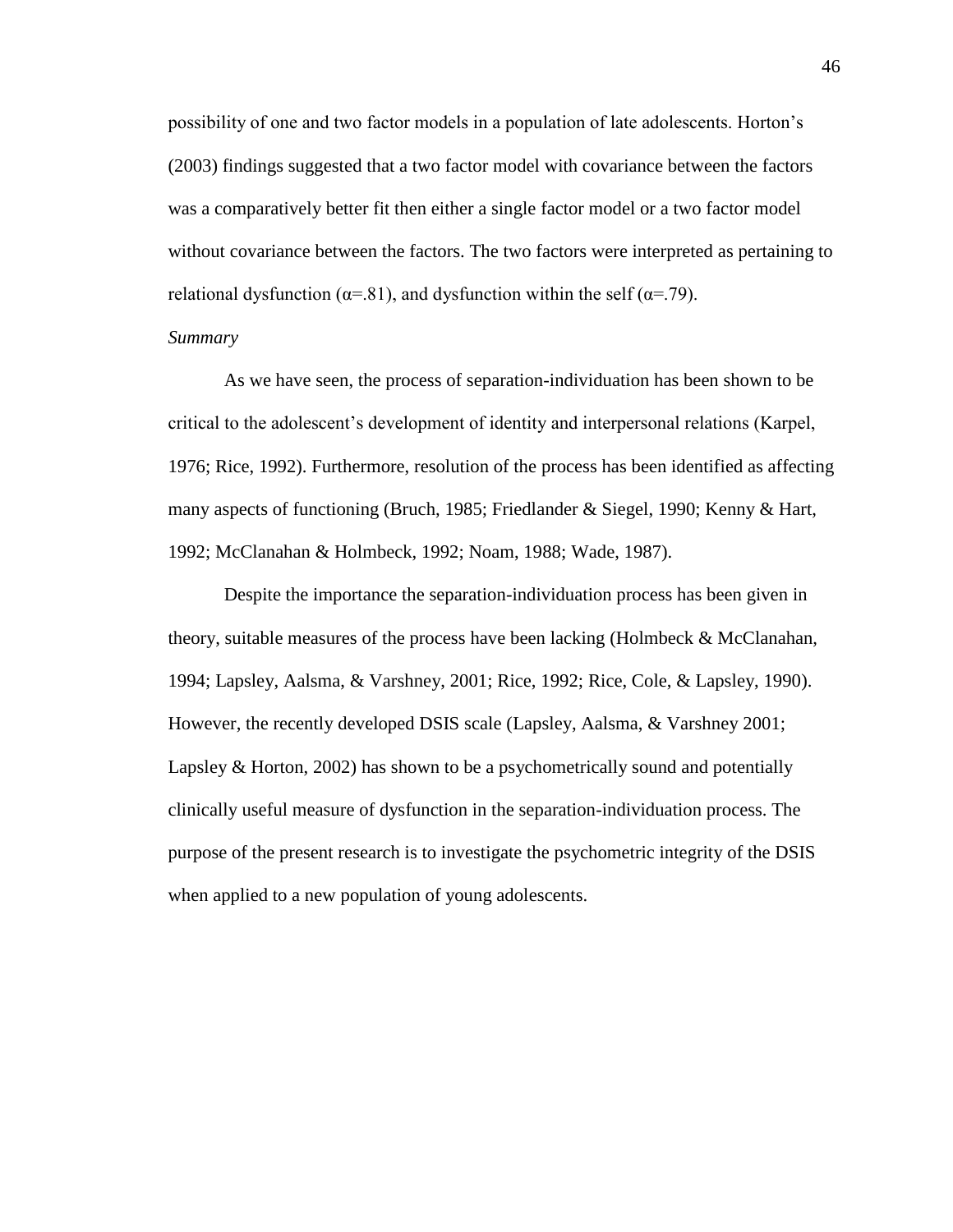possibility of one and two factor models in a population of late adolescents. Horton's (2003) findings suggested that a two factor model with covariance between the factors was a comparatively better fit then either a single factor model or a two factor model without covariance between the factors. The two factors were interpreted as pertaining to relational dysfunction ($\alpha$=.81), and dysfunction within the self ($\alpha$=.79).

*Summary*

As we have seen, the process of separation-individuation has been shown to be critical to the adolescent's development of identity and interpersonal relations (Karpel, 1976; Rice, 1992). Furthermore, resolution of the process has been identified as affecting many aspects of functioning (Bruch, 1985; Friedlander & Siegel, 1990; Kenny & Hart, 1992; McClanahan & Holmbeck, 1992; Noam, 1988; Wade, 1987).

Despite the importance the separation-individuation process has been given in theory, suitable measures of the process have been lacking (Holmbeck & McClanahan, 1994; Lapsley, Aalsma, & Varshney, 2001; Rice, 1992; Rice, Cole, & Lapsley, 1990). However, the recently developed DSIS scale (Lapsley, Aalsma, & Varshney 2001; Lapsley & Horton, 2002) has shown to be a psychometrically sound and potentially clinically useful measure of dysfunction in the separation-individuation process. The purpose of the present research is to investigate the psychometric integrity of the DSIS when applied to a new population of young adolescents.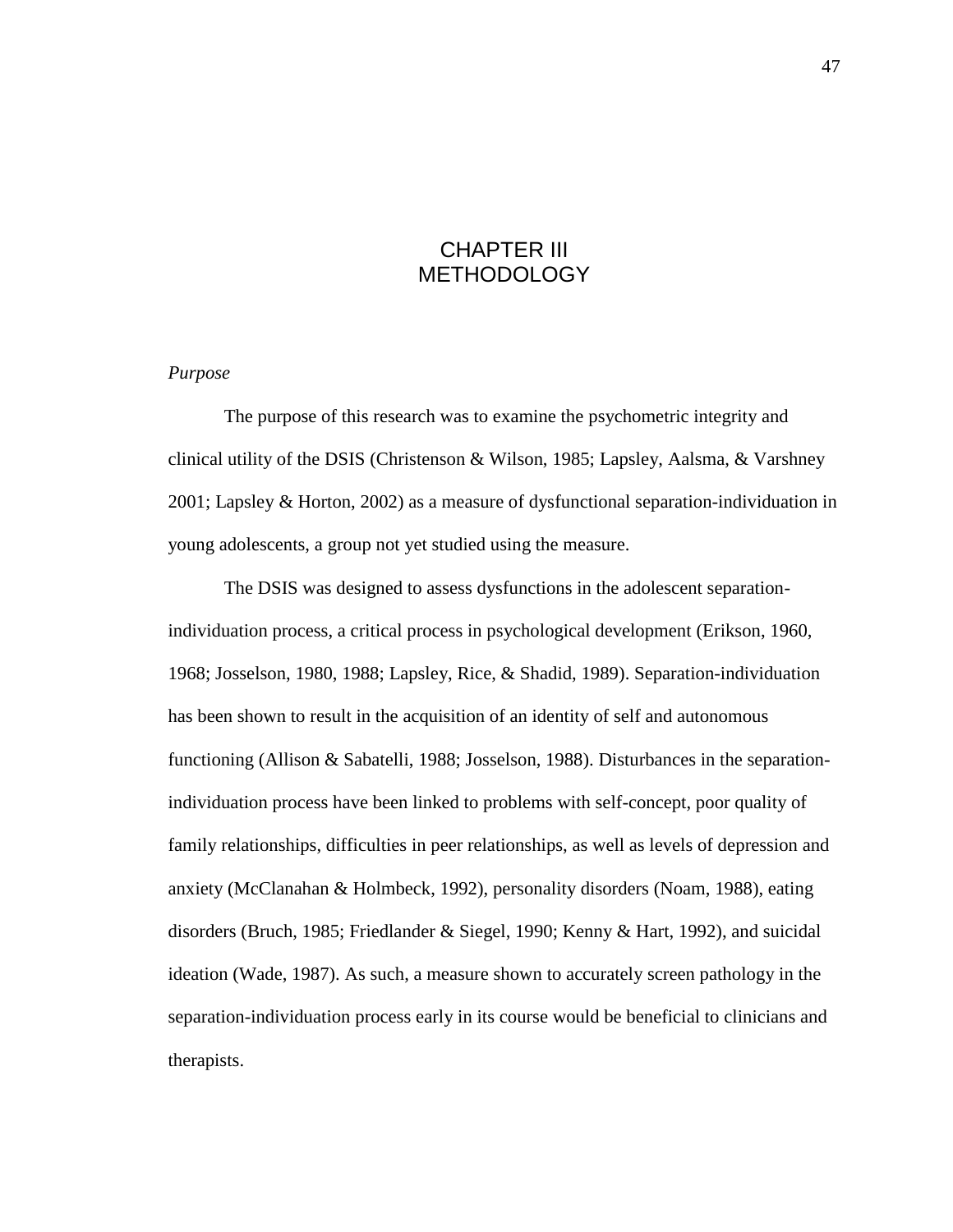# CHAPTER III
# METHODOLOGY

*Purpose*

The purpose of this research was to examine the psychometric integrity and clinical utility of the DSIS (Christenson & Wilson, 1985; Lapsley, Aalsma, & Varshney 2001; Lapsley & Horton, 2002) as a measure of dysfunctional separation-individuation in young adolescents, a group not yet studied using the measure.

The DSIS was designed to assess dysfunctions in the adolescent separation-individuation process, a critical process in psychological development (Erikson, 1960, 1968; Josselson, 1980, 1988; Lapsley, Rice, & Shadid, 1989). Separation-individuation has been shown to result in the acquisition of an identity of self and autonomous functioning (Allison & Sabatelli, 1988; Josselson, 1988). Disturbances in the separation-individuation process have been linked to problems with self-concept, poor quality of family relationships, difficulties in peer relationships, as well as levels of depression and anxiety (McClanahan & Holmbeck, 1992), personality disorders (Noam, 1988), eating disorders (Bruch, 1985; Friedlander & Siegel, 1990; Kenny & Hart, 1992), and suicidal ideation (Wade, 1987). As such, a measure shown to accurately screen pathology in the separation-individuation process early in its course would be beneficial to clinicians and therapists.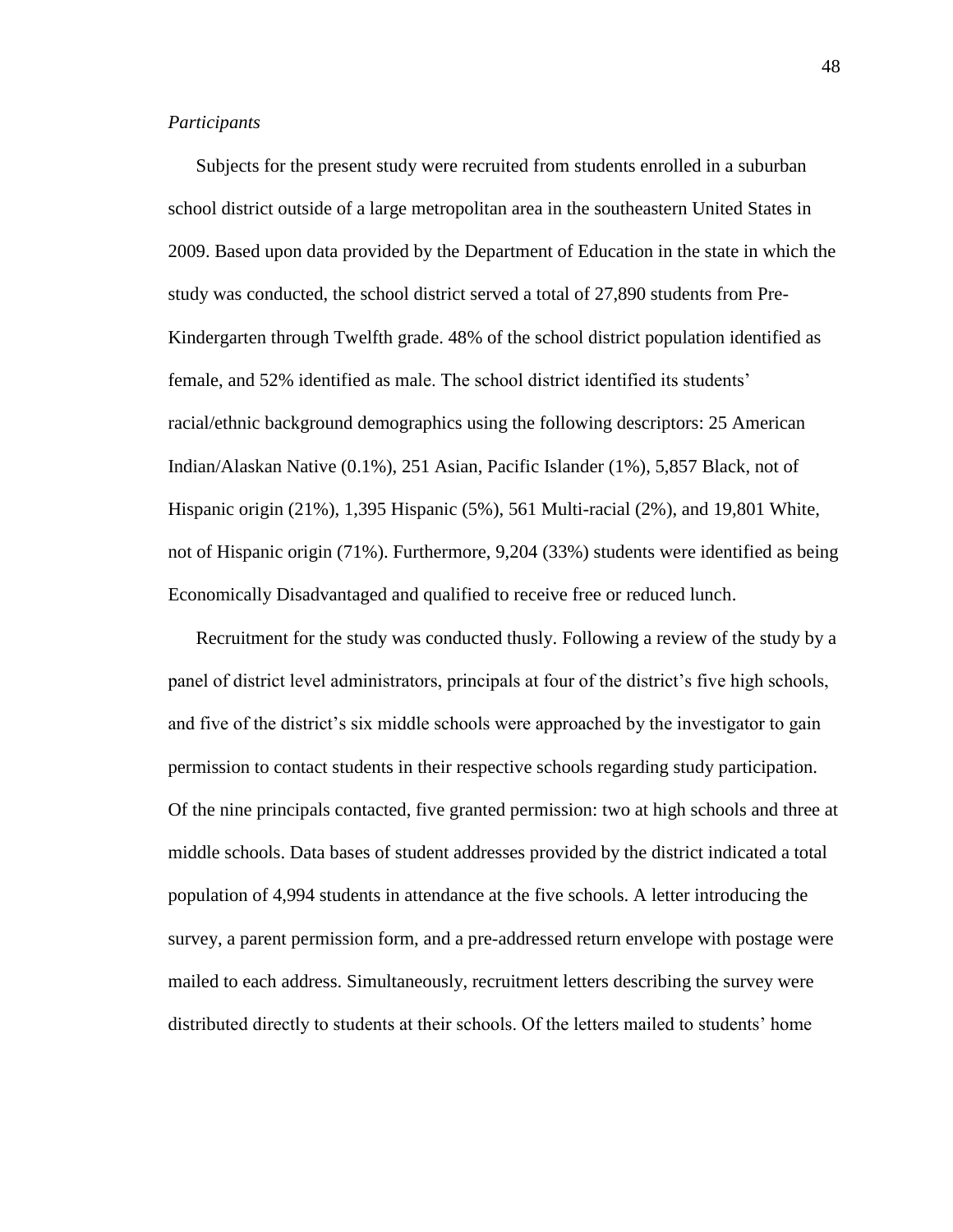*Participants*

Subjects for the present study were recruited from students enrolled in a suburban school district outside of a large metropolitan area in the southeastern United States in 2009. Based upon data provided by the Department of Education in the state in which the study was conducted, the school district served a total of 27,890 students from Pre-Kindergarten through Twelfth grade. 48% of the school district population identified as female, and 52% identified as male. The school district identified its students' racial/ethnic background demographics using the following descriptors: 25 American Indian/Alaskan Native (0.1%), 251 Asian, Pacific Islander (1%), 5,857 Black, not of Hispanic origin (21%), 1,395 Hispanic (5%), 561 Multi-racial (2%), and 19,801 White, not of Hispanic origin (71%). Furthermore, 9,204 (33%) students were identified as being Economically Disadvantaged and qualified to receive free or reduced lunch.

Recruitment for the study was conducted thusly. Following a review of the study by a panel of district level administrators, principals at four of the district's five high schools, and five of the district's six middle schools were approached by the investigator to gain permission to contact students in their respective schools regarding study participation. Of the nine principals contacted, five granted permission: two at high schools and three at middle schools. Data bases of student addresses provided by the district indicated a total population of 4,994 students in attendance at the five schools. A letter introducing the survey, a parent permission form, and a pre-addressed return envelope with postage were mailed to each address. Simultaneously, recruitment letters describing the survey were distributed directly to students at their schools. Of the letters mailed to students' home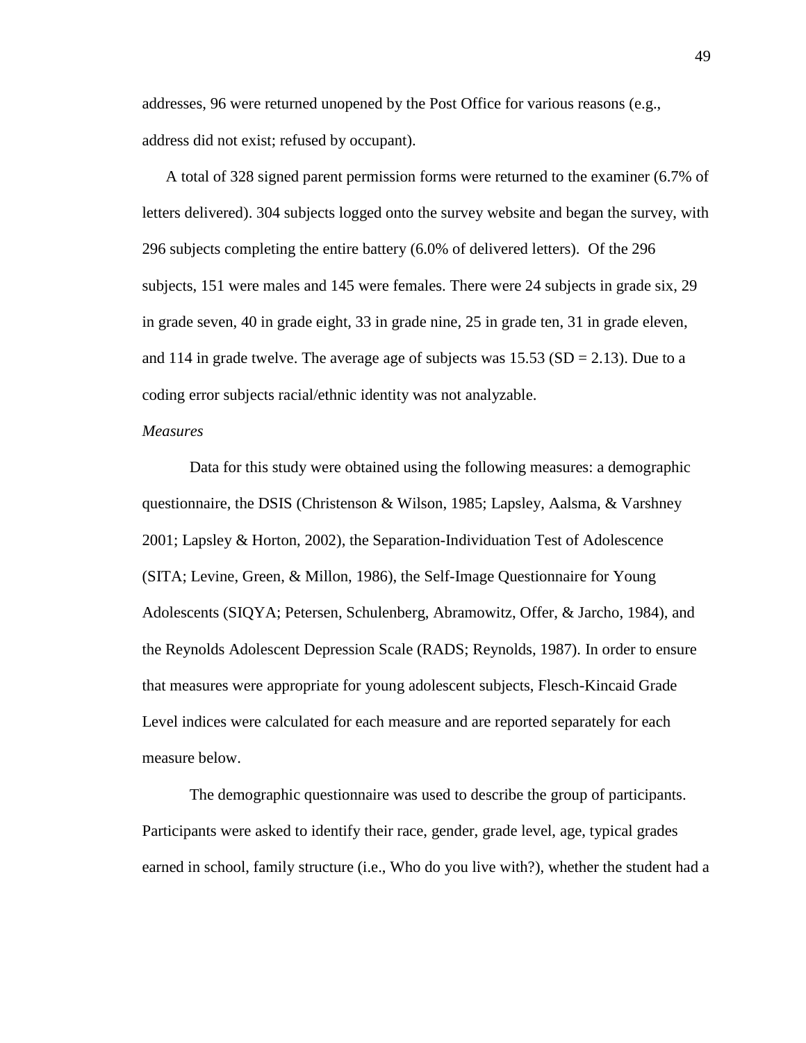addresses, 96 were returned unopened by the Post Office for various reasons (e.g., address did not exist; refused by occupant).

A total of 328 signed parent permission forms were returned to the examiner (6.7% of letters delivered). 304 subjects logged onto the survey website and began the survey, with 296 subjects completing the entire battery (6.0% of delivered letters). Of the 296 subjects, 151 were males and 145 were females. There were 24 subjects in grade six, 29 in grade seven, 40 in grade eight, 33 in grade nine, 25 in grade ten, 31 in grade eleven, and 114 in grade twelve. The average age of subjects was 15.53 (SD = 2.13). Due to a coding error subjects racial/ethnic identity was not analyzable.

*Measures*

Data for this study were obtained using the following measures: a demographic questionnaire, the DSIS (Christenson & Wilson, 1985; Lapsley, Aalsma, & Varshney 2001; Lapsley & Horton, 2002), the Separation-Individuation Test of Adolescence (SITA; Levine, Green, & Millon, 1986), the Self-Image Questionnaire for Young Adolescents (SIQYA; Petersen, Schulenberg, Abramowitz, Offer, & Jarcho, 1984), and the Reynolds Adolescent Depression Scale (RADS; Reynolds, 1987). In order to ensure that measures were appropriate for young adolescent subjects, Flesch-Kincaid Grade Level indices were calculated for each measure and are reported separately for each measure below.

The demographic questionnaire was used to describe the group of participants. Participants were asked to identify their race, gender, grade level, age, typical grades earned in school, family structure (i.e., Who do you live with?), whether the student had a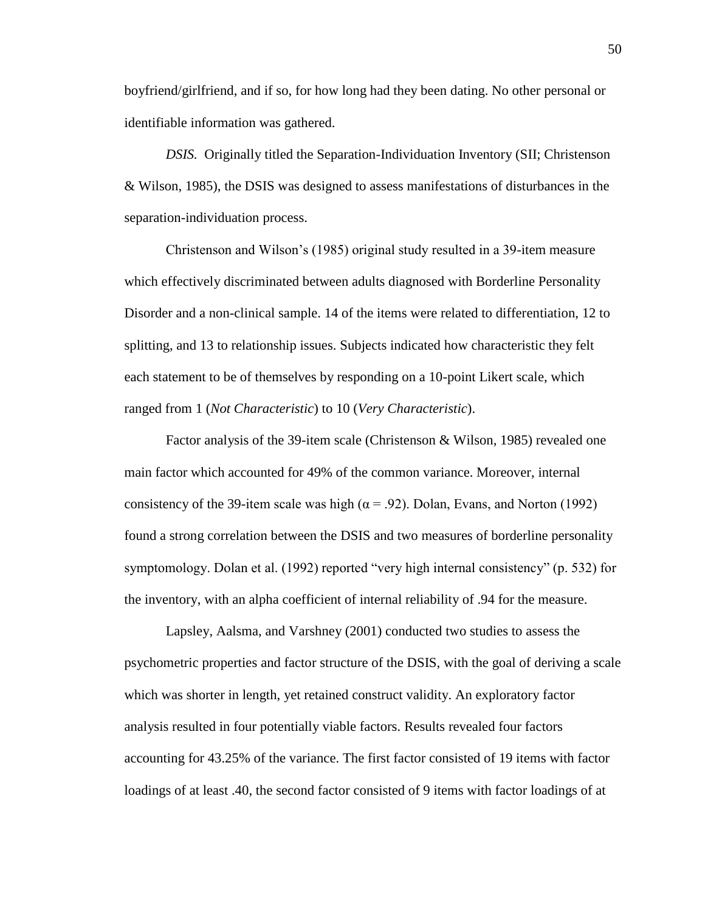boyfriend/girlfriend, and if so, for how long had they been dating. No other personal or identifiable information was gathered.

*DSIS.* Originally titled the Separation-Individuation Inventory (SII; Christenson & Wilson, 1985), the DSIS was designed to assess manifestations of disturbances in the separation-individuation process.

Christenson and Wilson's (1985) original study resulted in a 39-item measure which effectively discriminated between adults diagnosed with Borderline Personality Disorder and a non-clinical sample. 14 of the items were related to differentiation, 12 to splitting, and 13 to relationship issues. Subjects indicated how characteristic they felt each statement to be of themselves by responding on a 10-point Likert scale, which ranged from 1 (*Not Characteristic*) to 10 (*Very Characteristic*).

Factor analysis of the 39-item scale (Christenson & Wilson, 1985) revealed one main factor which accounted for 49% of the common variance. Moreover, internal consistency of the 39-item scale was high ($\alpha = .92$). Dolan, Evans, and Norton (1992) found a strong correlation between the DSIS and two measures of borderline personality symptomology. Dolan et al. (1992) reported "very high internal consistency" (p. 532) for the inventory, with an alpha coefficient of internal reliability of .94 for the measure.

Lapsley, Aalsma, and Varshney (2001) conducted two studies to assess the psychometric properties and factor structure of the DSIS, with the goal of deriving a scale which was shorter in length, yet retained construct validity. An exploratory factor analysis resulted in four potentially viable factors. Results revealed four factors accounting for 43.25% of the variance. The first factor consisted of 19 items with factor loadings of at least .40, the second factor consisted of 9 items with factor loadings of at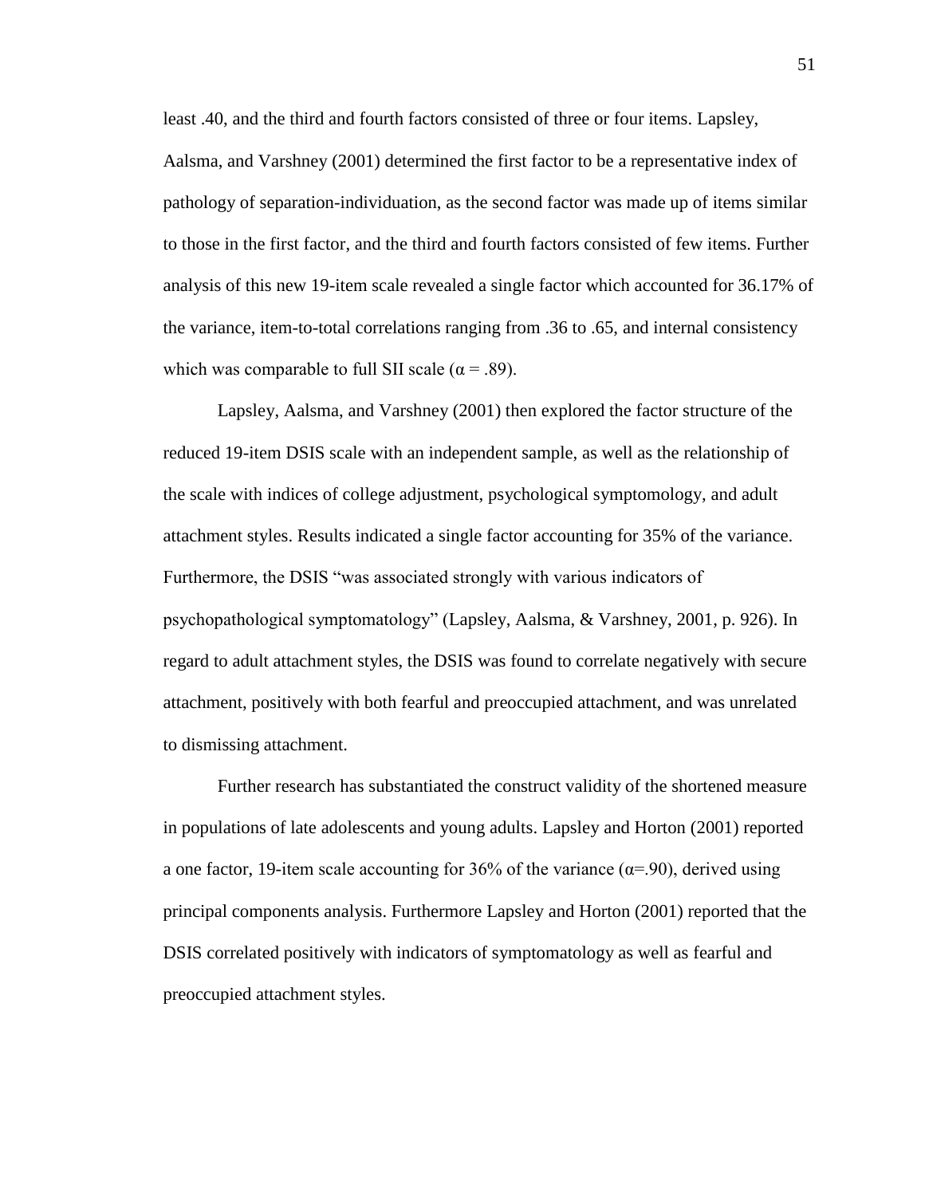least .40, and the third and fourth factors consisted of three or four items. Lapsley, Aalsma, and Varshney (2001) determined the first factor to be a representative index of pathology of separation-individuation, as the second factor was made up of items similar to those in the first factor, and the third and fourth factors consisted of few items. Further analysis of this new 19-item scale revealed a single factor which accounted for 36.17% of the variance, item-to-total correlations ranging from .36 to .65, and internal consistency which was comparable to full SII scale ($\alpha = .89$).

Lapsley, Aalsma, and Varshney (2001) then explored the factor structure of the reduced 19-item DSIS scale with an independent sample, as well as the relationship of the scale with indices of college adjustment, psychological symptomology, and adult attachment styles. Results indicated a single factor accounting for 35% of the variance. Furthermore, the DSIS "was associated strongly with various indicators of psychopathological symptomatology" (Lapsley, Aalsma, & Varshney, 2001, p. 926). In regard to adult attachment styles, the DSIS was found to correlate negatively with secure attachment, positively with both fearful and preoccupied attachment, and was unrelated to dismissing attachment.

Further research has substantiated the construct validity of the shortened measure in populations of late adolescents and young adults. Lapsley and Horton (2001) reported a one factor, 19-item scale accounting for 36% of the variance ($\alpha$=.90), derived using principal components analysis. Furthermore Lapsley and Horton (2001) reported that the DSIS correlated positively with indicators of symptomatology as well as fearful and preoccupied attachment styles.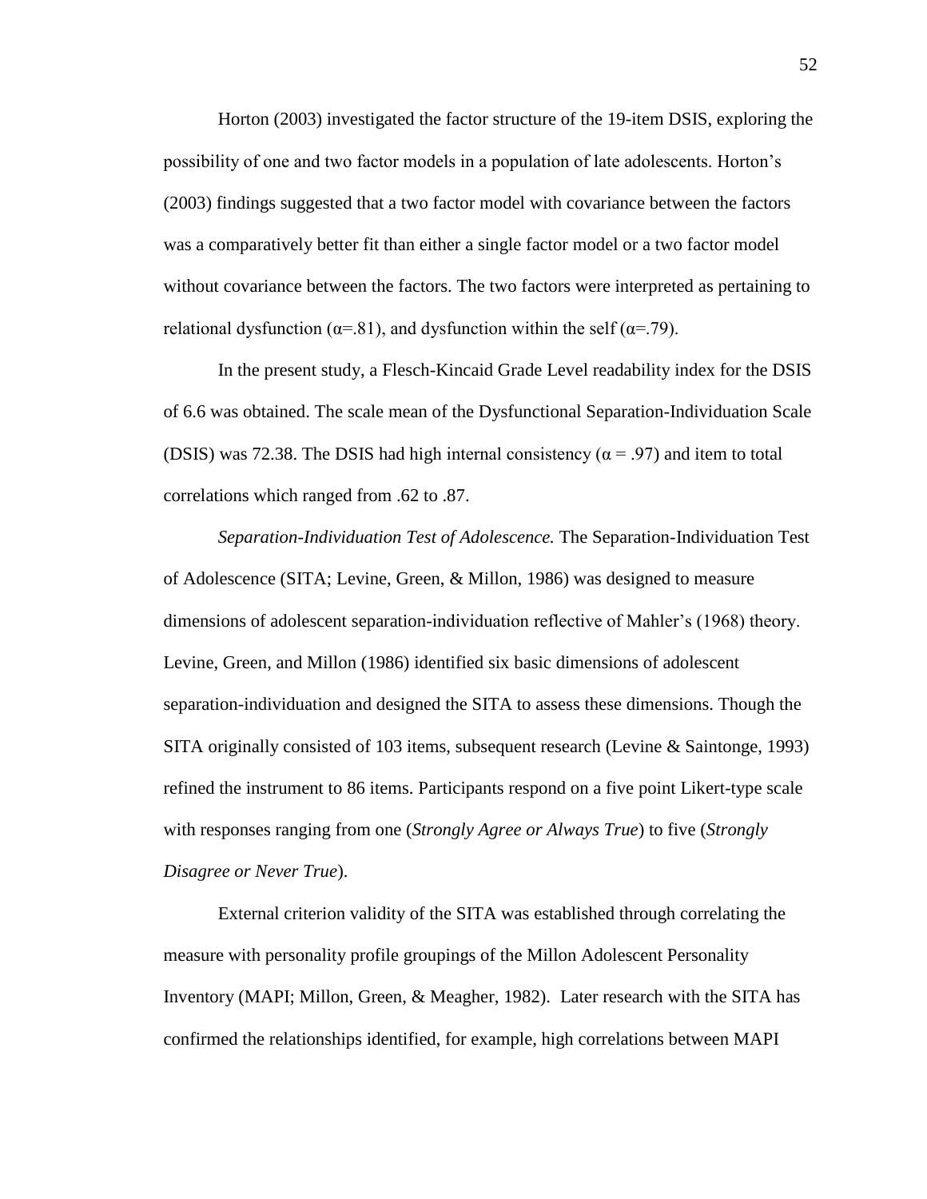Horton (2003) investigated the factor structure of the 19-item DSIS, exploring the possibility of one and two factor models in a population of late adolescents. Horton's (2003) findings suggested that a two factor model with covariance between the factors was a comparatively better fit than either a single factor model or a two factor model without covariance between the factors. The two factors were interpreted as pertaining to relational dysfunction ($\alpha$=.81), and dysfunction within the self ($\alpha$=.79).

In the present study, a Flesch-Kincaid Grade Level readability index for the DSIS of 6.6 was obtained. The scale mean of the Dysfunctional Separation-Individuation Scale (DSIS) was 72.38. The DSIS had high internal consistency ($\alpha = .97$) and item to total correlations which ranged from .62 to .87.

*Separation-Individuation Test of Adolescence.* The Separation-Individuation Test of Adolescence (SITA; Levine, Green, & Millon, 1986) was designed to measure dimensions of adolescent separation-individuation reflective of Mahler's (1968) theory. Levine, Green, and Millon (1986) identified six basic dimensions of adolescent separation-individuation and designed the SITA to assess these dimensions. Though the SITA originally consisted of 103 items, subsequent research (Levine & Saintonge, 1993) refined the instrument to 86 items. Participants respond on a five point Likert-type scale with responses ranging from one (*Strongly Agree or Always True*) to five (*Strongly Disagree or Never True*).

External criterion validity of the SITA was established through correlating the measure with personality profile groupings of the Millon Adolescent Personality Inventory (MAPI; Millon, Green, & Meagher, 1982). Later research with the SITA has confirmed the relationships identified, for example, high correlations between MAPI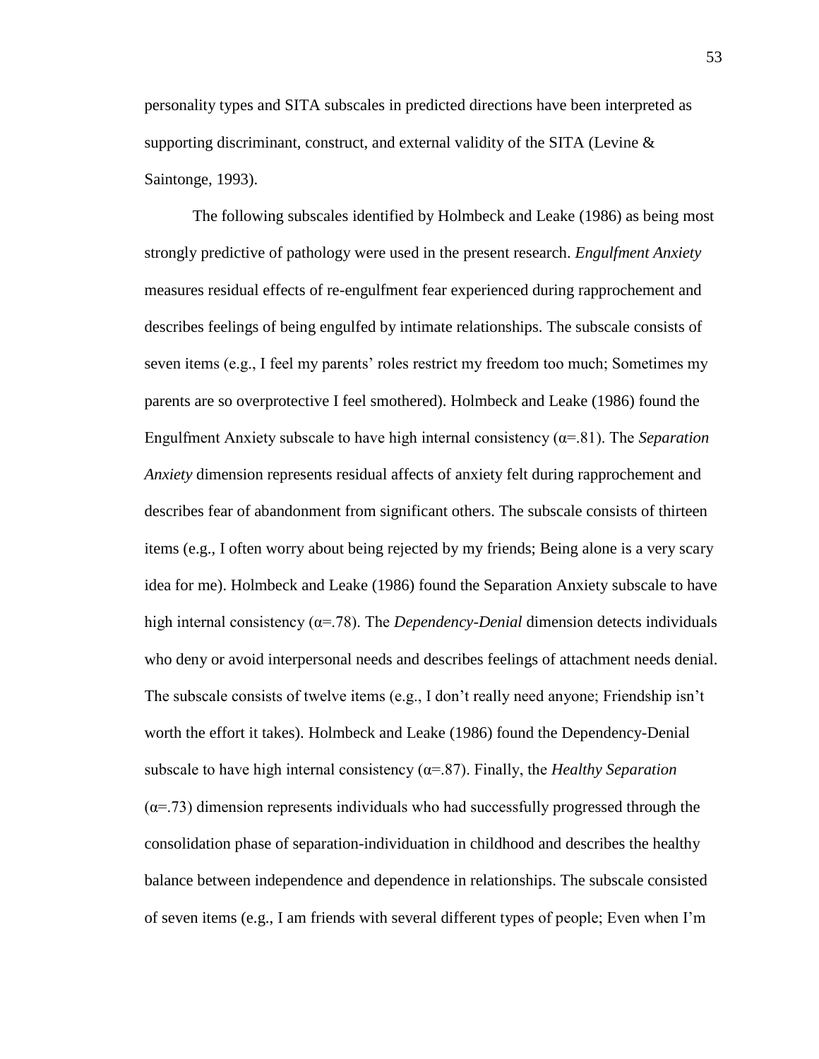personality types and SITA subscales in predicted directions have been interpreted as supporting discriminant, construct, and external validity of the SITA (Levine & Saintonge, 1993).

The following subscales identified by Holmbeck and Leake (1986) as being most strongly predictive of pathology were used in the present research. *Engulfment Anxiety* measures residual effects of re-engulfment fear experienced during rapprochement and describes feelings of being engulfed by intimate relationships. The subscale consists of seven items (e.g., I feel my parents' roles restrict my freedom too much; Sometimes my parents are so overprotective I feel smothered). Holmbeck and Leake (1986) found the Engulfment Anxiety subscale to have high internal consistency ($\alpha$=.81). The *Separation Anxiety* dimension represents residual affects of anxiety felt during rapprochement and describes fear of abandonment from significant others. The subscale consists of thirteen items (e.g., I often worry about being rejected by my friends; Being alone is a very scary idea for me). Holmbeck and Leake (1986) found the Separation Anxiety subscale to have high internal consistency ($\alpha$=.78). The *Dependency-Denial* dimension detects individuals who deny or avoid interpersonal needs and describes feelings of attachment needs denial. The subscale consists of twelve items (e.g., I don't really need anyone; Friendship isn't worth the effort it takes). Holmbeck and Leake (1986) found the Dependency-Denial subscale to have high internal consistency ($\alpha$=.87). Finally, the *Healthy Separation* ($\alpha$=.73) dimension represents individuals who had successfully progressed through the consolidation phase of separation-individuation in childhood and describes the healthy balance between independence and dependence in relationships. The subscale consisted of seven items (e.g., I am friends with several different types of people; Even when I'm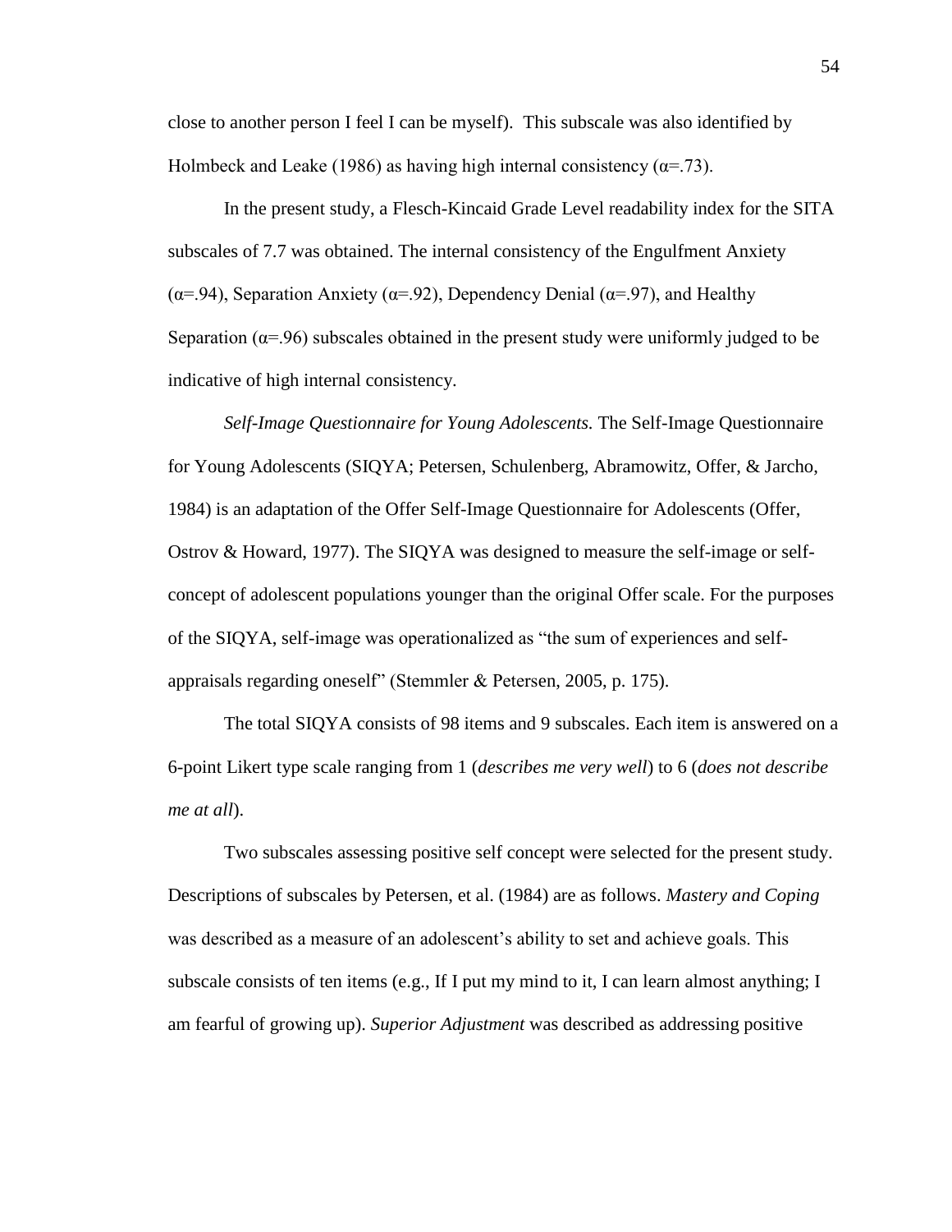close to another person I feel I can be myself). This subscale was also identified by Holmbeck and Leake (1986) as having high internal consistency ($\alpha$=.73).

In the present study, a Flesch-Kincaid Grade Level readability index for the SITA subscales of 7.7 was obtained. The internal consistency of the Engulfment Anxiety ($\alpha$=.94), Separation Anxiety ($\alpha$=.92), Dependency Denial ($\alpha$=.97), and Healthy Separation ($\alpha$=.96) subscales obtained in the present study were uniformly judged to be indicative of high internal consistency.

*Self-Image Questionnaire for Young Adolescents.* The Self-Image Questionnaire for Young Adolescents (SIQYA; Petersen, Schulenberg, Abramowitz, Offer, & Jarcho, 1984) is an adaptation of the Offer Self-Image Questionnaire for Adolescents (Offer, Ostrov & Howard, 1977). The SIQYA was designed to measure the self-image or self-concept of adolescent populations younger than the original Offer scale. For the purposes of the SIQYA, self-image was operationalized as "the sum of experiences and self-appraisals regarding oneself" (Stemmler & Petersen, 2005, p. 175).

The total SIQYA consists of 98 items and 9 subscales. Each item is answered on a 6-point Likert type scale ranging from 1 (*describes me very well*) to 6 (*does not describe me at all*).

Two subscales assessing positive self concept were selected for the present study. Descriptions of subscales by Petersen, et al. (1984) are as follows. *Mastery and Coping* was described as a measure of an adolescent's ability to set and achieve goals. This subscale consists of ten items (e.g., If I put my mind to it, I can learn almost anything; I am fearful of growing up). *Superior Adjustment* was described as addressing positive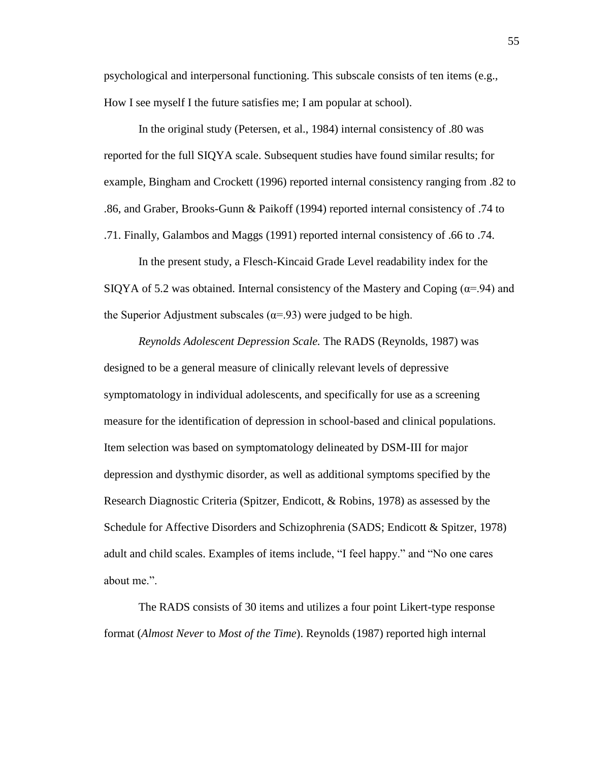psychological and interpersonal functioning. This subscale consists of ten items (e.g., How I see myself I the future satisfies me; I am popular at school).

In the original study (Petersen, et al., 1984) internal consistency of .80 was reported for the full SIQYA scale. Subsequent studies have found similar results; for example, Bingham and Crockett (1996) reported internal consistency ranging from .82 to .86, and Graber, Brooks-Gunn & Paikoff (1994) reported internal consistency of .74 to .71. Finally, Galambos and Maggs (1991) reported internal consistency of .66 to .74.

In the present study, a Flesch-Kincaid Grade Level readability index for the SIQYA of 5.2 was obtained. Internal consistency of the Mastery and Coping ($\alpha$=.94) and the Superior Adjustment subscales ($\alpha$=.93) were judged to be high.

*Reynolds Adolescent Depression Scale.* The RADS (Reynolds, 1987) was designed to be a general measure of clinically relevant levels of depressive symptomatology in individual adolescents, and specifically for use as a screening measure for the identification of depression in school-based and clinical populations. Item selection was based on symptomatology delineated by DSM-III for major depression and dysthymic disorder, as well as additional symptoms specified by the Research Diagnostic Criteria (Spitzer, Endicott, & Robins, 1978) as assessed by the Schedule for Affective Disorders and Schizophrenia (SADS; Endicott & Spitzer, 1978) adult and child scales. Examples of items include, "I feel happy." and "No one cares about me.".

The RADS consists of 30 items and utilizes a four point Likert-type response format (*Almost Never* to *Most of the Time*). Reynolds (1987) reported high internal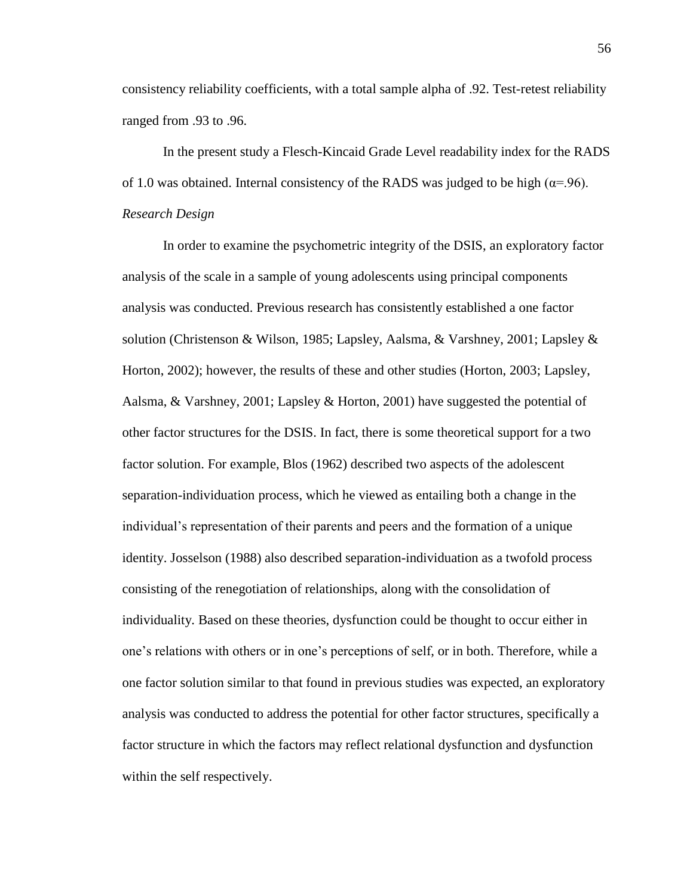consistency reliability coefficients, with a total sample alpha of .92. Test-retest reliability ranged from .93 to .96.

In the present study a Flesch-Kincaid Grade Level readability index for the RADS of 1.0 was obtained. Internal consistency of the RADS was judged to be high ($\alpha$=.96).

*Research Design*

In order to examine the psychometric integrity of the DSIS, an exploratory factor analysis of the scale in a sample of young adolescents using principal components analysis was conducted. Previous research has consistently established a one factor solution (Christenson & Wilson, 1985; Lapsley, Aalsma, & Varshney, 2001; Lapsley & Horton, 2002); however, the results of these and other studies (Horton, 2003; Lapsley, Aalsma, & Varshney, 2001; Lapsley & Horton, 2001) have suggested the potential of other factor structures for the DSIS. In fact, there is some theoretical support for a two factor solution. For example, Blos (1962) described two aspects of the adolescent separation-individuation process, which he viewed as entailing both a change in the individual's representation of their parents and peers and the formation of a unique identity. Josselson (1988) also described separation-individuation as a twofold process consisting of the renegotiation of relationships, along with the consolidation of individuality. Based on these theories, dysfunction could be thought to occur either in one's relations with others or in one's perceptions of self, or in both. Therefore, while a one factor solution similar to that found in previous studies was expected, an exploratory analysis was conducted to address the potential for other factor structures, specifically a factor structure in which the factors may reflect relational dysfunction and dysfunction within the self respectively.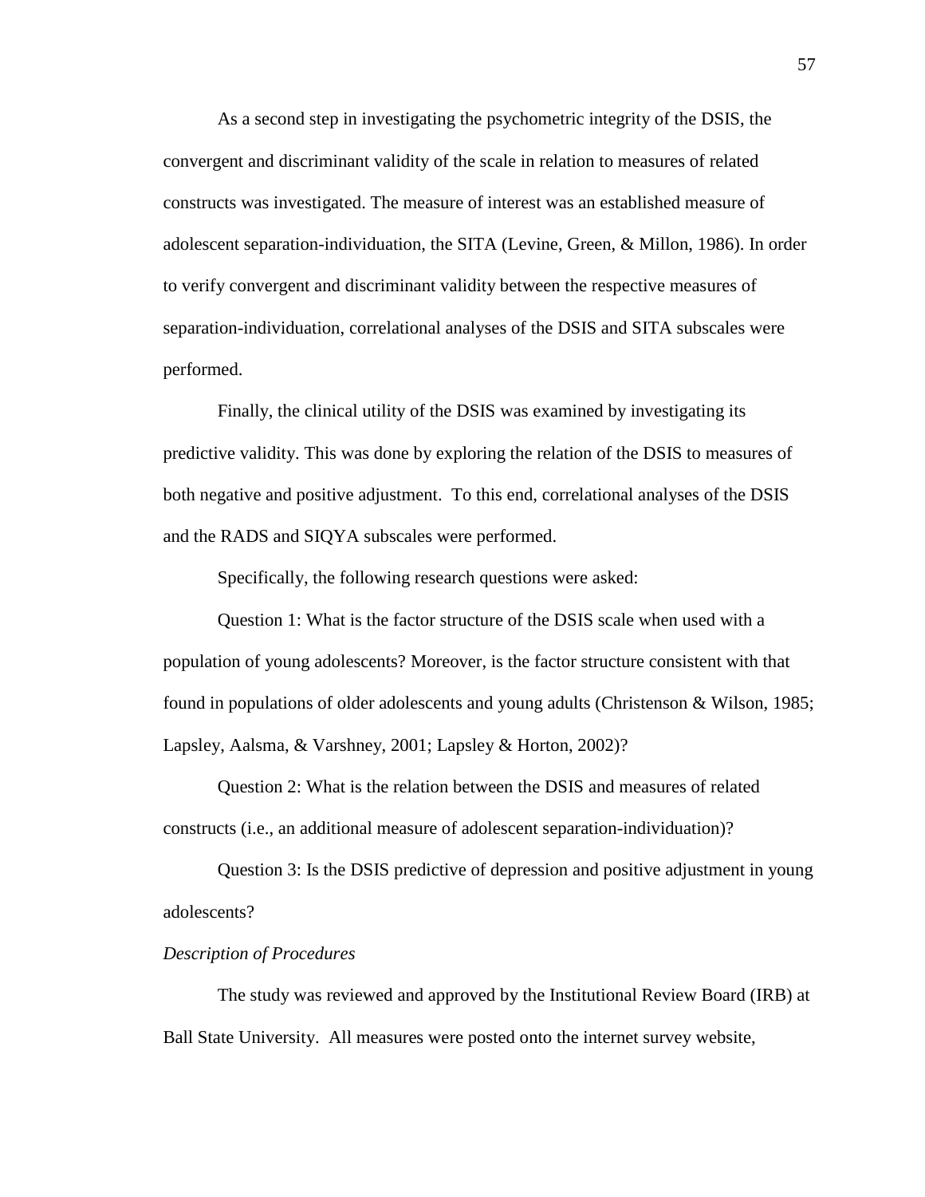As a second step in investigating the psychometric integrity of the DSIS, the convergent and discriminant validity of the scale in relation to measures of related constructs was investigated. The measure of interest was an established measure of adolescent separation-individuation, the SITA (Levine, Green, & Millon, 1986). In order to verify convergent and discriminant validity between the respective measures of separation-individuation, correlational analyses of the DSIS and SITA subscales were performed.

Finally, the clinical utility of the DSIS was examined by investigating its predictive validity. This was done by exploring the relation of the DSIS to measures of both negative and positive adjustment. To this end, correlational analyses of the DSIS and the RADS and SIQYA subscales were performed.

Specifically, the following research questions were asked:

Question 1: What is the factor structure of the DSIS scale when used with a population of young adolescents? Moreover, is the factor structure consistent with that found in populations of older adolescents and young adults (Christenson & Wilson, 1985; Lapsley, Aalsma, & Varshney, 2001; Lapsley & Horton, 2002)?

Question 2: What is the relation between the DSIS and measures of related constructs (i.e., an additional measure of adolescent separation-individuation)?

Question 3: Is the DSIS predictive of depression and positive adjustment in young adolescents?

*Description of Procedures*

The study was reviewed and approved by the Institutional Review Board (IRB) at Ball State University. All measures were posted onto the internet survey website,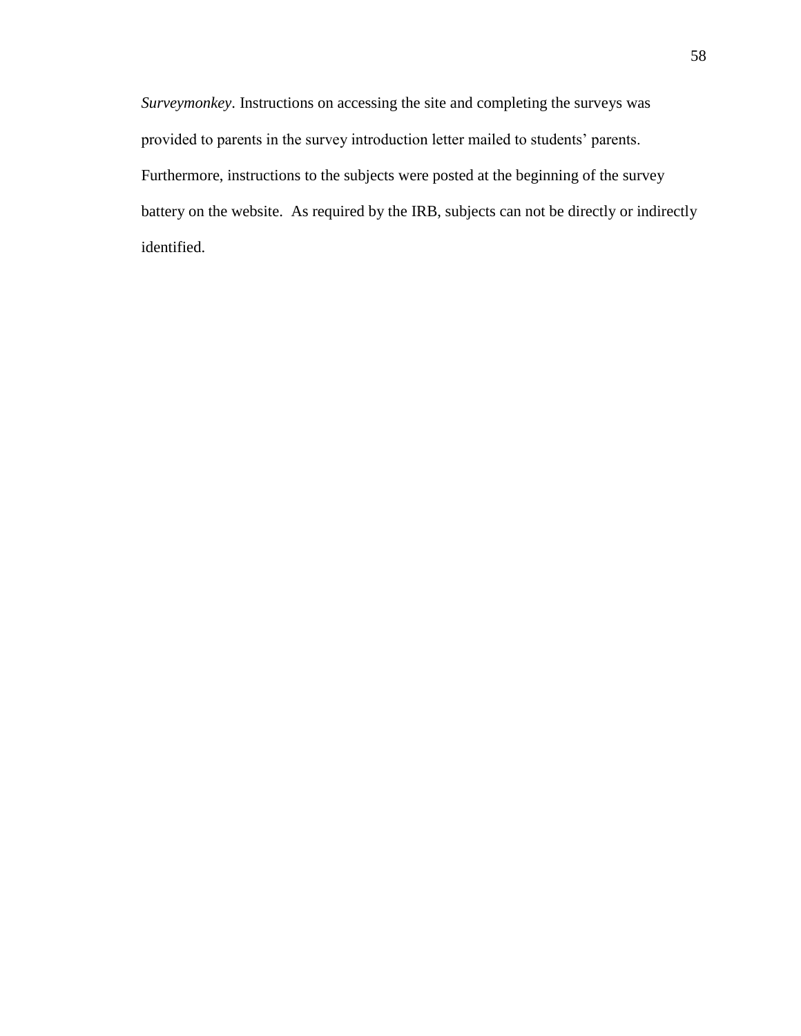*Surveymonkey*. Instructions on accessing the site and completing the surveys was provided to parents in the survey introduction letter mailed to students' parents. Furthermore, instructions to the subjects were posted at the beginning of the survey battery on the website.  As required by the IRB, subjects can not be directly or indirectly identified.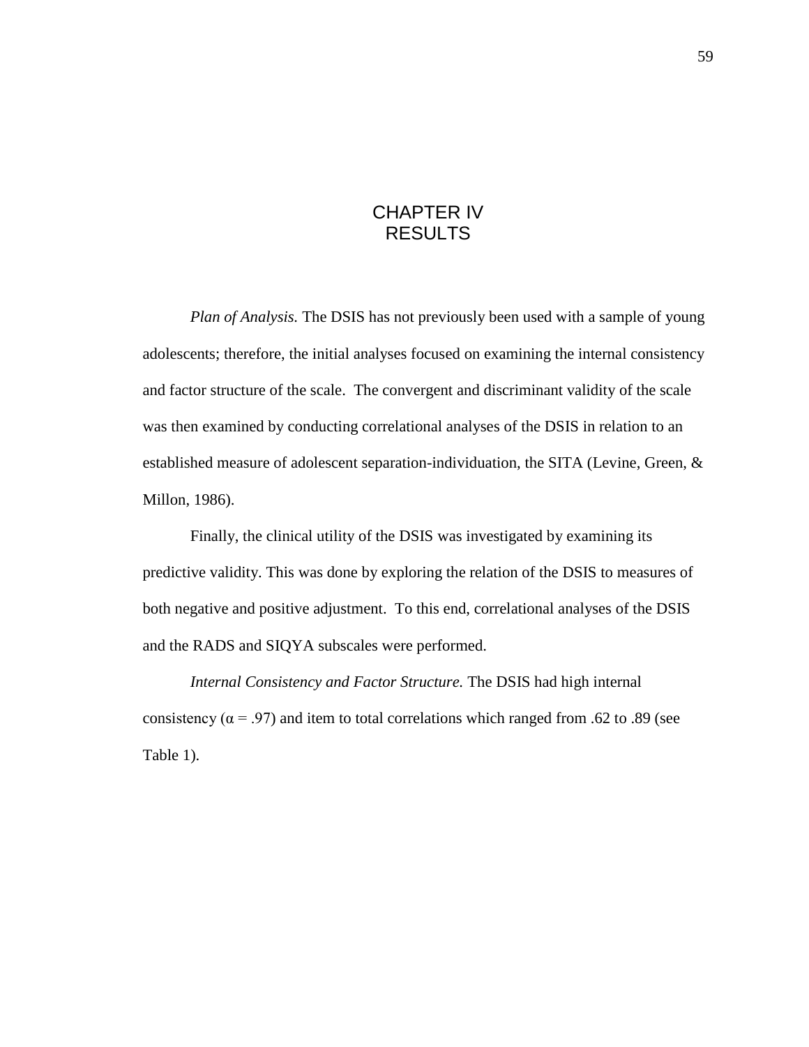# CHAPTER IV
# RESULTS

*Plan of Analysis.* The DSIS has not previously been used with a sample of young adolescents; therefore, the initial analyses focused on examining the internal consistency and factor structure of the scale. The convergent and discriminant validity of the scale was then examined by conducting correlational analyses of the DSIS in relation to an established measure of adolescent separation-individuation, the SITA (Levine, Green, & Millon, 1986).

Finally, the clinical utility of the DSIS was investigated by examining its predictive validity. This was done by exploring the relation of the DSIS to measures of both negative and positive adjustment. To this end, correlational analyses of the DSIS and the RADS and SIQYA subscales were performed.

*Internal Consistency and Factor Structure.* The DSIS had high internal consistency ($\alpha = .97$) and item to total correlations which ranged from .62 to .89 (see Table 1).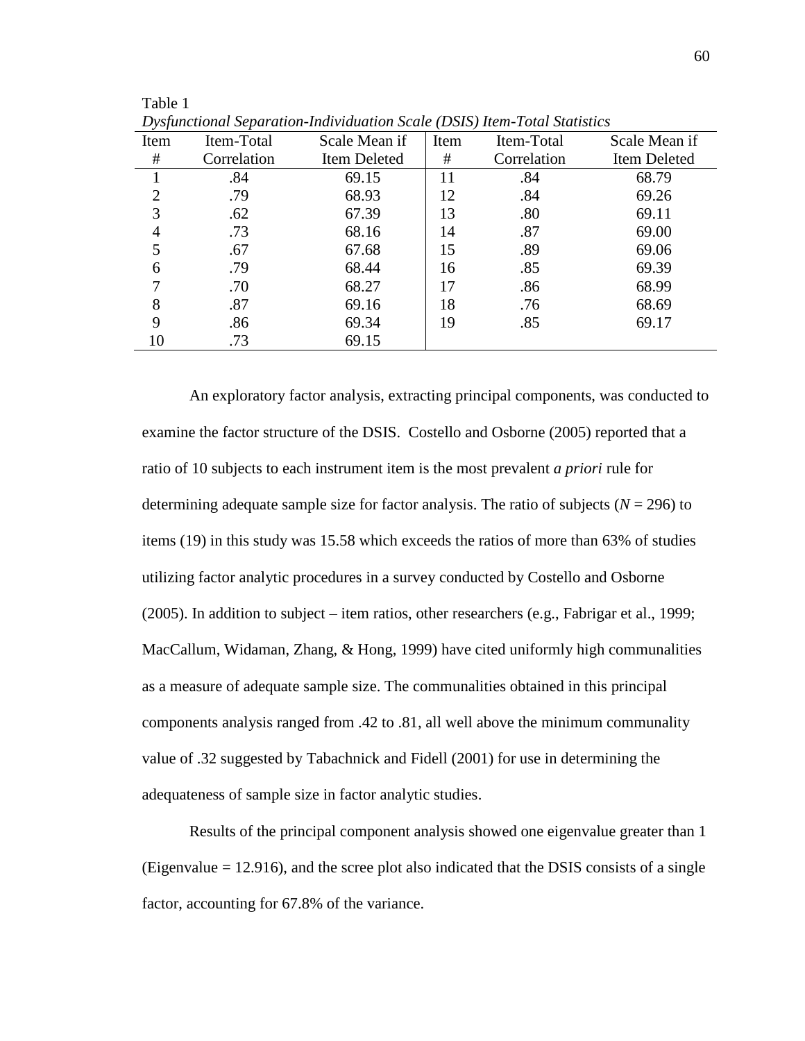Table 1

*Dysfunctional Separation-Individuation Scale (DSIS) Item-Total Statistics*

| Item # | Item-Total Correlation | Scale Mean if Item Deleted | Item # | Item-Total Correlation | Scale Mean if Item Deleted |
|---|---|---|---|---|---|
| 1 | .84 | 69.15 | 11 | .84 | 68.79 |
| 2 | .79 | 68.93 | 12 | .84 | 69.26 |
| 3 | .62 | 67.39 | 13 | .80 | 69.11 |
| 4 | .73 | 68.16 | 14 | .87 | 69.00 |
| 5 | .67 | 67.68 | 15 | .89 | 69.06 |
| 6 | .79 | 68.44 | 16 | .85 | 69.39 |
| 7 | .70 | 68.27 | 17 | .86 | 68.99 |
| 8 | .87 | 69.16 | 18 | .76 | 68.69 |
| 9 | .86 | 69.34 | 19 | .85 | 69.17 |
| 10 | .73 | 69.15 | | | |

An exploratory factor analysis, extracting principal components, was conducted to examine the factor structure of the DSIS. Costello and Osborne (2005) reported that a ratio of 10 subjects to each instrument item is the most prevalent *a priori* rule for determining adequate sample size for factor analysis. The ratio of subjects ($N$ = 296) to items (19) in this study was 15.58 which exceeds the ratios of more than 63% of studies utilizing factor analytic procedures in a survey conducted by Costello and Osborne (2005). In addition to subject – item ratios, other researchers (e.g., Fabrigar et al., 1999; MacCallum, Widaman, Zhang, & Hong, 1999) have cited uniformly high communalities as a measure of adequate sample size. The communalities obtained in this principal components analysis ranged from .42 to .81, all well above the minimum communality value of .32 suggested by Tabachnick and Fidell (2001) for use in determining the adequateness of sample size in factor analytic studies.

Results of the principal component analysis showed one eigenvalue greater than 1 (Eigenvalue = 12.916), and the scree plot also indicated that the DSIS consists of a single factor, accounting for 67.8% of the variance.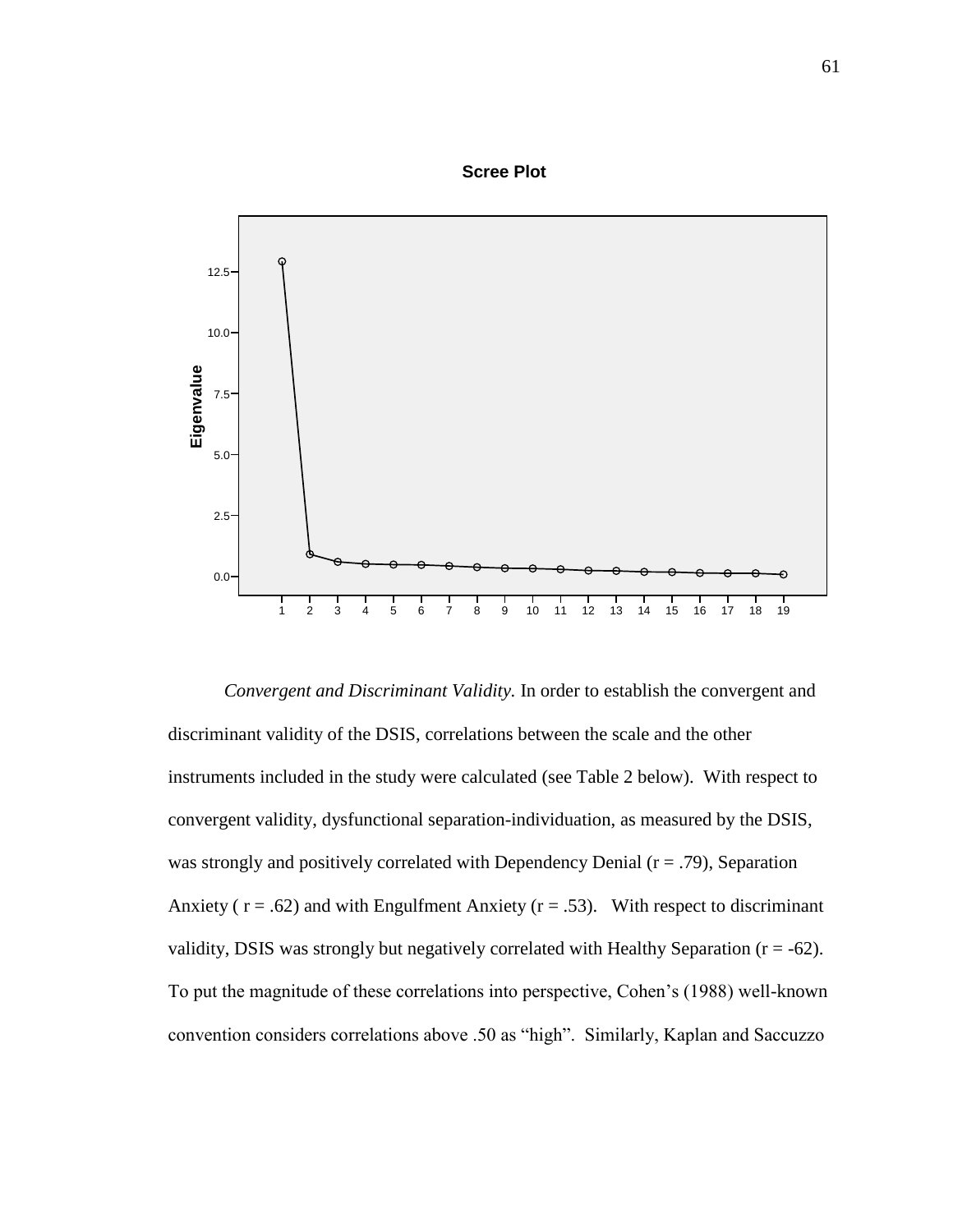**Scree Plot**

*Convergent and Discriminant Validity.* In order to establish the convergent and discriminant validity of the DSIS, correlations between the scale and the other instruments included in the study were calculated (see Table 2 below). With respect to convergent validity, dysfunctional separation-individuation, as measured by the DSIS, was strongly and positively correlated with Dependency Denial (r = .79), Separation Anxiety ( r = .62) and with Engulfment Anxiety (r = .53). With respect to discriminant validity, DSIS was strongly but negatively correlated with Healthy Separation (r = -62). To put the magnitude of these correlations into perspective, Cohen's (1988) well-known convention considers correlations above .50 as "high". Similarly, Kaplan and Saccuzzo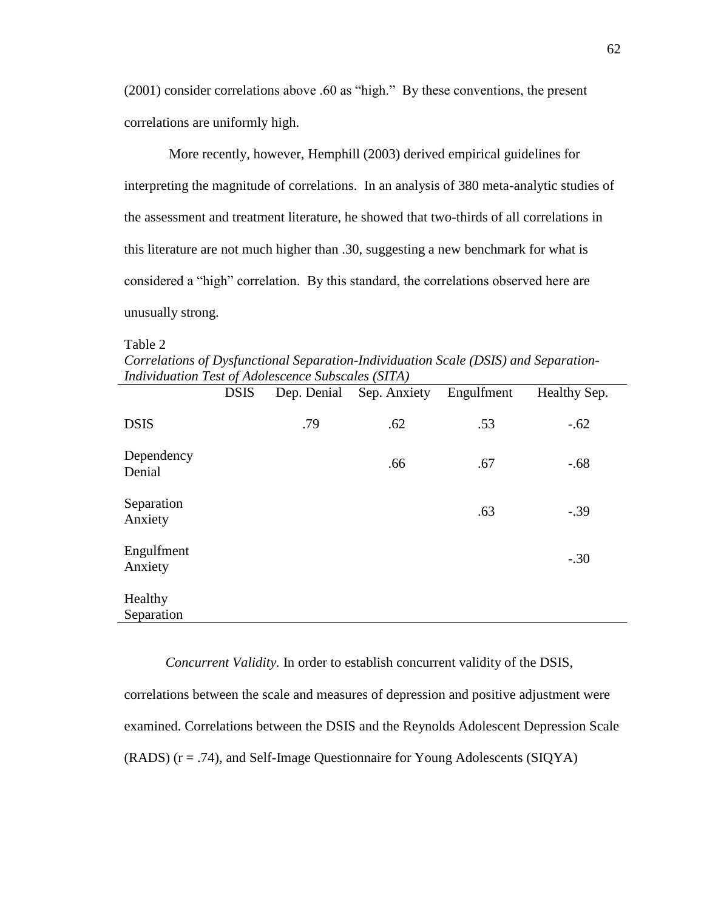(2001) consider correlations above .60 as "high." By these conventions, the present correlations are uniformly high.

More recently, however, Hemphill (2003) derived empirical guidelines for interpreting the magnitude of correlations. In an analysis of 380 meta-analytic studies of the assessment and treatment literature, he showed that two-thirds of all correlations in this literature are not much higher than .30, suggesting a new benchmark for what is considered a "high" correlation. By this standard, the correlations observed here are unusually strong.

Table 2

*Correlations of Dysfunctional Separation-Individuation Scale (DSIS) and Separation-Individuation Test of Adolescence Subscales (SITA)*

| | DSIS | Dep. Denial | Sep. Anxiety | Engulfment | Healthy Sep. |
|---|---|---|---|---|---|
| DSIS | | .79 | .62 | .53 | -.62 |
| Dependency Denial | | | .66 | .67 | -.68 |
| Separation Anxiety | | | | .63 | -.39 |
| Engulfment Anxiety | | | | | -.30 |
| Healthy Separation | | | | | |

*Concurrent Validity.* In order to establish concurrent validity of the DSIS, correlations between the scale and measures of depression and positive adjustment were examined. Correlations between the DSIS and the Reynolds Adolescent Depression Scale (RADS) ($r = .74$), and Self-Image Questionnaire for Young Adolescents (SIQYA)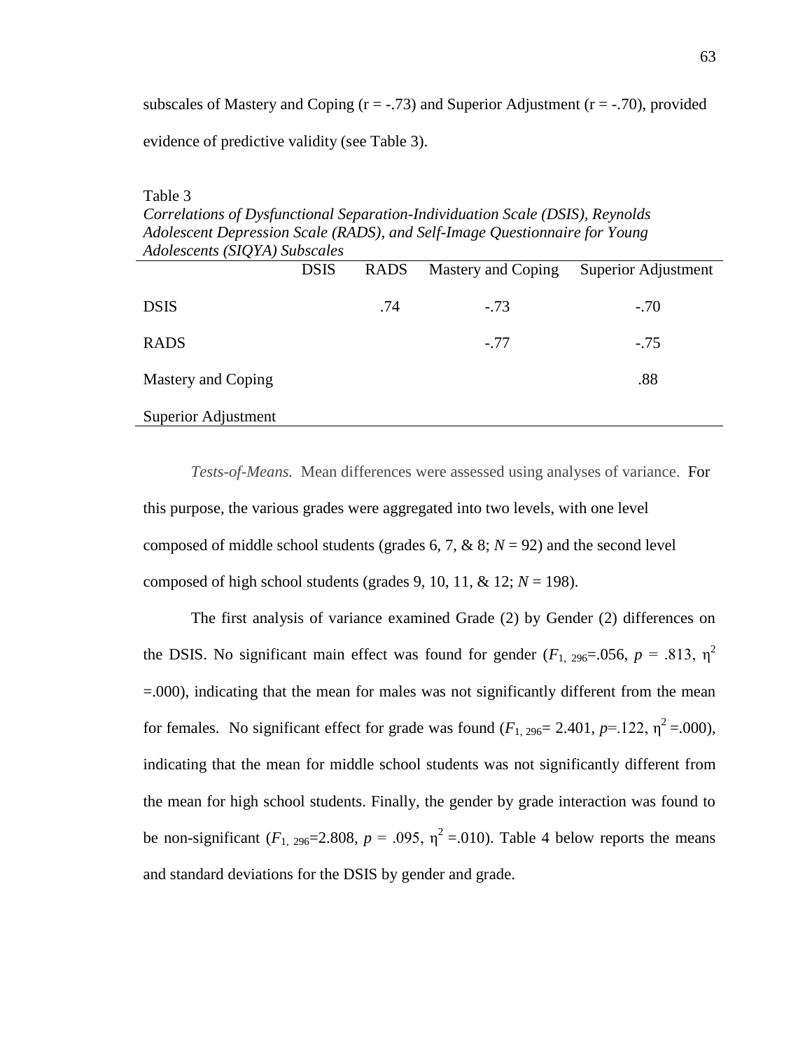subscales of Mastery and Coping (r = -.73) and Superior Adjustment (r = -.70), provided evidence of predictive validity (see Table 3).

Table 3
*Correlations of Dysfunctional Separation-Individuation Scale (DSIS), Reynolds Adolescent Depression Scale (RADS), and Self-Image Questionnaire for Young Adolescents (SIQYA) Subscales*

| | DSIS | RADS | Mastery and Coping | Superior Adjustment |
|---|---|---|---|---|
| DSIS | | .74 | -.73 | -.70 |
| RADS | | | -.77 | -.75 |
| Mastery and Coping | | | | .88 |
| Superior Adjustment | | | | |

*Tests-of-Means.* Mean differences were assessed using analyses of variance. For this purpose, the various grades were aggregated into two levels, with one level composed of middle school students (grades 6, 7, & 8; $N = 92$) and the second level composed of high school students (grades 9, 10, 11, & 12; $N = 198$).

The first analysis of variance examined Grade (2) by Gender (2) differences on the DSIS. No significant main effect was found for gender ($F_{1, 296}$=.056, $p$ = .813, $\eta^2$ =.000), indicating that the mean for males was not significantly different from the mean for females. No significant effect for grade was found ($F_{1, 296}$= 2.401, $p$=.122, $\eta^2$ =.000), indicating that the mean for middle school students was not significantly different from the mean for high school students. Finally, the gender by grade interaction was found to be non-significant ($F_{1, 296}$=2.808, $p$ = .095, $\eta^2$ =.010). Table 4 below reports the means and standard deviations for the DSIS by gender and grade.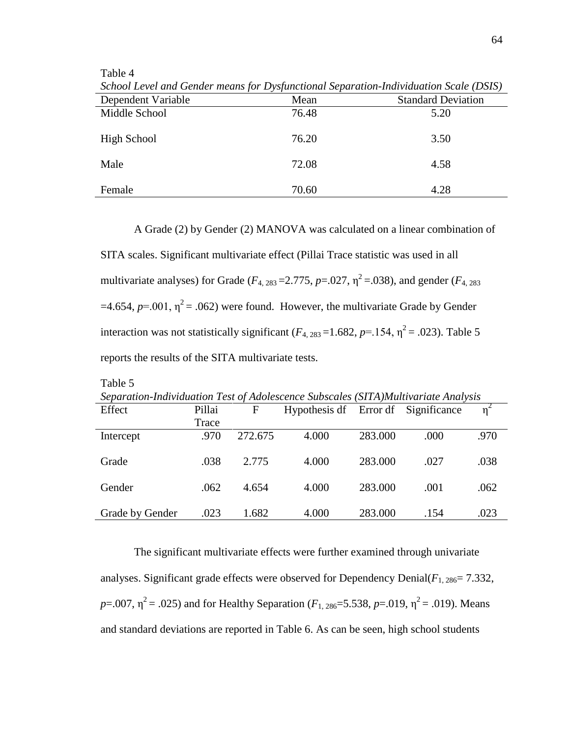Table 4

*School Level and Gender means for Dysfunctional Separation-Individuation Scale (DSIS)*

| Dependent Variable | Mean | Standard Deviation |
|---|---|---|
| Middle School | 76.48 | 5.20 |
| High School | 76.20 | 3.50 |
| Male | 72.08 | 4.58 |
| Female | 70.60 | 4.28 |

A Grade (2) by Gender (2) MANOVA was calculated on a linear combination of SITA scales. Significant multivariate effect (Pillai Trace statistic was used in all multivariate analyses) for Grade ($F_{4, 283}$ =2.775, $p$=.027, $\eta^2$ =.038), and gender ($F_{4, 283}$ =4.654, $p$=.001, $\eta^2$ = .062) were found. However, the multivariate Grade by Gender interaction was not statistically significant ($F_{4, 283}$ =1.682, $p$=.154, $\eta^2$ = .023). Table 5 reports the results of the SITA multivariate tests.

Table 5

*Separation-Individuation Test of Adolescence Subscales (SITA)Multivariate Analysis*

| Effect | Pillai Trace | F | Hypothesis df | Error df | Significance | $\eta^2$ |
|---|---|---|---|---|---|---|
| Intercept | .970 | 272.675 | 4.000 | 283.000 | .000 | .970 |
| Grade | .038 | 2.775 | 4.000 | 283.000 | .027 | .038 |
| Gender | .062 | 4.654 | 4.000 | 283.000 | .001 | .062 |
| Grade by Gender | .023 | 1.682 | 4.000 | 283.000 | .154 | .023 |

The significant multivariate effects were further examined through univariate analyses. Significant grade effects were observed for Dependency Denial($F_{1, 286}$= 7.332, $p$=.007, $\eta^2$ = .025) and for Healthy Separation ($F_{1, 286}$=5.538, $p$=.019, $\eta^2$ = .019). Means and standard deviations are reported in Table 6. As can be seen, high school students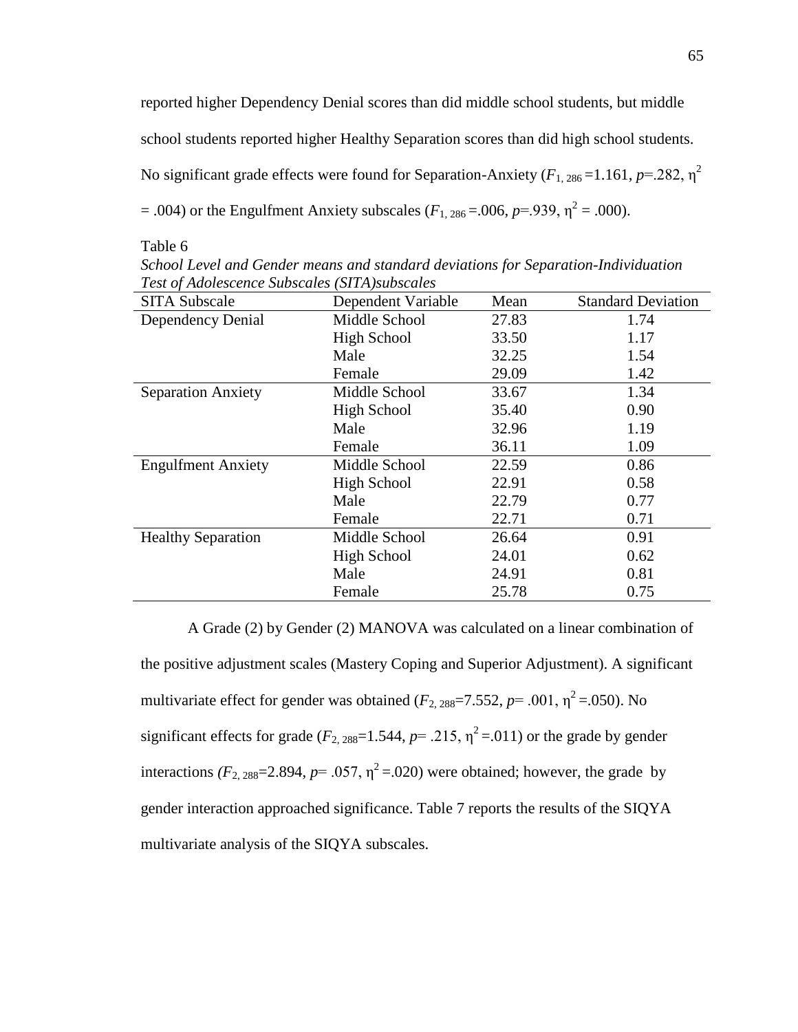reported higher Dependency Denial scores than did middle school students, but middle school students reported higher Healthy Separation scores than did high school students. No significant grade effects were found for Separation-Anxiety ($F_{1,\,286}$ =1.161, $p$=.282, $\eta^2$ = .004) or the Engulfment Anxiety subscales ($F_{1,\,286}$ =.006, $p$=.939, $\eta^2$ = .000).

Table 6

*School Level and Gender means and standard deviations for Separation-Individuation Test of Adolescence Subscales (SITA)subscales*

| SITA Subscale | Dependent Variable | Mean | Standard Deviation |
|---|---|---|---|
| Dependency Denial | Middle School | 27.83 | 1.74 |
| | High School | 33.50 | 1.17 |
| | Male | 32.25 | 1.54 |
| | Female | 29.09 | 1.42 |
| Separation Anxiety | Middle School | 33.67 | 1.34 |
| | High School | 35.40 | 0.90 |
| | Male | 32.96 | 1.19 |
| | Female | 36.11 | 1.09 |
| Engulfment Anxiety | Middle School | 22.59 | 0.86 |
| | High School | 22.91 | 0.58 |
| | Male | 22.79 | 0.77 |
| | Female | 22.71 | 0.71 |
| Healthy Separation | Middle School | 26.64 | 0.91 |
| | High School | 24.01 | 0.62 |
| | Male | 24.91 | 0.81 |
| | Female | 25.78 | 0.75 |

A Grade (2) by Gender (2) MANOVA was calculated on a linear combination of the positive adjustment scales (Mastery Coping and Superior Adjustment). A significant multivariate effect for gender was obtained ($F_{2,\,288}$=7.552, $p$= .001, $\eta^2$ =.050). No significant effects for grade ($F_{2,\,288}$=1.544, $p$= .215, $\eta^2$ =.011) or the grade by gender interactions ($F_{2,\,288}$=2.894, $p$= .057, $\eta^2$ =.020) were obtained; however, the grade by gender interaction approached significance. Table 7 reports the results of the SIQYA multivariate analysis of the SIQYA subscales.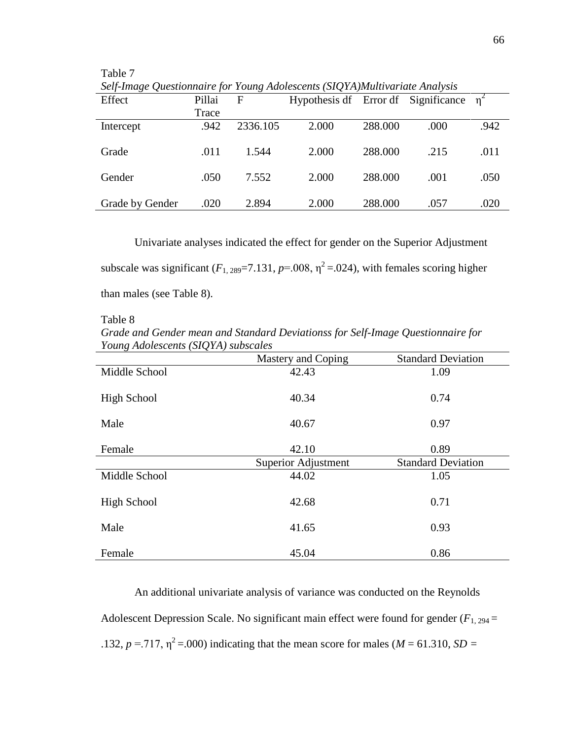Table 7

*Self-Image Questionnaire for Young Adolescents (SIQYA)Multivariate Analysis*

| Effect | Pillai Trace | F | Hypothesis df | Error df | Significance | $\eta^2$ |
|---|---|---|---|---|---|---|
| Intercept | .942 | 2336.105 | 2.000 | 288.000 | .000 | .942 |
| Grade | .011 | 1.544 | 2.000 | 288.000 | .215 | .011 |
| Gender | .050 | 7.552 | 2.000 | 288.000 | .001 | .050 |
| Grade by Gender | .020 | 2.894 | 2.000 | 288.000 | .057 | .020 |

Univariate analyses indicated the effect for gender on the Superior Adjustment subscale was significant ($F_{1, 289}$=7.131, $p$=.008, $\eta^2$ =.024), with females scoring higher than males (see Table 8).

Table 8

*Grade and Gender mean and Standard Deviationss for Self-Image Questionnaire for Young Adolescents (SIQYA) subscales*

| | Mastery and Coping | Standard Deviation |
|---|---|---|
| Middle School | 42.43 | 1.09 |
| High School | 40.34 | 0.74 |
| Male | 40.67 | 0.97 |
| Female | 42.10 | 0.89 |
| | Superior Adjustment | Standard Deviation |
| Middle School | 44.02 | 1.05 |
| High School | 42.68 | 0.71 |
| Male | 41.65 | 0.93 |
| Female | 45.04 | 0.86 |

An additional univariate analysis of variance was conducted on the Reynolds Adolescent Depression Scale. No significant main effect were found for gender ($F_{1, 294}$ = .132, $p$ =.717, $\eta^2$ =.000) indicating that the mean score for males ($M$ = 61.310, $SD$ =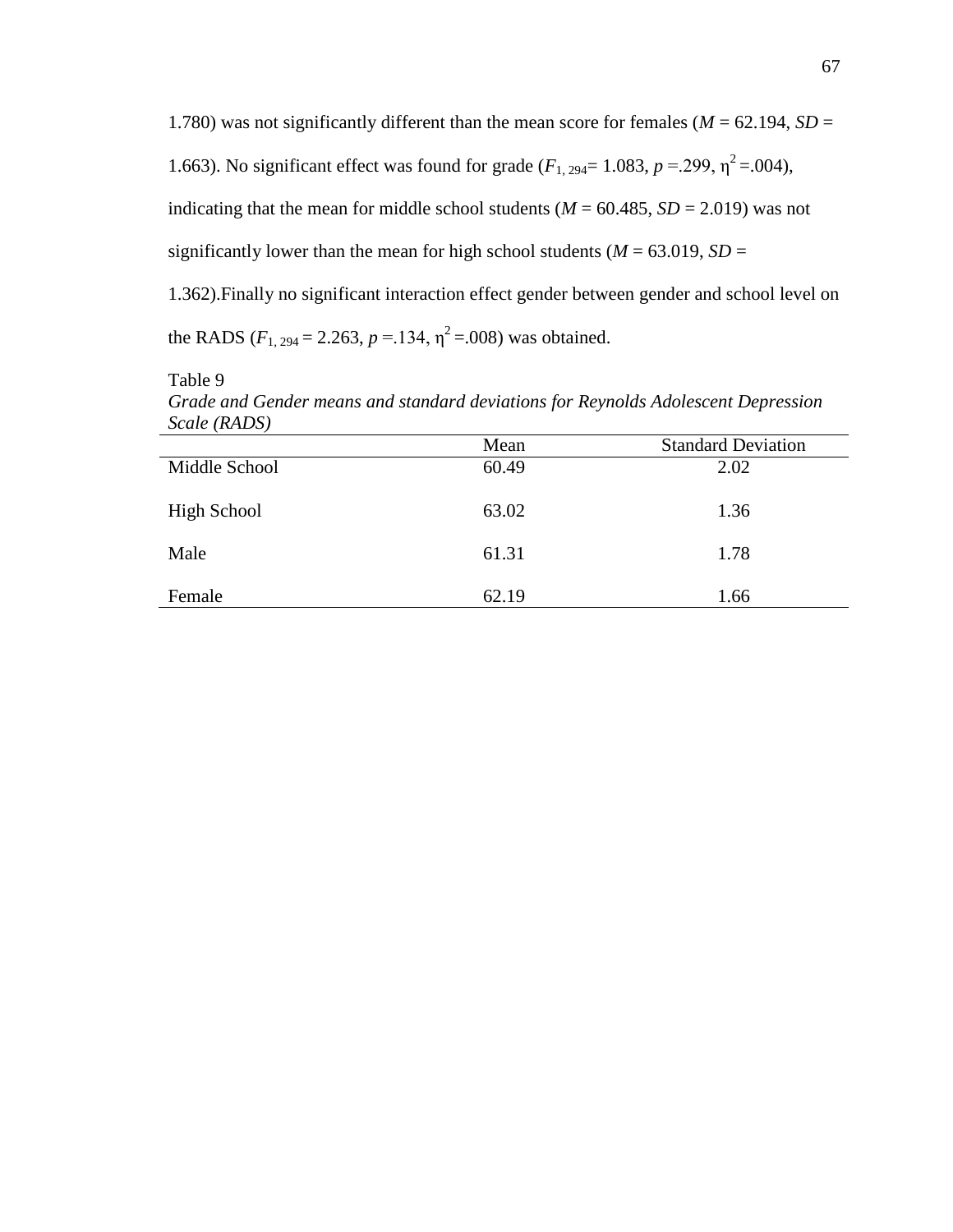1.780) was not significantly different than the mean score for females (*M* = 62.194, *SD* = 1.663). No significant effect was found for grade ($F_{1, 294}$= 1.083, *p* =.299, $\eta^2$ =.004), indicating that the mean for middle school students (*M* = 60.485, *SD* = 2.019) was not significantly lower than the mean for high school students (*M* = 63.019, *SD* = 1.362).Finally no significant interaction effect gender between gender and school level on the RADS ($F_{1, 294}$ = 2.263, *p* =.134, $\eta^2$ =.008) was obtained.

Table 9

*Grade and Gender means and standard deviations for Reynolds Adolescent Depression Scale (RADS)*

| | Mean | Standard Deviation |
|---|---|---|
| Middle School | 60.49 | 2.02 |
| High School | 63.02 | 1.36 |
| Male | 61.31 | 1.78 |
| Female | 62.19 | 1.66 |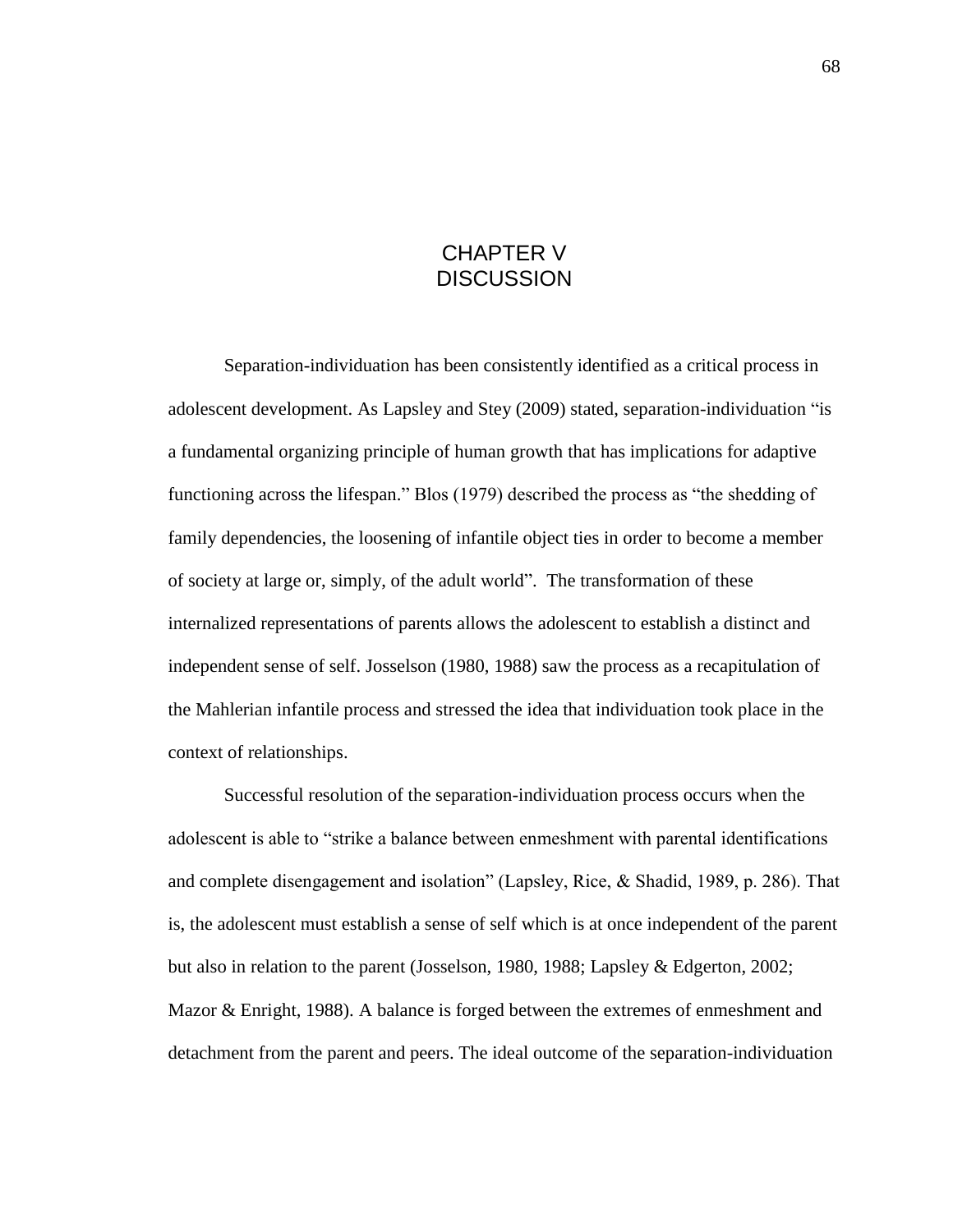# CHAPTER V
# DISCUSSION

Separation-individuation has been consistently identified as a critical process in adolescent development. As Lapsley and Stey (2009) stated, separation-individuation "is a fundamental organizing principle of human growth that has implications for adaptive functioning across the lifespan." Blos (1979) described the process as "the shedding of family dependencies, the loosening of infantile object ties in order to become a member of society at large or, simply, of the adult world". The transformation of these internalized representations of parents allows the adolescent to establish a distinct and independent sense of self. Josselson (1980, 1988) saw the process as a recapitulation of the Mahlerian infantile process and stressed the idea that individuation took place in the context of relationships.

Successful resolution of the separation-individuation process occurs when the adolescent is able to "strike a balance between enmeshment with parental identifications and complete disengagement and isolation" (Lapsley, Rice, & Shadid, 1989, p. 286). That is, the adolescent must establish a sense of self which is at once independent of the parent but also in relation to the parent (Josselson, 1980, 1988; Lapsley & Edgerton, 2002; Mazor & Enright, 1988). A balance is forged between the extremes of enmeshment and detachment from the parent and peers. The ideal outcome of the separation-individuation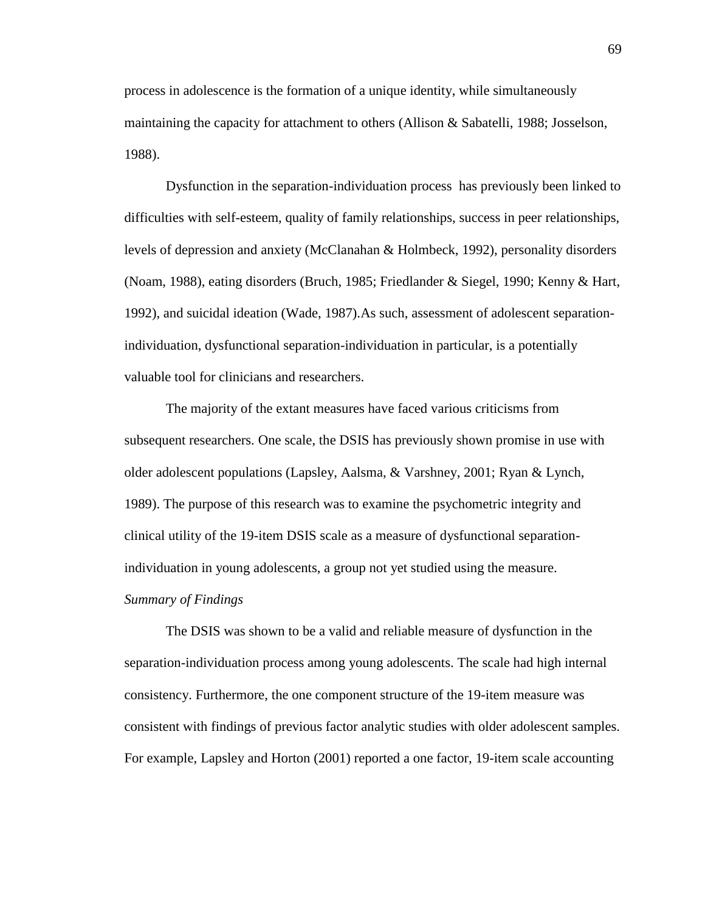process in adolescence is the formation of a unique identity, while simultaneously maintaining the capacity for attachment to others (Allison & Sabatelli, 1988; Josselson, 1988).

Dysfunction in the separation-individuation process has previously been linked to difficulties with self-esteem, quality of family relationships, success in peer relationships, levels of depression and anxiety (McClanahan & Holmbeck, 1992), personality disorders (Noam, 1988), eating disorders (Bruch, 1985; Friedlander & Siegel, 1990; Kenny & Hart, 1992), and suicidal ideation (Wade, 1987).As such, assessment of adolescent separation-individuation, dysfunctional separation-individuation in particular, is a potentially valuable tool for clinicians and researchers.

The majority of the extant measures have faced various criticisms from subsequent researchers. One scale, the DSIS has previously shown promise in use with older adolescent populations (Lapsley, Aalsma, & Varshney, 2001; Ryan & Lynch, 1989). The purpose of this research was to examine the psychometric integrity and clinical utility of the 19-item DSIS scale as a measure of dysfunctional separation-individuation in young adolescents, a group not yet studied using the measure.

*Summary of Findings*

The DSIS was shown to be a valid and reliable measure of dysfunction in the separation-individuation process among young adolescents. The scale had high internal consistency. Furthermore, the one component structure of the 19-item measure was consistent with findings of previous factor analytic studies with older adolescent samples. For example, Lapsley and Horton (2001) reported a one factor, 19-item scale accounting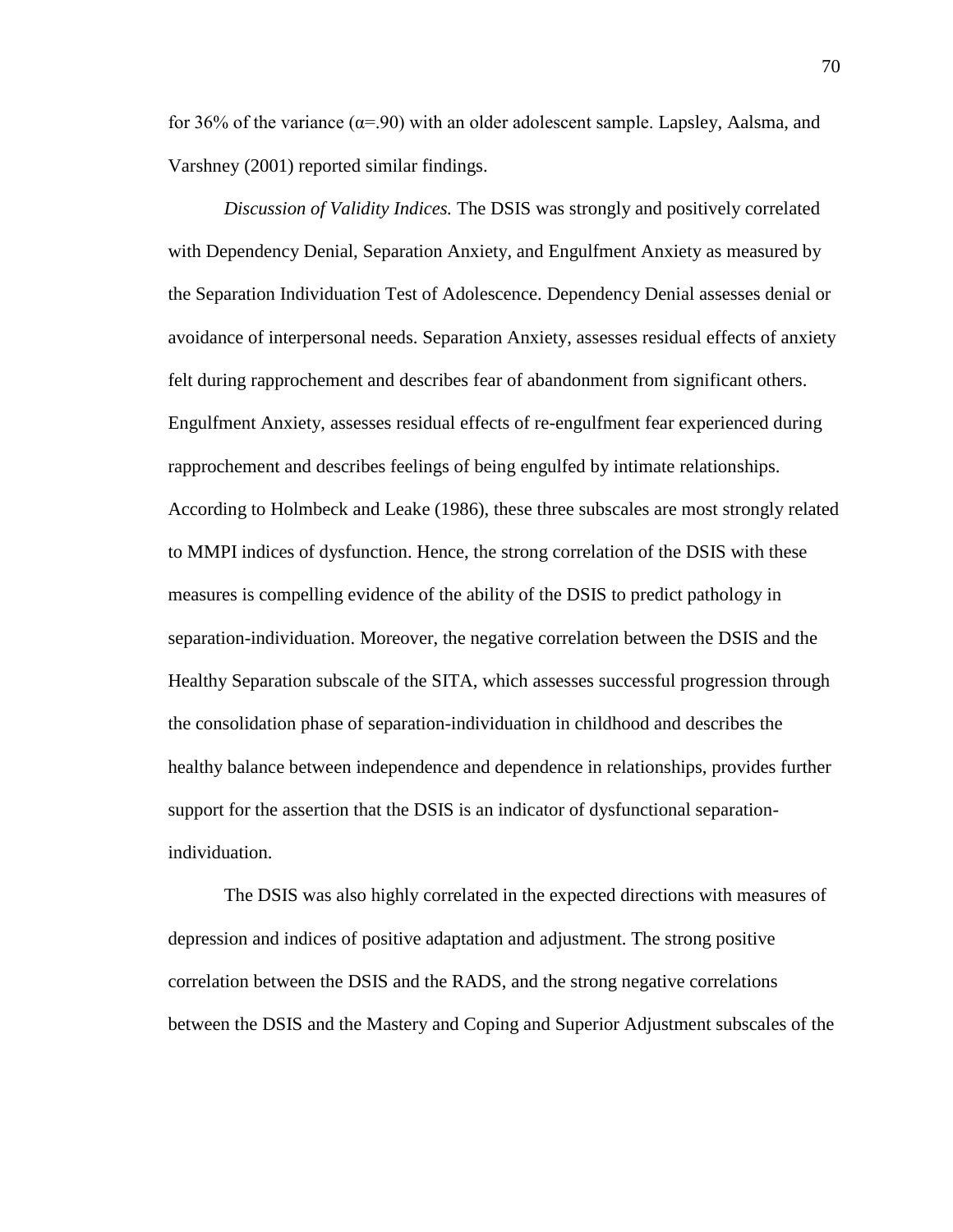for 36% of the variance ($\alpha$=.90) with an older adolescent sample. Lapsley, Aalsma, and Varshney (2001) reported similar findings.

*Discussion of Validity Indices.* The DSIS was strongly and positively correlated with Dependency Denial, Separation Anxiety, and Engulfment Anxiety as measured by the Separation Individuation Test of Adolescence. Dependency Denial assesses denial or avoidance of interpersonal needs. Separation Anxiety, assesses residual effects of anxiety felt during rapprochement and describes fear of abandonment from significant others. Engulfment Anxiety, assesses residual effects of re-engulfment fear experienced during rapprochement and describes feelings of being engulfed by intimate relationships. According to Holmbeck and Leake (1986), these three subscales are most strongly related to MMPI indices of dysfunction. Hence, the strong correlation of the DSIS with these measures is compelling evidence of the ability of the DSIS to predict pathology in separation-individuation. Moreover, the negative correlation between the DSIS and the Healthy Separation subscale of the SITA, which assesses successful progression through the consolidation phase of separation-individuation in childhood and describes the healthy balance between independence and dependence in relationships, provides further support for the assertion that the DSIS is an indicator of dysfunctional separation-individuation.

The DSIS was also highly correlated in the expected directions with measures of depression and indices of positive adaptation and adjustment. The strong positive correlation between the DSIS and the RADS, and the strong negative correlations between the DSIS and the Mastery and Coping and Superior Adjustment subscales of the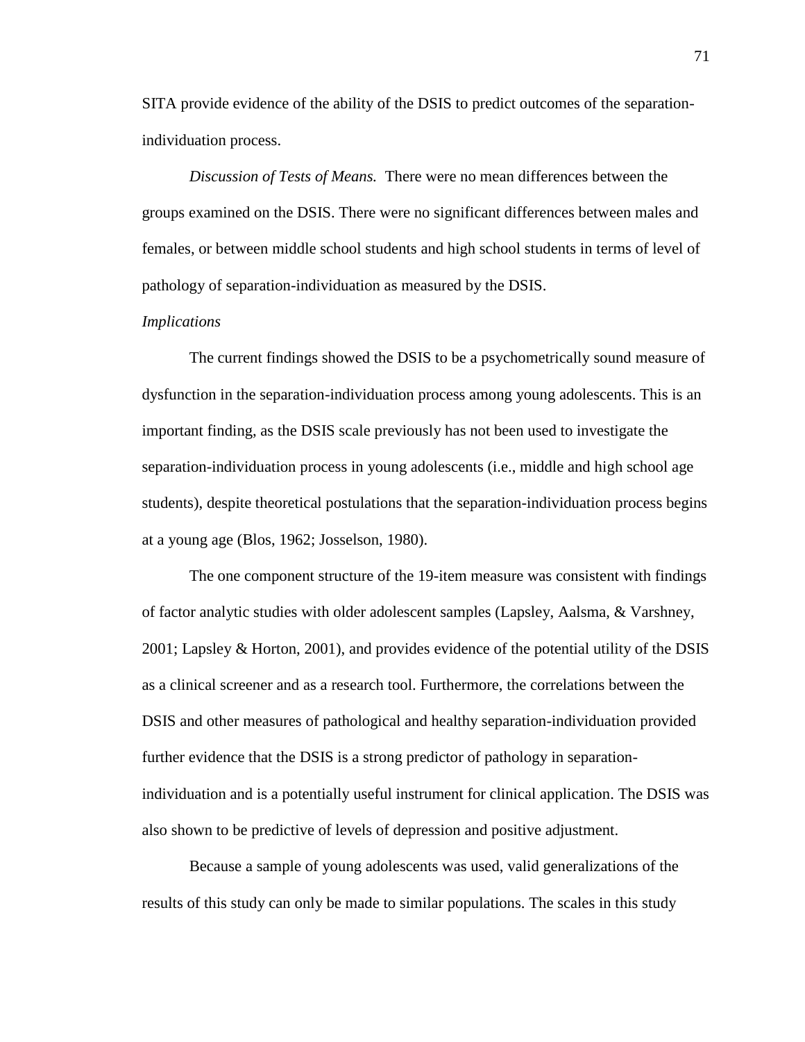SITA provide evidence of the ability of the DSIS to predict outcomes of the separation-individuation process.

*Discussion of Tests of Means.* There were no mean differences between the groups examined on the DSIS. There were no significant differences between males and females, or between middle school students and high school students in terms of level of pathology of separation-individuation as measured by the DSIS.

*Implications*

The current findings showed the DSIS to be a psychometrically sound measure of dysfunction in the separation-individuation process among young adolescents. This is an important finding, as the DSIS scale previously has not been used to investigate the separation-individuation process in young adolescents (i.e., middle and high school age students), despite theoretical postulations that the separation-individuation process begins at a young age (Blos, 1962; Josselson, 1980).

The one component structure of the 19-item measure was consistent with findings of factor analytic studies with older adolescent samples (Lapsley, Aalsma, & Varshney, 2001; Lapsley & Horton, 2001), and provides evidence of the potential utility of the DSIS as a clinical screener and as a research tool. Furthermore, the correlations between the DSIS and other measures of pathological and healthy separation-individuation provided further evidence that the DSIS is a strong predictor of pathology in separation-individuation and is a potentially useful instrument for clinical application. The DSIS was also shown to be predictive of levels of depression and positive adjustment.

Because a sample of young adolescents was used, valid generalizations of the results of this study can only be made to similar populations. The scales in this study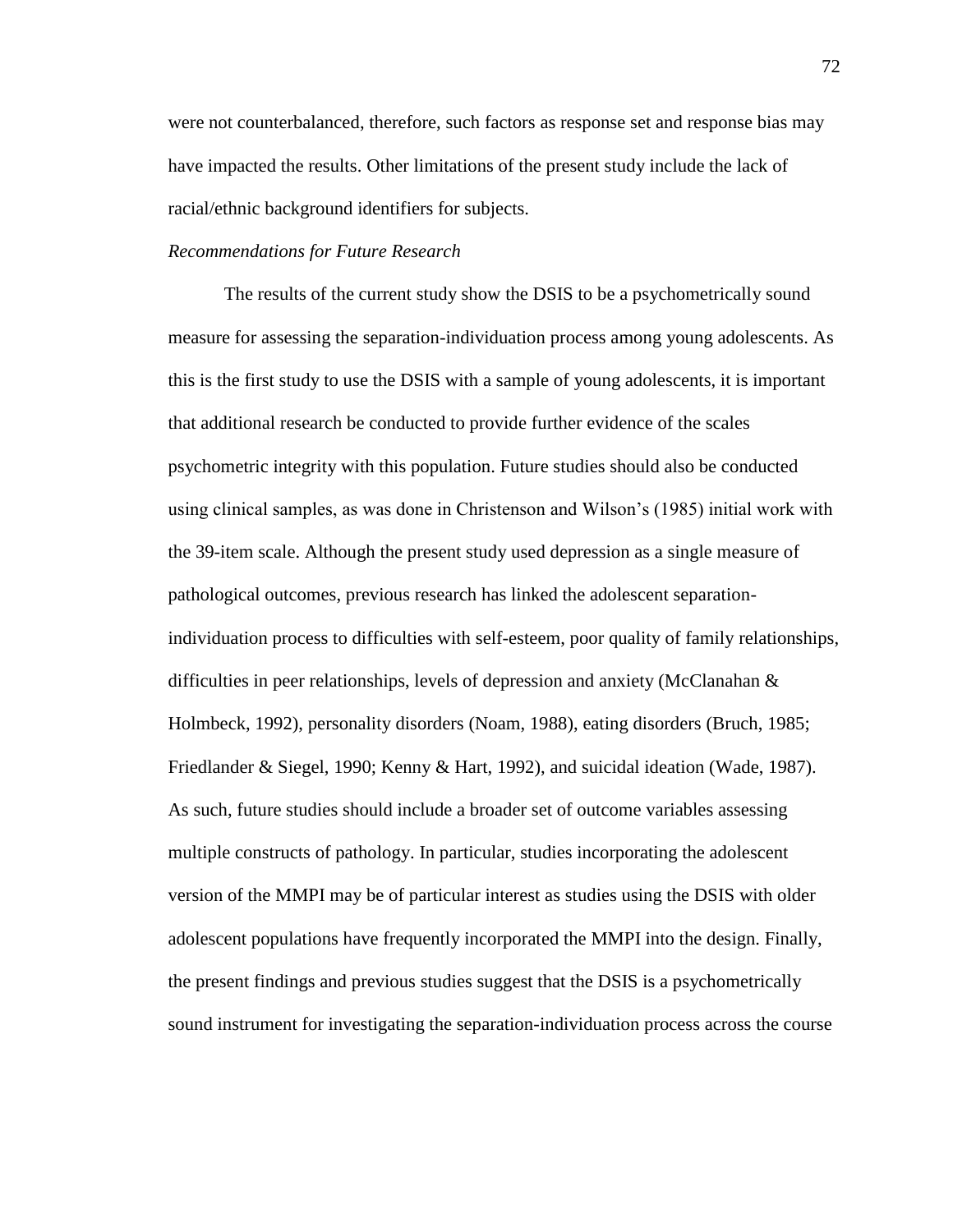were not counterbalanced, therefore, such factors as response set and response bias may have impacted the results. Other limitations of the present study include the lack of racial/ethnic background identifiers for subjects.

*Recommendations for Future Research*

The results of the current study show the DSIS to be a psychometrically sound measure for assessing the separation-individuation process among young adolescents. As this is the first study to use the DSIS with a sample of young adolescents, it is important that additional research be conducted to provide further evidence of the scales psychometric integrity with this population. Future studies should also be conducted using clinical samples, as was done in Christenson and Wilson's (1985) initial work with the 39-item scale. Although the present study used depression as a single measure of pathological outcomes, previous research has linked the adolescent separation-individuation process to difficulties with self-esteem, poor quality of family relationships, difficulties in peer relationships, levels of depression and anxiety (McClanahan & Holmbeck, 1992), personality disorders (Noam, 1988), eating disorders (Bruch, 1985; Friedlander & Siegel, 1990; Kenny & Hart, 1992), and suicidal ideation (Wade, 1987). As such, future studies should include a broader set of outcome variables assessing multiple constructs of pathology. In particular, studies incorporating the adolescent version of the MMPI may be of particular interest as studies using the DSIS with older adolescent populations have frequently incorporated the MMPI into the design. Finally, the present findings and previous studies suggest that the DSIS is a psychometrically sound instrument for investigating the separation-individuation process across the course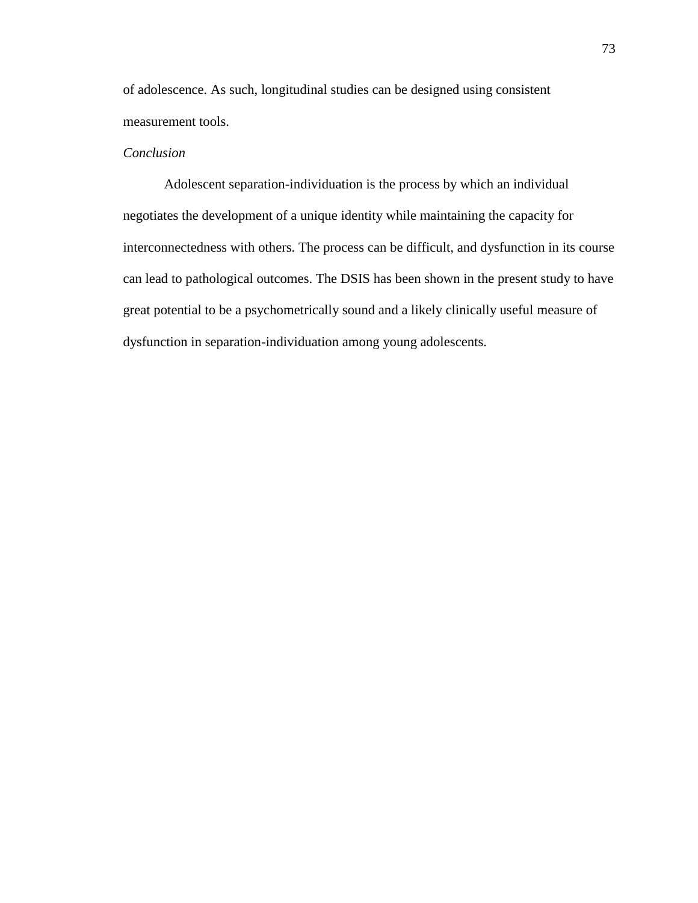of adolescence. As such, longitudinal studies can be designed using consistent measurement tools.

### *Conclusion*

Adolescent separation-individuation is the process by which an individual negotiates the development of a unique identity while maintaining the capacity for interconnectedness with others. The process can be difficult, and dysfunction in its course can lead to pathological outcomes. The DSIS has been shown in the present study to have great potential to be a psychometrically sound and a likely clinically useful measure of dysfunction in separation-individuation among young adolescents.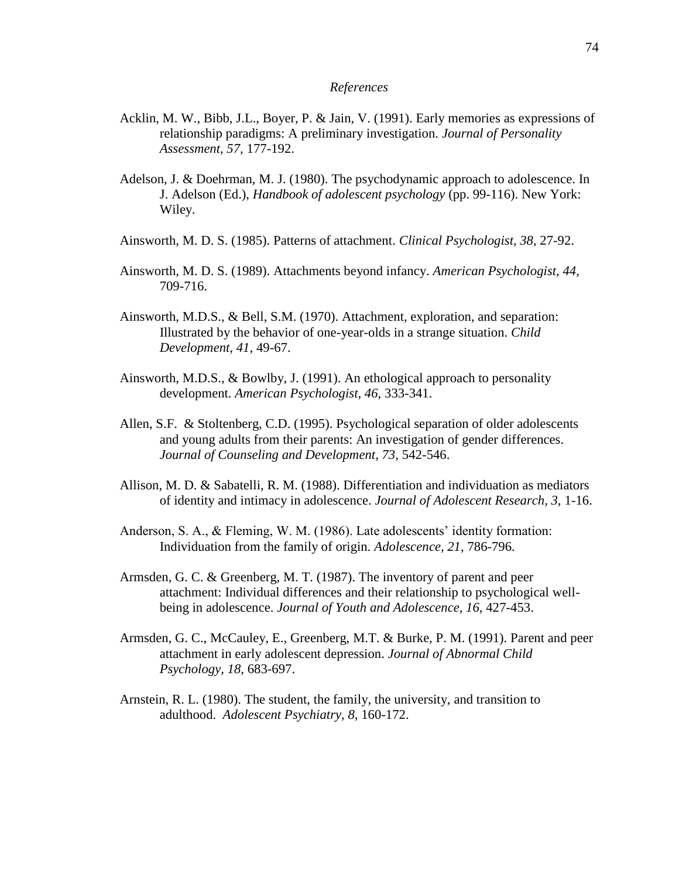*References*

Acklin, M. W., Bibb, J.L., Boyer, P. & Jain, V. (1991). Early memories as expressions of relationship paradigms: A preliminary investigation. *Journal of Personality Assessment, 57,* 177-192.

Adelson, J. & Doehrman, M. J. (1980). The psychodynamic approach to adolescence. In J. Adelson (Ed.), *Handbook of adolescent psychology* (pp. 99-116). New York: Wiley.

Ainsworth, M. D. S. (1985). Patterns of attachment. *Clinical Psychologist, 38,* 27-92.

Ainsworth, M. D. S. (1989). Attachments beyond infancy. *American Psychologist, 44,* 709-716.

Ainsworth, M.D.S., & Bell, S.M. (1970). Attachment, exploration, and separation: Illustrated by the behavior of one-year-olds in a strange situation. *Child Development, 41,* 49-67.

Ainsworth, M.D.S., & Bowlby, J. (1991). An ethological approach to personality development. *American Psychologist, 46,* 333-341.

Allen, S.F. & Stoltenberg, C.D. (1995). Psychological separation of older adolescents and young adults from their parents: An investigation of gender differences. *Journal of Counseling and Development, 73,* 542-546.

Allison, M. D. & Sabatelli, R. M. (1988). Differentiation and individuation as mediators of identity and intimacy in adolescence. *Journal of Adolescent Research, 3,* 1-16.

Anderson, S. A., & Fleming, W. M. (1986). Late adolescents' identity formation: Individuation from the family of origin. *Adolescence, 21,* 786-796.

Armsden, G. C. & Greenberg, M. T. (1987). The inventory of parent and peer attachment: Individual differences and their relationship to psychological well-being in adolescence. *Journal of Youth and Adolescence, 16,* 427-453.

Armsden, G. C., McCauley, E., Greenberg, M.T. & Burke, P. M. (1991). Parent and peer attachment in early adolescent depression. *Journal of Abnormal Child Psychology, 18,* 683-697.

Arnstein, R. L. (1980). The student, the family, the university, and transition to adulthood. *Adolescent Psychiatry, 8,* 160-172.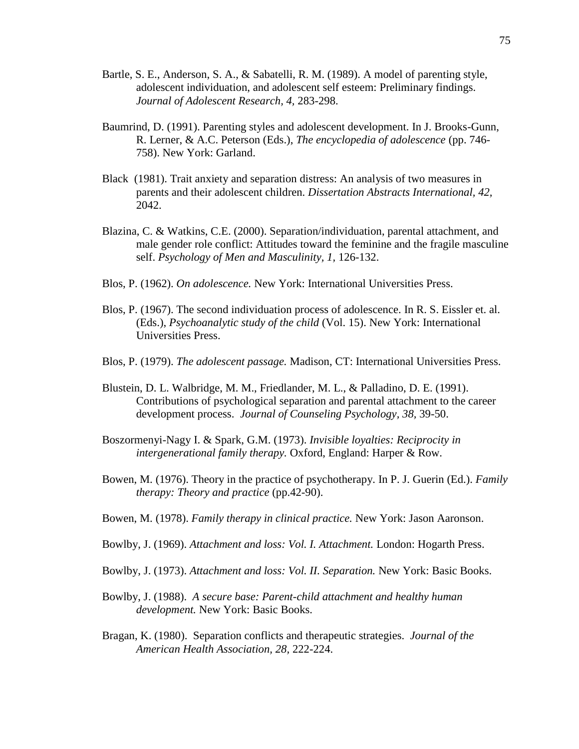Bartle, S. E., Anderson, S. A., & Sabatelli, R. M. (1989). A model of parenting style, adolescent individuation, and adolescent self esteem: Preliminary findings. *Journal of Adolescent Research, 4,* 283-298.

Baumrind, D. (1991). Parenting styles and adolescent development. In J. Brooks-Gunn, R. Lerner, & A.C. Peterson (Eds.), *The encyclopedia of adolescence* (pp. 746-758). New York: Garland.

Black (1981). Trait anxiety and separation distress: An analysis of two measures in parents and their adolescent children. *Dissertation Abstracts International, 42,* 2042.

Blazina, C. & Watkins, C.E. (2000). Separation/individuation, parental attachment, and male gender role conflict: Attitudes toward the feminine and the fragile masculine self. *Psychology of Men and Masculinity, 1,* 126-132.

Blos, P. (1962). *On adolescence.* New York: International Universities Press.

Blos, P. (1967). The second individuation process of adolescence. In R. S. Eissler et. al. (Eds.), *Psychoanalytic study of the child* (Vol. 15). New York: International Universities Press.

Blos, P. (1979). *The adolescent passage.* Madison, CT: International Universities Press.

Blustein, D. L. Walbridge, M. M., Friedlander, M. L., & Palladino, D. E. (1991). Contributions of psychological separation and parental attachment to the career development process. *Journal of Counseling Psychology, 38,* 39-50.

Boszormenyi-Nagy I. & Spark, G.M. (1973). *Invisible loyalties: Reciprocity in intergenerational family therapy.* Oxford, England: Harper & Row.

Bowen, M. (1976). Theory in the practice of psychotherapy. In P. J. Guerin (Ed.). *Family therapy: Theory and practice* (pp.42-90).

Bowen, M. (1978). *Family therapy in clinical practice.* New York: Jason Aaronson.

Bowlby, J. (1969). *Attachment and loss: Vol. I. Attachment.* London: Hogarth Press.

Bowlby, J. (1973). *Attachment and loss: Vol. II. Separation.* New York: Basic Books.

Bowlby, J. (1988). *A secure base: Parent-child attachment and healthy human development.* New York: Basic Books.

Bragan, K. (1980). Separation conflicts and therapeutic strategies. *Journal of the American Health Association, 28,* 222-224.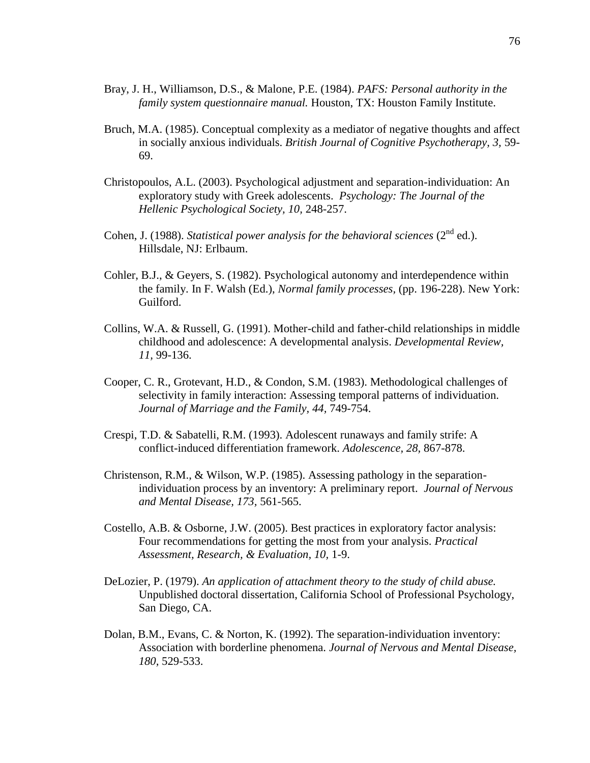Bray, J. H., Williamson, D.S., & Malone, P.E. (1984). *PAFS: Personal authority in the family system questionnaire manual.* Houston, TX: Houston Family Institute.

Bruch, M.A. (1985). Conceptual complexity as a mediator of negative thoughts and affect in socially anxious individuals. *British Journal of Cognitive Psychotherapy*, *3,* 59-69.

Christopoulos, A.L. (2003). Psychological adjustment and separation-individuation: An exploratory study with Greek adolescents. *Psychology: The Journal of the Hellenic Psychological Society*, *10,* 248-257.

Cohen, J. (1988). *Statistical power analysis for the behavioral sciences* (2nd ed.). Hillsdale, NJ: Erlbaum.

Cohler, B.J., & Geyers, S. (1982). Psychological autonomy and interdependence within the family. In F. Walsh (Ed.), *Normal family processes,* (pp. 196-228). New York: Guilford.

Collins, W.A. & Russell, G. (1991). Mother-child and father-child relationships in middle childhood and adolescence: A developmental analysis. *Developmental Review*, *11,* 99-136.

Cooper, C. R., Grotevant, H.D., & Condon, S.M. (1983). Methodological challenges of selectivity in family interaction: Assessing temporal patterns of individuation. *Journal of Marriage and the Family*, *44,* 749-754.

Crespi, T.D. & Sabatelli, R.M. (1993). Adolescent runaways and family strife: A conflict-induced differentiation framework. *Adolescence, 28,* 867-878.

Christenson, R.M., & Wilson, W.P. (1985). Assessing pathology in the separation-individuation process by an inventory: A preliminary report. *Journal of Nervous and Mental Disease*, *173,* 561-565.

Costello, A.B. & Osborne, J.W. (2005). Best practices in exploratory factor analysis: Four recommendations for getting the most from your analysis. *Practical Assessment, Research, & Evaluation, 10,* 1-9.

DeLozier, P. (1979). *An application of attachment theory to the study of child abuse.* Unpublished doctoral dissertation, California School of Professional Psychology, San Diego, CA.

Dolan, B.M., Evans, C. & Norton, K. (1992). The separation-individuation inventory: Association with borderline phenomena. *Journal of Nervous and Mental Disease, 180,* 529-533.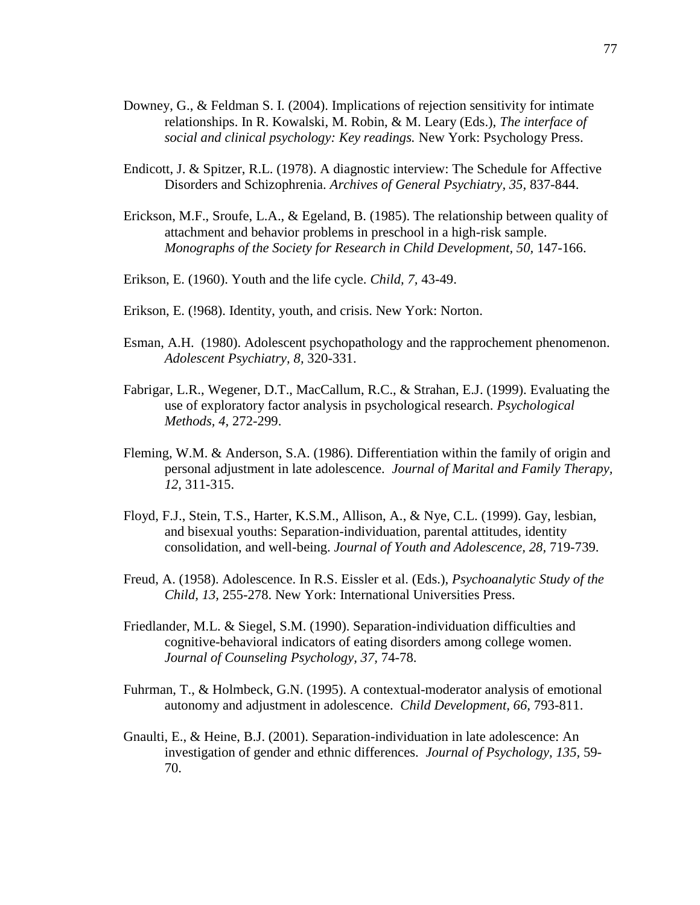Downey, G., & Feldman S. I. (2004). Implications of rejection sensitivity for intimate relationships. In R. Kowalski, M. Robin, & M. Leary (Eds.), *The interface of social and clinical psychology: Key readings.* New York: Psychology Press.

Endicott, J. & Spitzer, R.L. (1978). A diagnostic interview: The Schedule for Affective Disorders and Schizophrenia. *Archives of General Psychiatry, 35,* 837-844.

Erickson, M.F., Sroufe, L.A., & Egeland, B. (1985). The relationship between quality of attachment and behavior problems in preschool in a high-risk sample. *Monographs of the Society for Research in Child Development, 50,* 147-166.

Erikson, E. (1960). Youth and the life cycle. *Child, 7,* 43-49.

Erikson, E. (!968). Identity, youth, and crisis. New York: Norton.

Esman, A.H. (1980). Adolescent psychopathology and the rapprochement phenomenon. *Adolescent Psychiatry, 8,* 320-331.

Fabrigar, L.R., Wegener, D.T., MacCallum, R.C., & Strahan, E.J. (1999). Evaluating the use of exploratory factor analysis in psychological research. *Psychological Methods, 4,* 272-299.

Fleming, W.M. & Anderson, S.A. (1986). Differentiation within the family of origin and personal adjustment in late adolescence. *Journal of Marital and Family Therapy, 12,* 311-315.

Floyd, F.J., Stein, T.S., Harter, K.S.M., Allison, A., & Nye, C.L. (1999). Gay, lesbian, and bisexual youths: Separation-individuation, parental attitudes, identity consolidation, and well-being. *Journal of Youth and Adolescence, 28,* 719-739.

Freud, A. (1958). Adolescence. In R.S. Eissler et al. (Eds.), *Psychoanalytic Study of the Child, 13,* 255-278. New York: International Universities Press.

Friedlander, M.L. & Siegel, S.M. (1990). Separation-individuation difficulties and cognitive-behavioral indicators of eating disorders among college women. *Journal of Counseling Psychology, 37,* 74-78.

Fuhrman, T., & Holmbeck, G.N. (1995). A contextual-moderator analysis of emotional autonomy and adjustment in adolescence. *Child Development, 66,* 793-811.

Gnaulti, E., & Heine, B.J. (2001). Separation-individuation in late adolescence: An investigation of gender and ethnic differences. *Journal of Psychology, 135,* 59-70.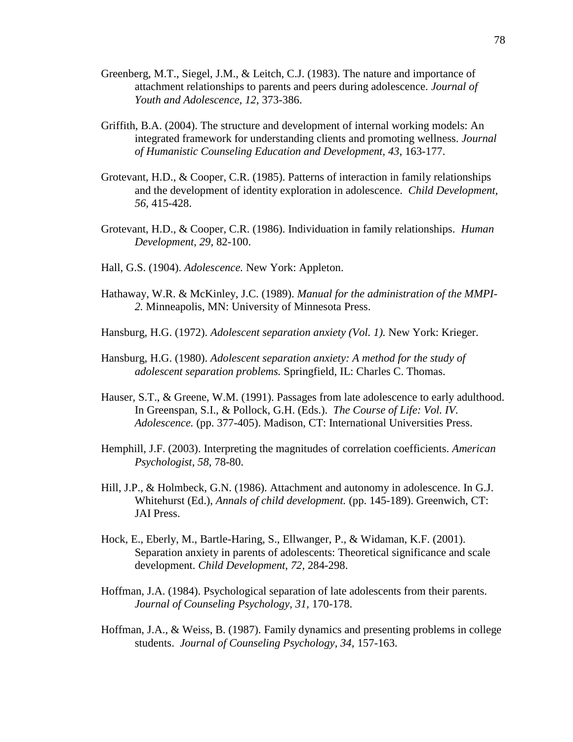Greenberg, M.T., Siegel, J.M., & Leitch, C.J. (1983). The nature and importance of attachment relationships to parents and peers during adolescence. *Journal of Youth and Adolescence, 12,* 373-386.

Griffith, B.A. (2004). The structure and development of internal working models: An integrated framework for understanding clients and promoting wellness. *Journal of Humanistic Counseling Education and Development, 43,* 163-177.

Grotevant, H.D., & Cooper, C.R. (1985). Patterns of interaction in family relationships and the development of identity exploration in adolescence. *Child Development, 56,* 415-428.

Grotevant, H.D., & Cooper, C.R. (1986). Individuation in family relationships. *Human Development, 29,* 82-100.

Hall, G.S. (1904). *Adolescence.* New York: Appleton.

Hathaway, W.R. & McKinley, J.C. (1989). *Manual for the administration of the MMPI-2.* Minneapolis, MN: University of Minnesota Press.

Hansburg, H.G. (1972). *Adolescent separation anxiety (Vol. 1).* New York: Krieger.

Hansburg, H.G. (1980). *Adolescent separation anxiety: A method for the study of adolescent separation problems.* Springfield, IL: Charles C. Thomas.

Hauser, S.T., & Greene, W.M. (1991). Passages from late adolescence to early adulthood. In Greenspan, S.I., & Pollock, G.H. (Eds.). *The Course of Life: Vol. IV. Adolescence.* (pp. 377-405). Madison, CT: International Universities Press.

Hemphill, J.F. (2003). Interpreting the magnitudes of correlation coefficients. *American Psychologist, 58,* 78-80.

Hill, J.P., & Holmbeck, G.N. (1986). Attachment and autonomy in adolescence. In G.J. Whitehurst (Ed.), *Annals of child development.* (pp. 145-189). Greenwich, CT: JAI Press.

Hock, E., Eberly, M., Bartle-Haring, S., Ellwanger, P., & Widaman, K.F. (2001). Separation anxiety in parents of adolescents: Theoretical significance and scale development. *Child Development, 72,* 284-298.

Hoffman, J.A. (1984). Psychological separation of late adolescents from their parents. *Journal of Counseling Psychology, 31,* 170-178.

Hoffman, J.A., & Weiss, B. (1987). Family dynamics and presenting problems in college students. *Journal of Counseling Psychology, 34,* 157-163.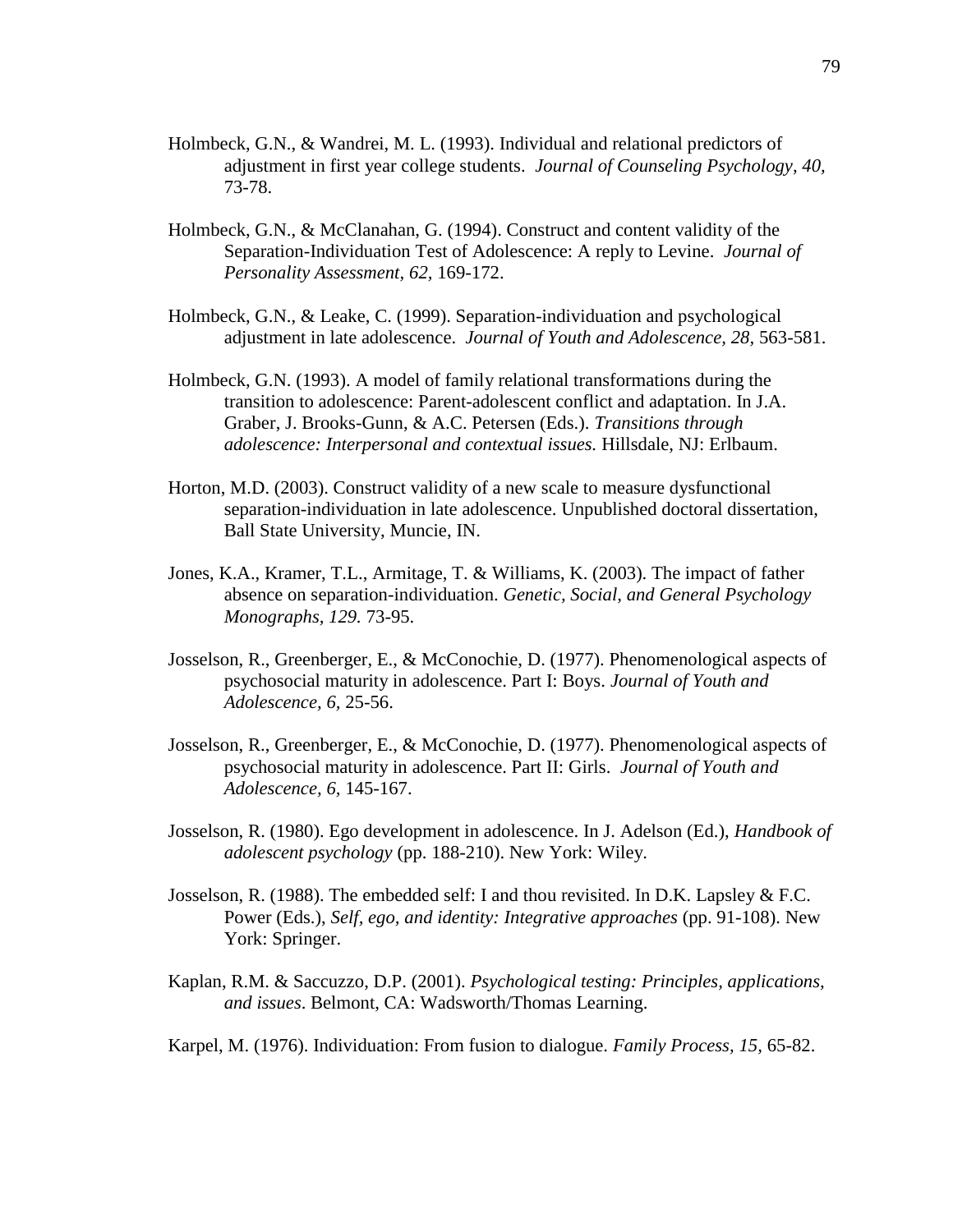Holmbeck, G.N., & Wandrei, M. L. (1993). Individual and relational predictors of adjustment in first year college students. *Journal of Counseling Psychology, 40,* 73-78.

Holmbeck, G.N., & McClanahan, G. (1994). Construct and content validity of the Separation-Individuation Test of Adolescence: A reply to Levine. *Journal of Personality Assessment, 62,* 169-172.

Holmbeck, G.N., & Leake, C. (1999). Separation-individuation and psychological adjustment in late adolescence. *Journal of Youth and Adolescence, 28,* 563-581.

Holmbeck, G.N. (1993). A model of family relational transformations during the transition to adolescence: Parent-adolescent conflict and adaptation. In J.A. Graber, J. Brooks-Gunn, & A.C. Petersen (Eds.). *Transitions through adolescence: Interpersonal and contextual issues.* Hillsdale, NJ: Erlbaum.

Horton, M.D. (2003). Construct validity of a new scale to measure dysfunctional separation-individuation in late adolescence. Unpublished doctoral dissertation, Ball State University, Muncie, IN.

Jones, K.A., Kramer, T.L., Armitage, T. & Williams, K. (2003). The impact of father absence on separation-individuation. *Genetic, Social, and General Psychology Monographs, 129.* 73-95.

Josselson, R., Greenberger, E., & McConochie, D. (1977). Phenomenological aspects of psychosocial maturity in adolescence. Part I: Boys. *Journal of Youth and Adolescence, 6,* 25-56.

Josselson, R., Greenberger, E., & McConochie, D. (1977). Phenomenological aspects of psychosocial maturity in adolescence. Part II: Girls. *Journal of Youth and Adolescence, 6,* 145-167.

Josselson, R. (1980). Ego development in adolescence. In J. Adelson (Ed.), *Handbook of adolescent psychology* (pp. 188-210). New York: Wiley.

Josselson, R. (1988). The embedded self: I and thou revisited. In D.K. Lapsley & F.C. Power (Eds.), *Self, ego, and identity: Integrative approaches* (pp. 91-108). New York: Springer.

Kaplan, R.M. & Saccuzzo, D.P. (2001). *Psychological testing: Principles, applications, and issues*. Belmont, CA: Wadsworth/Thomas Learning.

Karpel, M. (1976). Individuation: From fusion to dialogue. *Family Process, 15,* 65-82.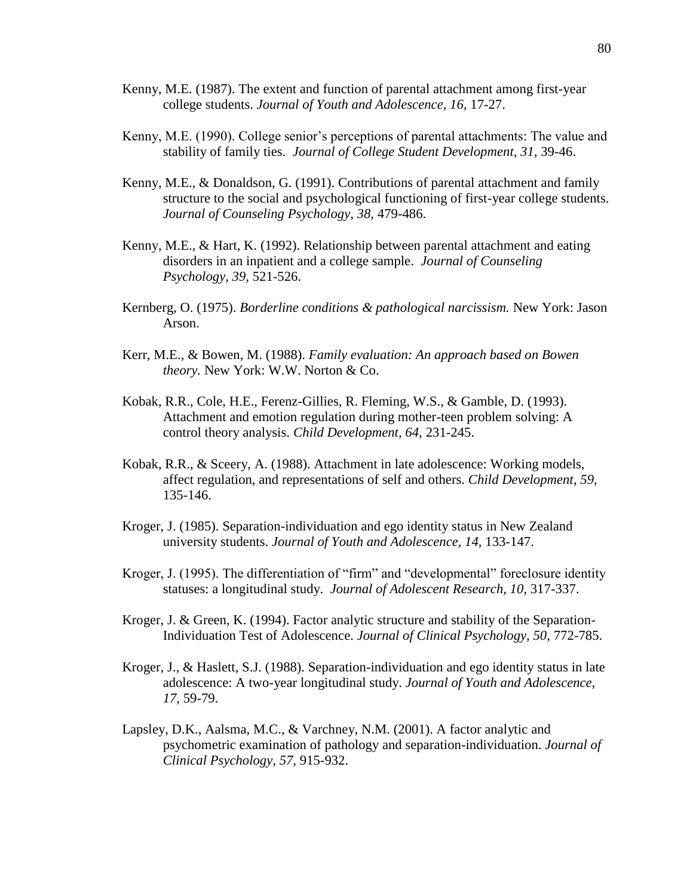Kenny, M.E. (1987). The extent and function of parental attachment among first-year college students. *Journal of Youth and Adolescence, 16,* 17-27.

Kenny, M.E. (1990). College senior's perceptions of parental attachments: The value and stability of family ties. *Journal of College Student Development, 31,* 39-46.

Kenny, M.E., & Donaldson, G. (1991). Contributions of parental attachment and family structure to the social and psychological functioning of first-year college students. *Journal of Counseling Psychology, 38,* 479-486.

Kenny, M.E., & Hart, K. (1992). Relationship between parental attachment and eating disorders in an inpatient and a college sample. *Journal of Counseling Psychology, 39,* 521-526.

Kernberg, O. (1975). *Borderline conditions & pathological narcissism.* New York: Jason Arson.

Kerr, M.E., & Bowen, M. (1988). *Family evaluation: An approach based on Bowen theory.* New York: W.W. Norton & Co.

Kobak, R.R., Cole, H.E., Ferenz-Gillies, R. Fleming, W.S., & Gamble, D. (1993). Attachment and emotion regulation during mother-teen problem solving: A control theory analysis. *Child Development, 64,* 231-245.

Kobak, R.R., & Sceery, A. (1988). Attachment in late adolescence: Working models, affect regulation, and representations of self and others. *Child Development, 59,* 135-146.

Kroger, J. (1985). Separation-individuation and ego identity status in New Zealand university students. *Journal of Youth and Adolescence, 14,* 133-147.

Kroger, J. (1995). The differentiation of "firm" and "developmental" foreclosure identity statuses: a longitudinal study. *Journal of Adolescent Research, 10,* 317-337.

Kroger, J. & Green, K. (1994). Factor analytic structure and stability of the Separation-Individuation Test of Adolescence. *Journal of Clinical Psychology, 50,* 772-785.

Kroger, J., & Haslett, S.J. (1988). Separation-individuation and ego identity status in late adolescence: A two-year longitudinal study. *Journal of Youth and Adolescence, 17,* 59-79.

Lapsley, D.K., Aalsma, M.C., & Varchney, N.M. (2001). A factor analytic and psychometric examination of pathology and separation-individuation. *Journal of Clinical Psychology, 57,* 915-932.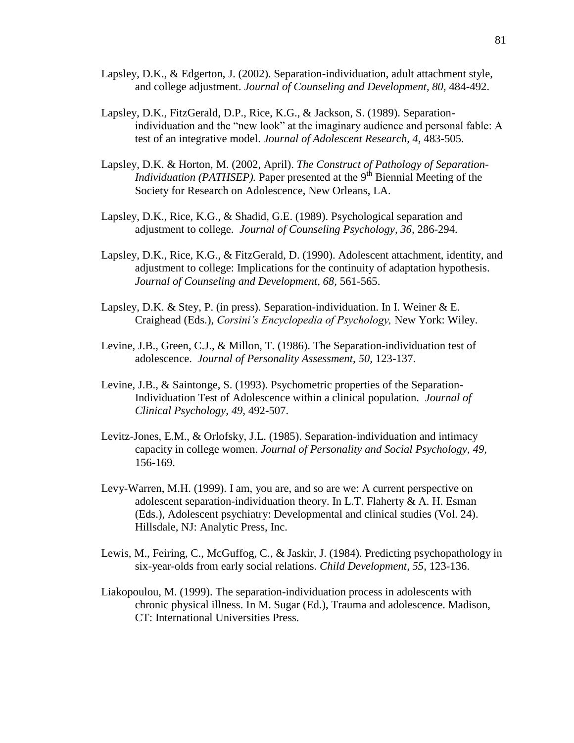Lapsley, D.K., & Edgerton, J. (2002). Separation-individuation, adult attachment style, and college adjustment. *Journal of Counseling and Development, 80,* 484-492.

Lapsley, D.K., FitzGerald, D.P., Rice, K.G., & Jackson, S. (1989). Separation-individuation and the "new look" at the imaginary audience and personal fable: A test of an integrative model. *Journal of Adolescent Research, 4,* 483-505.

Lapsley, D.K. & Horton, M. (2002, April). *The Construct of Pathology of Separation-Individuation (PATHSEP).* Paper presented at the 9th Biennial Meeting of the Society for Research on Adolescence, New Orleans, LA.

Lapsley, D.K., Rice, K.G., & Shadid, G.E. (1989). Psychological separation and adjustment to college. *Journal of Counseling Psychology, 36,* 286-294.

Lapsley, D.K., Rice, K.G., & FitzGerald, D. (1990). Adolescent attachment, identity, and adjustment to college: Implications for the continuity of adaptation hypothesis. *Journal of Counseling and Development, 68,* 561-565.

Lapsley, D.K. & Stey, P. (in press). Separation-individuation. In I. Weiner & E. Craighead (Eds.), *Corsini's Encyclopedia of Psychology,* New York: Wiley.

Levine, J.B., Green, C.J., & Millon, T. (1986). The Separation-individuation test of adolescence. *Journal of Personality Assessment, 50,* 123-137.

Levine, J.B., & Saintonge, S. (1993). Psychometric properties of the Separation-Individuation Test of Adolescence within a clinical population. *Journal of Clinical Psychology, 49,* 492-507.

Levitz-Jones, E.M., & Orlofsky, J.L. (1985). Separation-individuation and intimacy capacity in college women. *Journal of Personality and Social Psychology, 49,* 156-169.

Levy-Warren, M.H. (1999). I am, you are, and so are we: A current perspective on adolescent separation-individuation theory. In L.T. Flaherty & A. H. Esman (Eds.), Adolescent psychiatry: Developmental and clinical studies (Vol. 24). Hillsdale, NJ: Analytic Press, Inc.

Lewis, M., Feiring, C., McGuffog, C., & Jaskir, J. (1984). Predicting psychopathology in six-year-olds from early social relations. *Child Development, 55,* 123-136.

Liakopoulou, M. (1999). The separation-individuation process in adolescents with chronic physical illness. In M. Sugar (Ed.), Trauma and adolescence. Madison, CT: International Universities Press.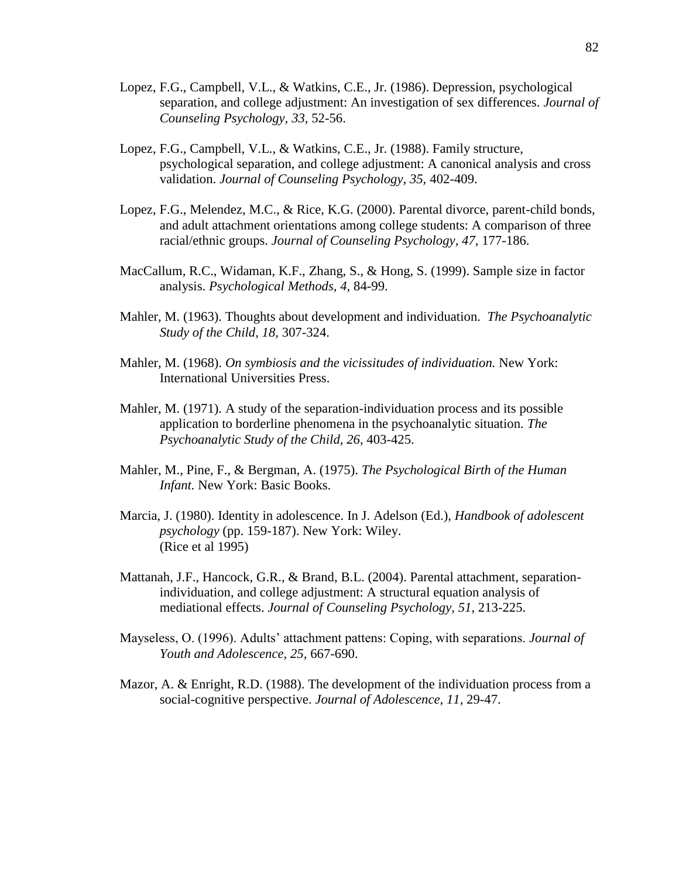Lopez, F.G., Campbell, V.L., & Watkins, C.E., Jr. (1986). Depression, psychological separation, and college adjustment: An investigation of sex differences. *Journal of Counseling Psychology, 33,* 52-56.

Lopez, F.G., Campbell, V.L., & Watkins, C.E., Jr. (1988). Family structure, psychological separation, and college adjustment: A canonical analysis and cross validation. *Journal of Counseling Psychology, 35,* 402-409.

Lopez, F.G., Melendez, M.C., & Rice, K.G. (2000). Parental divorce, parent-child bonds, and adult attachment orientations among college students: A comparison of three racial/ethnic groups. *Journal of Counseling Psychology, 47,* 177-186.

MacCallum, R.C., Widaman, K.F., Zhang, S., & Hong, S. (1999). Sample size in factor analysis. *Psychological Methods, 4,* 84-99.

Mahler, M. (1963). Thoughts about development and individuation. *The Psychoanalytic Study of the Child, 18,* 307-324.

Mahler, M. (1968). *On symbiosis and the vicissitudes of individuation.* New York: International Universities Press.

Mahler, M. (1971). A study of the separation-individuation process and its possible application to borderline phenomena in the psychoanalytic situation. *The Psychoanalytic Study of the Child, 26,* 403-425.

Mahler, M., Pine, F., & Bergman, A. (1975). *The Psychological Birth of the Human Infant.* New York: Basic Books.

Marcia, J. (1980). Identity in adolescence. In J. Adelson (Ed.), *Handbook of adolescent psychology* (pp. 159-187). New York: Wiley.
(Rice et al 1995)

Mattanah, J.F., Hancock, G.R., & Brand, B.L. (2004). Parental attachment, separation-individuation, and college adjustment: A structural equation analysis of mediational effects. *Journal of Counseling Psychology, 51,* 213-225.

Mayseless, O. (1996). Adults' attachment pattens: Coping, with separations. *Journal of Youth and Adolescence, 25,* 667-690.

Mazor, A. & Enright, R.D. (1988). The development of the individuation process from a social-cognitive perspective. *Journal of Adolescence, 11,* 29-47.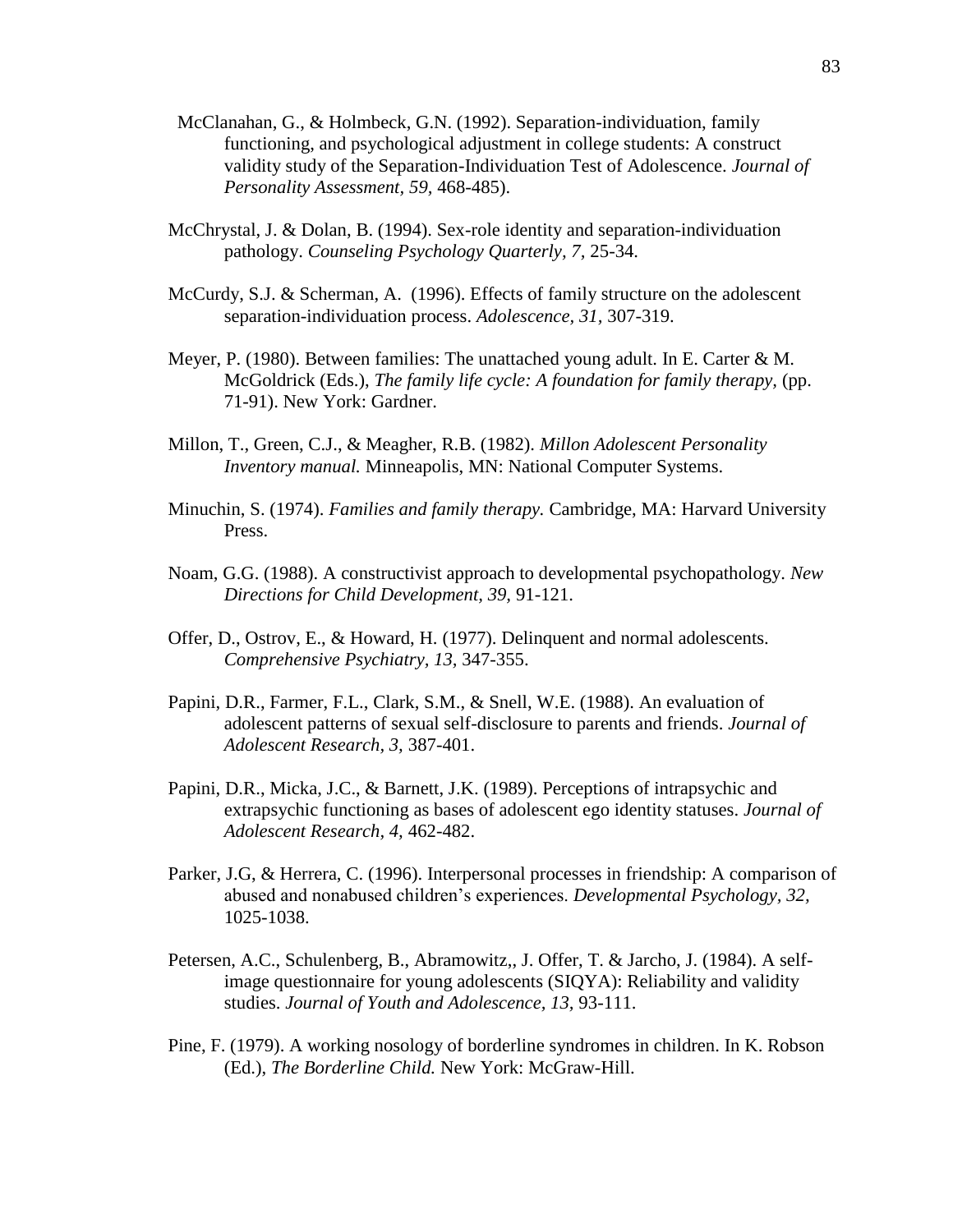McClanahan, G., & Holmbeck, G.N. (1992). Separation-individuation, family functioning, and psychological adjustment in college students: A construct validity study of the Separation-Individuation Test of Adolescence. *Journal of Personality Assessment, 59,* 468-485).

McChrystal, J. & Dolan, B. (1994). Sex-role identity and separation-individuation pathology. *Counseling Psychology Quarterly, 7,* 25-34.

McCurdy, S.J. & Scherman, A. (1996). Effects of family structure on the adolescent separation-individuation process. *Adolescence, 31,* 307-319.

Meyer, P. (1980). Between families: The unattached young adult. In E. Carter & M. McGoldrick (Eds.), *The family life cycle: A foundation for family therapy,* (pp. 71-91). New York: Gardner.

Millon, T., Green, C.J., & Meagher, R.B. (1982). *Millon Adolescent Personality Inventory manual.* Minneapolis, MN: National Computer Systems.

Minuchin, S. (1974). *Families and family therapy.* Cambridge, MA: Harvard University Press.

Noam, G.G. (1988). A constructivist approach to developmental psychopathology. *New Directions for Child Development, 39,* 91-121.

Offer, D., Ostrov, E., & Howard, H. (1977). Delinquent and normal adolescents. *Comprehensive Psychiatry, 13,* 347-355.

Papini, D.R., Farmer, F.L., Clark, S.M., & Snell, W.E. (1988). An evaluation of adolescent patterns of sexual self-disclosure to parents and friends. *Journal of Adolescent Research, 3,* 387-401.

Papini, D.R., Micka, J.C., & Barnett, J.K. (1989). Perceptions of intrapsychic and extrapsychic functioning as bases of adolescent ego identity statuses. *Journal of Adolescent Research, 4,* 462-482.

Parker, J.G, & Herrera, C. (1996). Interpersonal processes in friendship: A comparison of abused and nonabused children's experiences. *Developmental Psychology, 32,* 1025-1038.

Petersen, A.C., Schulenberg, B., Abramowitz,, J. Offer, T. & Jarcho, J. (1984). A self-image questionnaire for young adolescents (SIQYA): Reliability and validity studies. *Journal of Youth and Adolescence, 13,* 93-111.

Pine, F. (1979). A working nosology of borderline syndromes in children. In K. Robson (Ed.), *The Borderline Child.* New York: McGraw-Hill.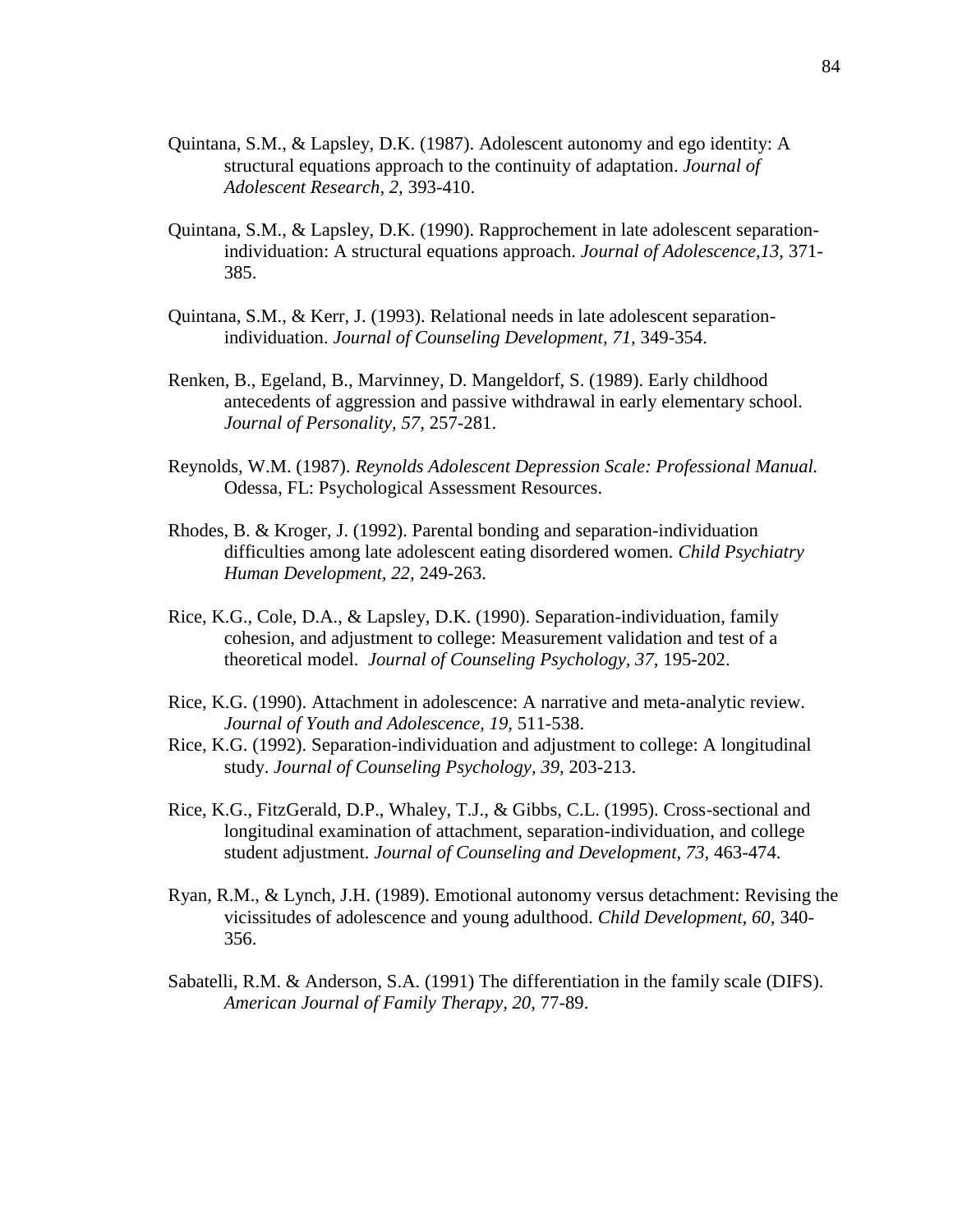Quintana, S.M., & Lapsley, D.K. (1987). Adolescent autonomy and ego identity: A structural equations approach to the continuity of adaptation. *Journal of Adolescent Research, 2,* 393-410.

Quintana, S.M., & Lapsley, D.K. (1990). Rapprochement in late adolescent separation-individuation: A structural equations approach. *Journal of Adolescence,13,* 371-385.

Quintana, S.M., & Kerr, J. (1993). Relational needs in late adolescent separation-individuation. *Journal of Counseling Development, 71,* 349-354.

Renken, B., Egeland, B., Marvinney, D. Mangeldorf, S. (1989). Early childhood antecedents of aggression and passive withdrawal in early elementary school. *Journal of Personality, 57,* 257-281.

Reynolds, W.M. (1987). *Reynolds Adolescent Depression Scale: Professional Manual.* Odessa, FL: Psychological Assessment Resources.

Rhodes, B. & Kroger, J. (1992). Parental bonding and separation-individuation difficulties among late adolescent eating disordered women. *Child Psychiatry Human Development, 22,* 249-263.

Rice, K.G., Cole, D.A., & Lapsley, D.K. (1990). Separation-individuation, family cohesion, and adjustment to college: Measurement validation and test of a theoretical model. *Journal of Counseling Psychology, 37,* 195-202.

Rice, K.G. (1990). Attachment in adolescence: A narrative and meta-analytic review. *Journal of Youth and Adolescence, 19,* 511-538.

Rice, K.G. (1992). Separation-individuation and adjustment to college: A longitudinal study. *Journal of Counseling Psychology, 39,* 203-213.

Rice, K.G., FitzGerald, D.P., Whaley, T.J., & Gibbs, C.L. (1995). Cross-sectional and longitudinal examination of attachment, separation-individuation, and college student adjustment. *Journal of Counseling and Development, 73,* 463-474.

Ryan, R.M., & Lynch, J.H. (1989). Emotional autonomy versus detachment: Revising the vicissitudes of adolescence and young adulthood. *Child Development, 60,* 340-356.

Sabatelli, R.M. & Anderson, S.A. (1991) The differentiation in the family scale (DIFS). *American Journal of Family Therapy, 20,* 77-89.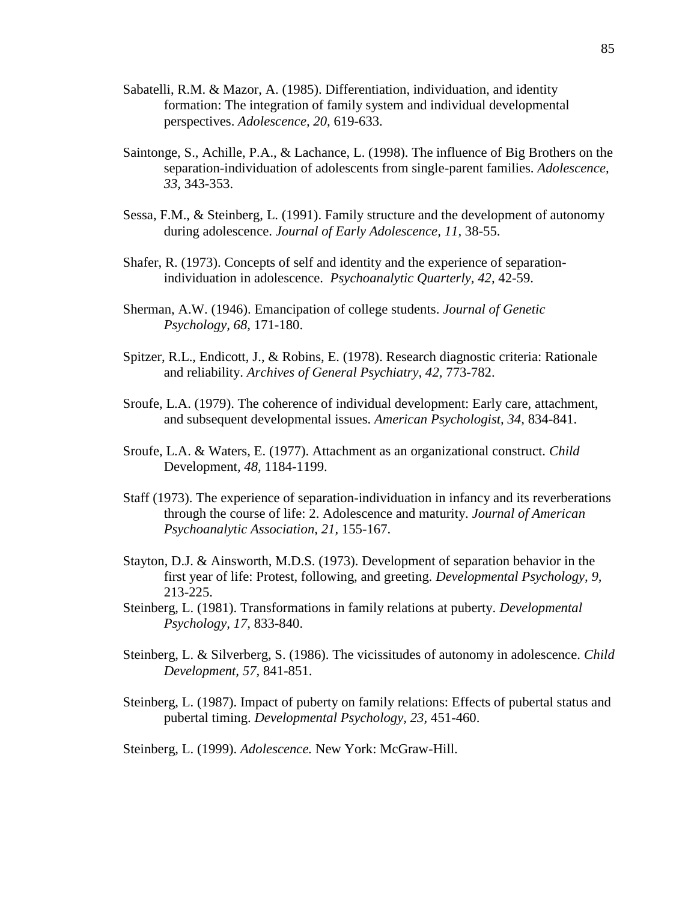Sabatelli, R.M. & Mazor, A. (1985). Differentiation, individuation, and identity formation: The integration of family system and individual developmental perspectives. *Adolescence, 20,* 619-633.

Saintonge, S., Achille, P.A., & Lachance, L. (1998). The influence of Big Brothers on the separation-individuation of adolescents from single-parent families. *Adolescence, 33*, 343-353.

Sessa, F.M., & Steinberg, L. (1991). Family structure and the development of autonomy during adolescence. *Journal of Early Adolescence, 11,* 38-55.

Shafer, R. (1973). Concepts of self and identity and the experience of separation-individuation in adolescence. *Psychoanalytic Quarterly, 42,* 42-59.

Sherman, A.W. (1946). Emancipation of college students. *Journal of Genetic Psychology, 68,* 171-180.

Spitzer, R.L., Endicott, J., & Robins, E. (1978). Research diagnostic criteria: Rationale and reliability. *Archives of General Psychiatry, 42,* 773-782.

Sroufe, L.A. (1979). The coherence of individual development: Early care, attachment, and subsequent developmental issues. *American Psychologist, 34*, 834-841.

Sroufe, L.A. & Waters, E. (1977). Attachment as an organizational construct. *Child* Development*, 48,* 1184-1199.

Staff (1973). The experience of separation-individuation in infancy and its reverberations through the course of life: 2. Adolescence and maturity. *Journal of American Psychoanalytic Association, 21,* 155-167.

Stayton, D.J. & Ainsworth, M.D.S. (1973). Development of separation behavior in the first year of life: Protest, following, and greeting. *Developmental Psychology, 9,* 213-225.

Steinberg, L. (1981). Transformations in family relations at puberty. *Developmental Psychology, 17,* 833-840.

Steinberg, L. & Silverberg, S. (1986). The vicissitudes of autonomy in adolescence. *Child Development, 57,* 841-851.

Steinberg, L. (1987). Impact of puberty on family relations: Effects of pubertal status and pubertal timing. *Developmental Psychology, 23*, 451-460.

Steinberg, L. (1999). *Adolescence.* New York: McGraw-Hill.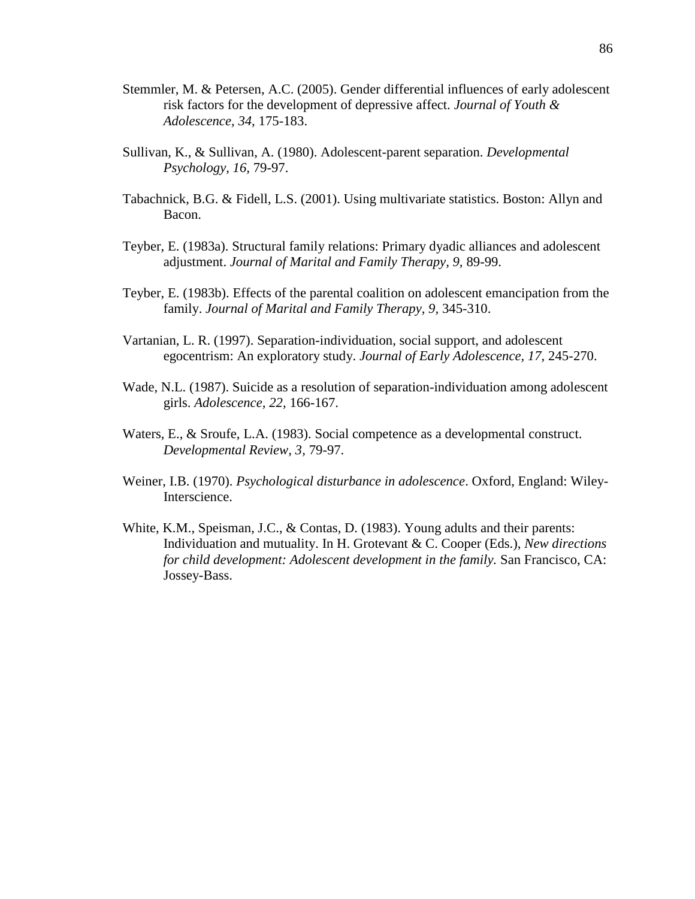Stemmler, M. & Petersen, A.C. (2005). Gender differential influences of early adolescent risk factors for the development of depressive affect. *Journal of Youth & Adolescence, 34,* 175-183.

Sullivan, K., & Sullivan, A. (1980). Adolescent-parent separation. *Developmental Psychology, 16,* 79-97.

Tabachnick, B.G. & Fidell, L.S. (2001). Using multivariate statistics. Boston: Allyn and Bacon.

Teyber, E. (1983a). Structural family relations: Primary dyadic alliances and adolescent adjustment. *Journal of Marital and Family Therapy, 9,* 89-99.

Teyber, E. (1983b). Effects of the parental coalition on adolescent emancipation from the family. *Journal of Marital and Family Therapy, 9,* 345-310.

Vartanian, L. R. (1997). Separation-individuation, social support, and adolescent egocentrism: An exploratory study. *Journal of Early Adolescence, 17,* 245-270.

Wade, N.L. (1987). Suicide as a resolution of separation-individuation among adolescent girls. *Adolescence, 22,* 166-167.

Waters, E., & Sroufe, L.A. (1983). Social competence as a developmental construct. *Developmental Review, 3,* 79-97.

Weiner, I.B. (1970). *Psychological disturbance in adolescence*. Oxford, England: Wiley-Interscience.

White, K.M., Speisman, J.C., & Contas, D. (1983). Young adults and their parents: Individuation and mutuality. In H. Grotevant & C. Cooper (Eds.), *New directions for child development: Adolescent development in the family.* San Francisco, CA: Jossey-Bass.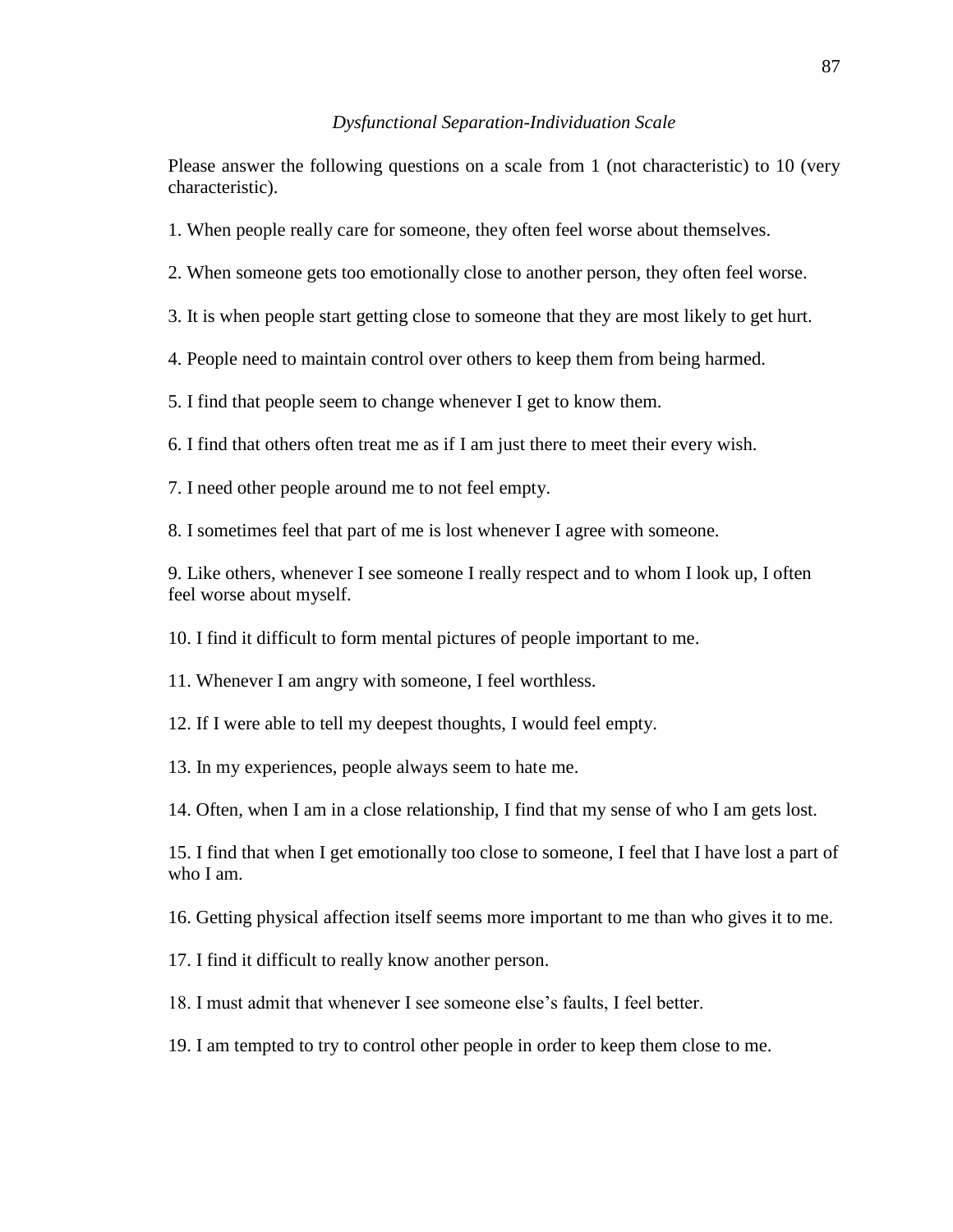*Dysfunctional Separation-Individuation Scale*

Please answer the following questions on a scale from 1 (not characteristic) to 10 (very characteristic).

1. When people really care for someone, they often feel worse about themselves.

2. When someone gets too emotionally close to another person, they often feel worse.

3. It is when people start getting close to someone that they are most likely to get hurt.

4. People need to maintain control over others to keep them from being harmed.

5. I find that people seem to change whenever I get to know them.

6. I find that others often treat me as if I am just there to meet their every wish.

7. I need other people around me to not feel empty.

8. I sometimes feel that part of me is lost whenever I agree with someone.

9. Like others, whenever I see someone I really respect and to whom I look up, I often feel worse about myself.

10. I find it difficult to form mental pictures of people important to me.

11. Whenever I am angry with someone, I feel worthless.

12. If I were able to tell my deepest thoughts, I would feel empty.

13. In my experiences, people always seem to hate me.

14. Often, when I am in a close relationship, I find that my sense of who I am gets lost.

15. I find that when I get emotionally too close to someone, I feel that I have lost a part of who I am.

16. Getting physical affection itself seems more important to me than who gives it to me.

17. I find it difficult to really know another person.

18. I must admit that whenever I see someone else's faults, I feel better.

19. I am tempted to try to control other people in order to keep them close to me.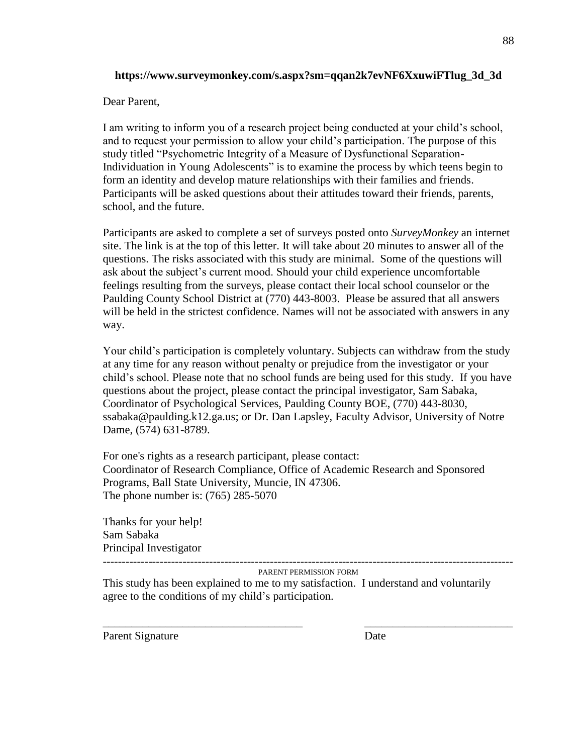**https://www.surveymonkey.com/s.aspx?sm=qqan2k7evNF6XxuwiFTlug_3d_3d**

Dear Parent,

I am writing to inform you of a research project being conducted at your child's school, and to request your permission to allow your child's participation. The purpose of this study titled "Psychometric Integrity of a Measure of Dysfunctional Separation-Individuation in Young Adolescents" is to examine the process by which teens begin to form an identity and develop mature relationships with their families and friends. Participants will be asked questions about their attitudes toward their friends, parents, school, and the future.

Participants are asked to complete a set of surveys posted onto ***SurveyMonkey*** an internet site. The link is at the top of this letter. It will take about 20 minutes to answer all of the questions. The risks associated with this study are minimal. Some of the questions will ask about the subject's current mood. Should your child experience uncomfortable feelings resulting from the surveys, please contact their local school counselor or the Paulding County School District at (770) 443-8003. Please be assured that all answers will be held in the strictest confidence. Names will not be associated with answers in any way.

Your child's participation is completely voluntary. Subjects can withdraw from the study at any time for any reason without penalty or prejudice from the investigator or your child's school. Please note that no school funds are being used for this study. If you have questions about the project, please contact the principal investigator, Sam Sabaka, Coordinator of Psychological Services, Paulding County BOE, (770) 443-8030, ssabaka@paulding.k12.ga.us; or Dr. Dan Lapsley, Faculty Advisor, University of Notre Dame, (574) 631-8789.

For one's rights as a research participant, please contact:
Coordinator of Research Compliance, Office of Academic Research and Sponsored Programs, Ball State University, Muncie, IN 47306.
The phone number is: (765) 285-5070

Thanks for your help!
Sam Sabaka
Principal Investigator

---

PARENT PERMISSION FORM

This study has been explained to me to my satisfaction. I understand and voluntarily agree to the conditions of my child's participation.

\_\_\_\_\_\_\_\_\_\_\_\_\_\_\_\_\_\_\_\_\_\_\_\_\_\_\_\_\_\_\_\_\_\_\_ \_\_\_\_\_\_\_\_\_\_\_\_\_\_\_\_\_\_\_\_\_\_\_\_\_\_

Parent Signature Date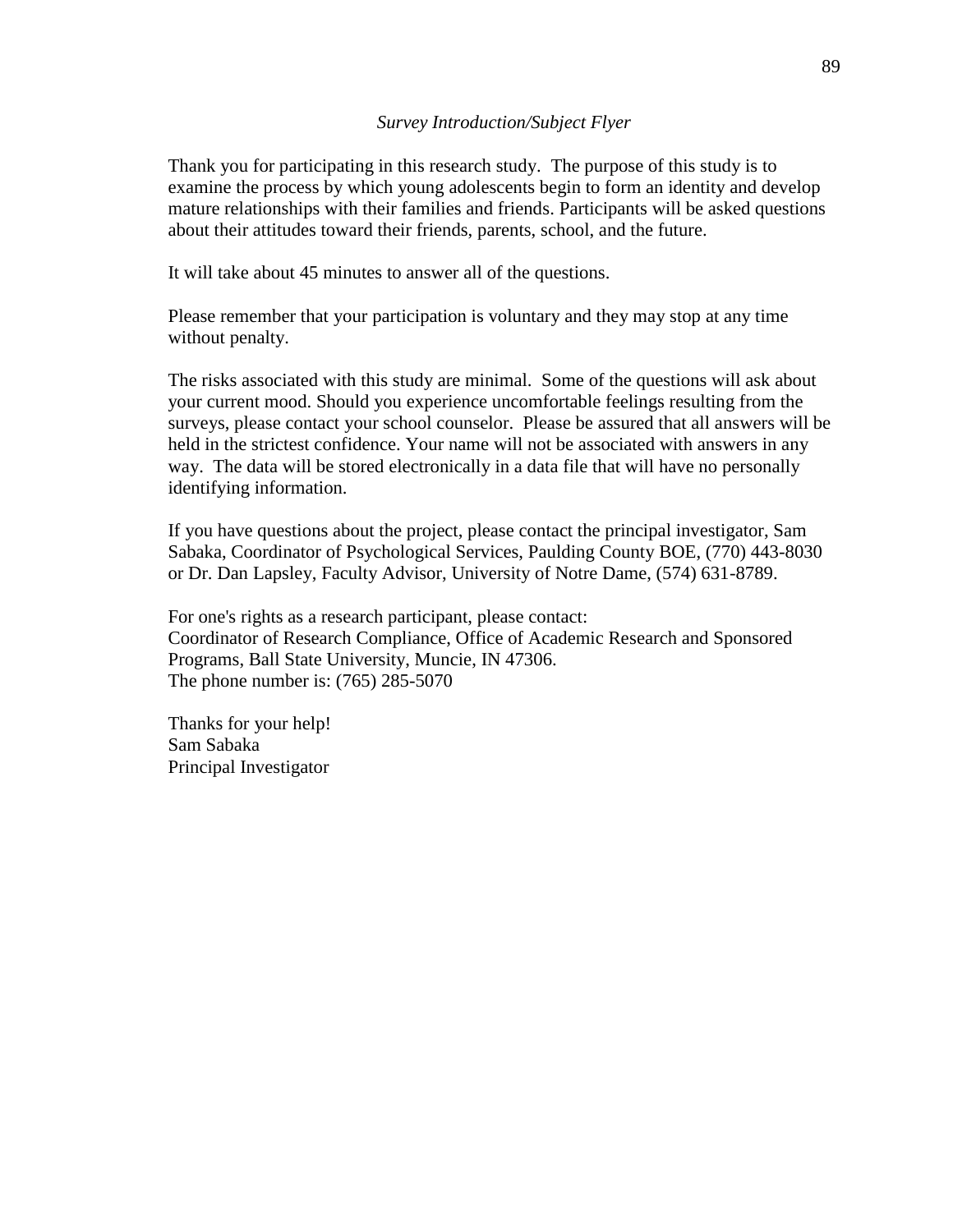*Survey Introduction/Subject Flyer*

Thank you for participating in this research study. The purpose of this study is to examine the process by which young adolescents begin to form an identity and develop mature relationships with their families and friends. Participants will be asked questions about their attitudes toward their friends, parents, school, and the future.

It will take about 45 minutes to answer all of the questions.

Please remember that your participation is voluntary and they may stop at any time without penalty.

The risks associated with this study are minimal. Some of the questions will ask about your current mood. Should you experience uncomfortable feelings resulting from the surveys, please contact your school counselor. Please be assured that all answers will be held in the strictest confidence. Your name will not be associated with answers in any way. The data will be stored electronically in a data file that will have no personally identifying information.

If you have questions about the project, please contact the principal investigator, Sam Sabaka, Coordinator of Psychological Services, Paulding County BOE, (770) 443-8030 or Dr. Dan Lapsley, Faculty Advisor, University of Notre Dame, (574) 631-8789.

For one's rights as a research participant, please contact:
Coordinator of Research Compliance, Office of Academic Research and Sponsored Programs, Ball State University, Muncie, IN 47306.
The phone number is: (765) 285-5070

Thanks for your help!
Sam Sabaka
Principal Investigator